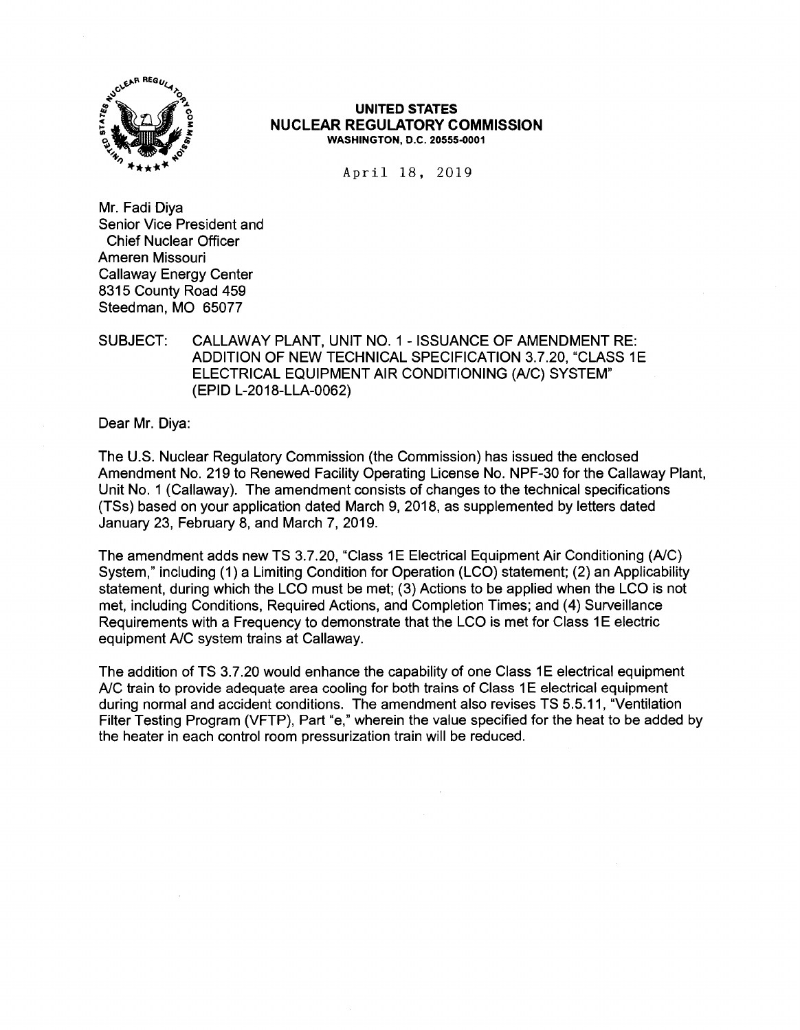**UNITED STATES**
**NUCLEAR REGULATORY COMMISSION**
**WASHINGTON, D.C. 20555-0001**

April 18, 2019

Mr. Fadi Diya
Senior Vice President and
Chief Nuclear Officer
Ameren Missouri
Callaway Energy Center
8315 County Road 459
Steedman, MO 65077

SUBJECT: CALLAWAY PLANT, UNIT NO. 1 - ISSUANCE OF AMENDMENT RE: ADDITION OF NEW TECHNICAL SPECIFICATION 3.7.20, "CLASS 1E ELECTRICAL EQUIPMENT AIR CONDITIONING (A/C) SYSTEM" (EPID L-2018-LLA-0062)

Dear Mr. Diya:

The U.S. Nuclear Regulatory Commission (the Commission) has issued the enclosed Amendment No. 219 to Renewed Facility Operating License No. NPF-30 for the Callaway Plant, Unit No. 1 (Callaway). The amendment consists of changes to the technical specifications (TSs) based on your application dated March 9, 2018, as supplemented by letters dated January 23, February 8, and March 7, 2019.

The amendment adds new TS 3.7.20, "Class 1E Electrical Equipment Air Conditioning (A/C) System," including (1) a Limiting Condition for Operation (LCO) statement; (2) an Applicability statement, during which the LCO must be met; (3) Actions to be applied when the LCO is not met, including Conditions, Required Actions, and Completion Times; and (4) Surveillance Requirements with a Frequency to demonstrate that the LCO is met for Class 1E electric equipment A/C system trains at Callaway.

The addition of TS 3.7.20 would enhance the capability of one Class 1E electrical equipment A/C train to provide adequate area cooling for both trains of Class 1E electrical equipment during normal and accident conditions. The amendment also revises TS 5.5.11, "Ventilation Filter Testing Program (VFTP), Part "e," wherein the value specified for the heat to be added by the heater in each control room pressurization train will be reduced.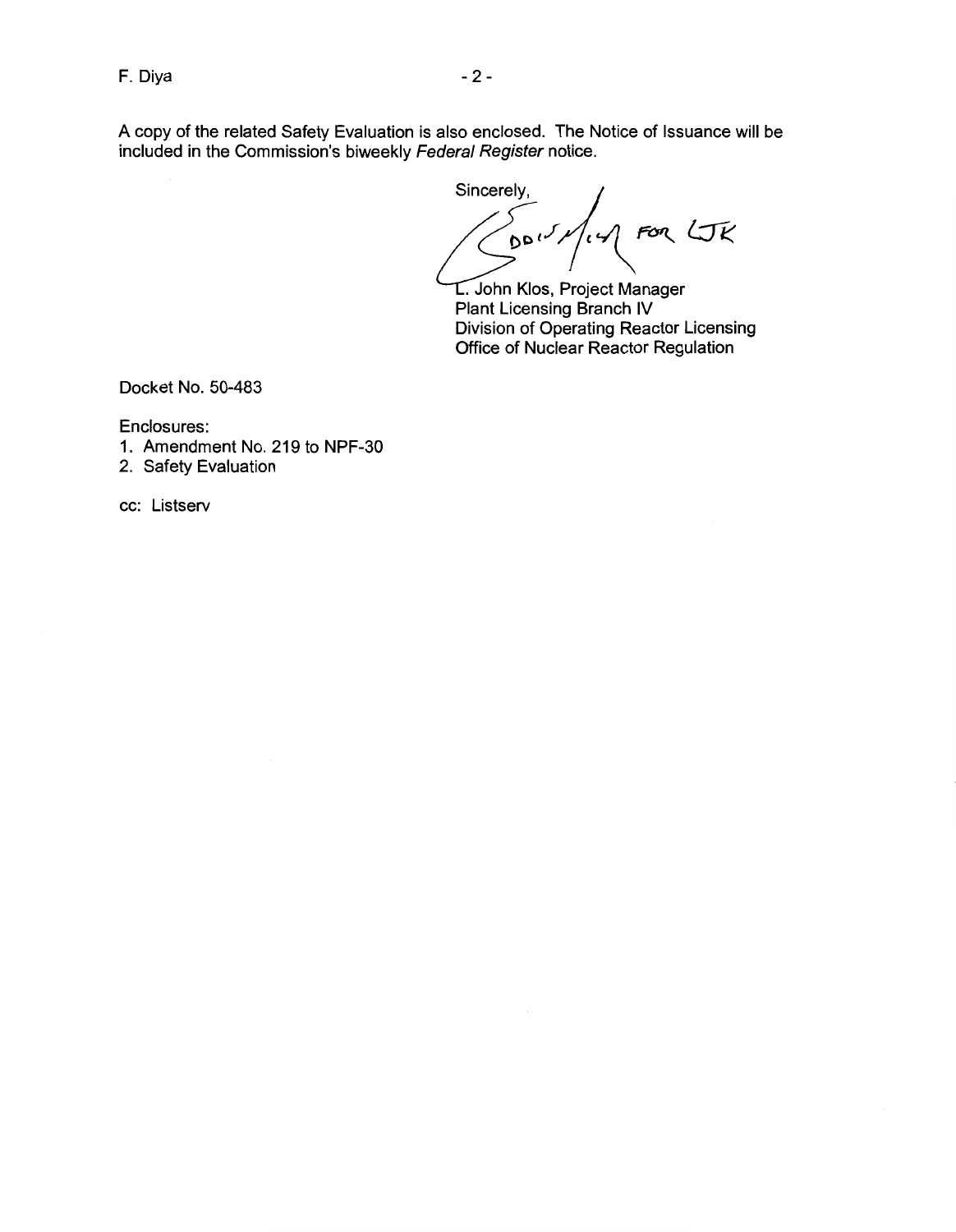A copy of the related Safety Evaluation is also enclosed. The Notice of Issuance will be included in the Commission's biweekly *Federal Register* notice.

Sincerely,

DDIS M FOR LJK

L. John Klos, Project Manager
Plant Licensing Branch IV
Division of Operating Reactor Licensing
Office of Nuclear Reactor Regulation

Docket No. 50-483

Enclosures:
1. Amendment No. 219 to NPF-30
2. Safety Evaluation

cc: Listserv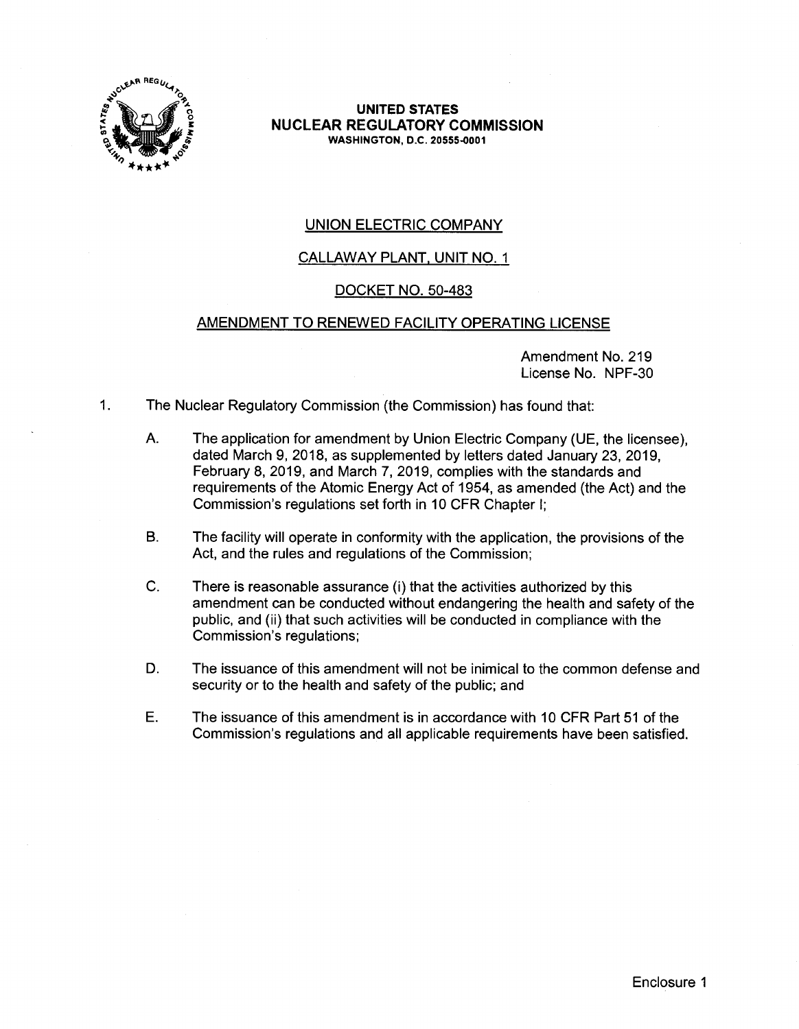**UNITED STATES**
**NUCLEAR REGULATORY COMMISSION**
**WASHINGTON, D.C. 20555-0001**

UNION ELECTRIC COMPANY

CALLAWAY PLANT, UNIT NO. 1

DOCKET NO. 50-483

AMENDMENT TO RENEWED FACILITY OPERATING LICENSE

Amendment No. 219
License No. NPF-30

1. The Nuclear Regulatory Commission (the Commission) has found that:

   A. The application for amendment by Union Electric Company (UE, the licensee), dated March 9, 2018, as supplemented by letters dated January 23, 2019, February 8, 2019, and March 7, 2019, complies with the standards and requirements of the Atomic Energy Act of 1954, as amended (the Act) and the Commission's regulations set forth in 10 CFR Chapter I;

   B. The facility will operate in conformity with the application, the provisions of the Act, and the rules and regulations of the Commission;

   C. There is reasonable assurance (i) that the activities authorized by this amendment can be conducted without endangering the health and safety of the public, and (ii) that such activities will be conducted in compliance with the Commission's regulations;

   D. The issuance of this amendment will not be inimical to the common defense and security or to the health and safety of the public; and

   E. The issuance of this amendment is in accordance with 10 CFR Part 51 of the Commission's regulations and all applicable requirements have been satisfied.

Enclosure 1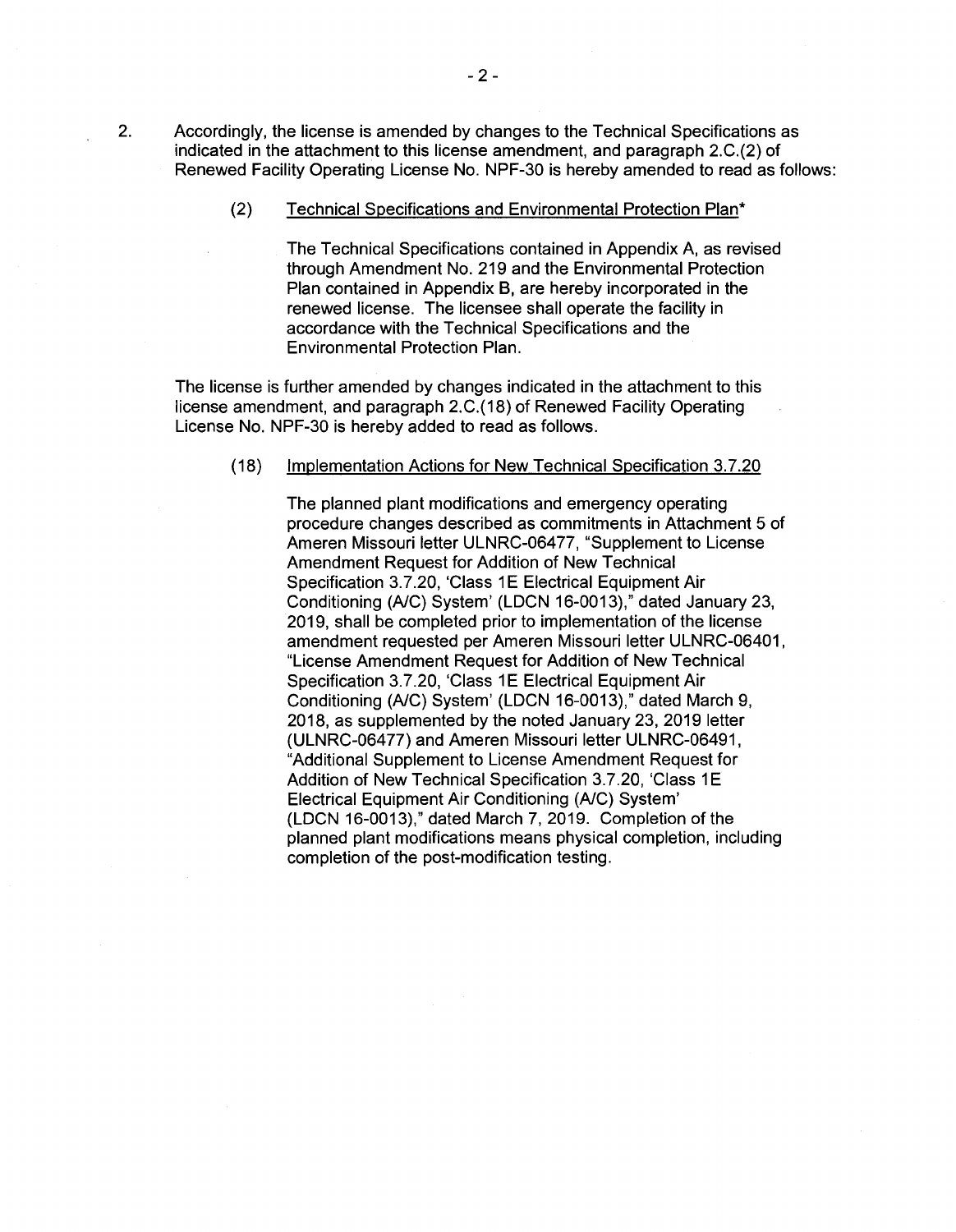2. Accordingly, the license is amended by changes to the Technical Specifications as indicated in the attachment to this license amendment, and paragraph 2.C.(2) of Renewed Facility Operating License No. NPF-30 is hereby amended to read as follows:

   (2) Technical Specifications and Environmental Protection Plan*

   The Technical Specifications contained in Appendix A, as revised through Amendment No. 219 and the Environmental Protection Plan contained in Appendix B, are hereby incorporated in the renewed license. The licensee shall operate the facility in accordance with the Technical Specifications and the Environmental Protection Plan.

   The license is further amended by changes indicated in the attachment to this license amendment, and paragraph 2.C.(18) of Renewed Facility Operating License No. NPF-30 is hereby added to read as follows.

   (18) Implementation Actions for New Technical Specification 3.7.20

   The planned plant modifications and emergency operating procedure changes described as commitments in Attachment 5 of Ameren Missouri letter ULNRC-06477, "Supplement to License Amendment Request for Addition of New Technical Specification 3.7.20, 'Class 1E Electrical Equipment Air Conditioning (A/C) System' (LDCN 16-0013)," dated January 23, 2019, shall be completed prior to implementation of the license amendment requested per Ameren Missouri letter ULNRC-06401, "License Amendment Request for Addition of New Technical Specification 3.7.20, 'Class 1E Electrical Equipment Air Conditioning (A/C) System' (LDCN 16-0013)," dated March 9, 2018, as supplemented by the noted January 23, 2019 letter (ULNRC-06477) and Ameren Missouri letter ULNRC-06491, "Additional Supplement to License Amendment Request for Addition of New Technical Specification 3.7.20, 'Class 1E Electrical Equipment Air Conditioning (A/C) System' (LDCN 16-0013)," dated March 7, 2019. Completion of the planned plant modifications means physical completion, including completion of the post-modification testing.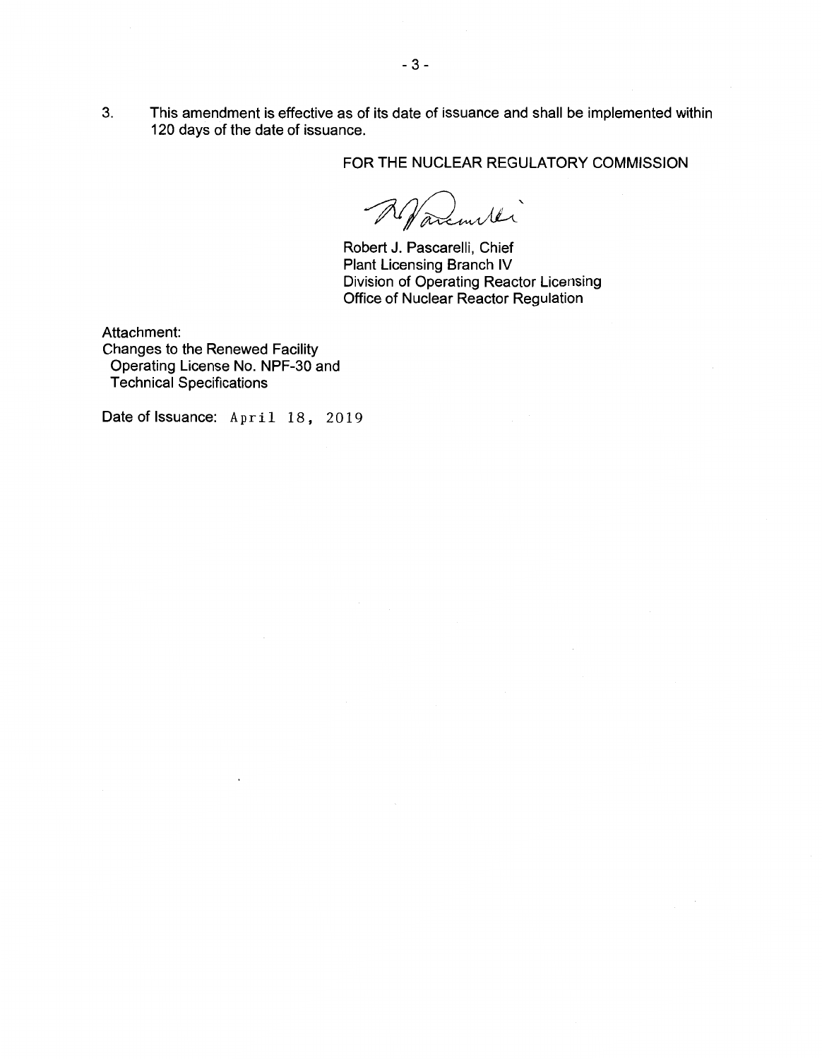3. This amendment is effective as of its date of issuance and shall be implemented within 120 days of the date of issuance.

FOR THE NUCLEAR REGULATORY COMMISSION

Robert J. Pascarelli, Chief
Plant Licensing Branch IV
Division of Operating Reactor Licensing
Office of Nuclear Reactor Regulation

Attachment:
Changes to the Renewed Facility Operating License No. NPF-30 and Technical Specifications

Date of Issuance: April 18, 2019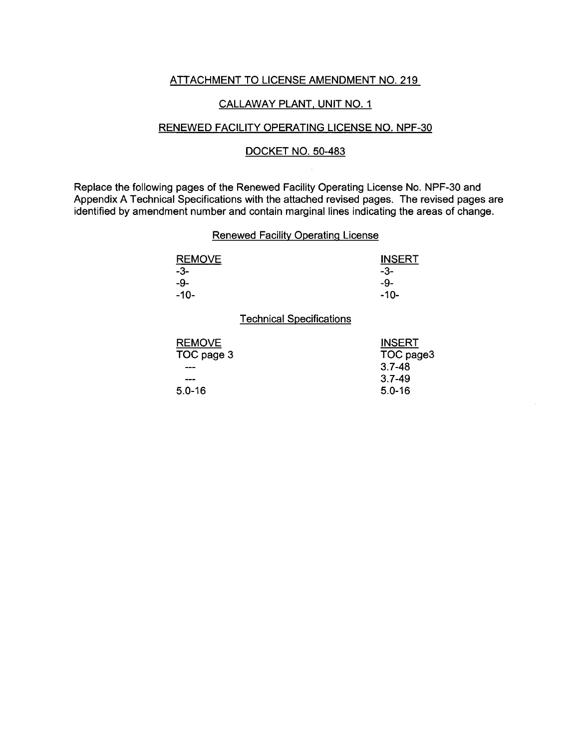ATTACHMENT TO LICENSE AMENDMENT NO. 219

CALLAWAY PLANT, UNIT NO. 1

RENEWED FACILITY OPERATING LICENSE NO. NPF-30

DOCKET NO. 50-483

Replace the following pages of the Renewed Facility Operating License No. NPF-30 and Appendix A Technical Specifications with the attached revised pages. The revised pages are identified by amendment number and contain marginal lines indicating the areas of change.

Renewed Facility Operating License

| REMOVE | INSERT |
|---|---|
| -3- | -3- |
| -9- | -9- |
| -10- | -10- |

Technical Specifications

| REMOVE | INSERT |
|---|---|
| TOC page 3 | TOC page3 |
| --- | 3.7-48 |
| --- | 3.7-49 |
| 5.0-16 | 5.0-16 |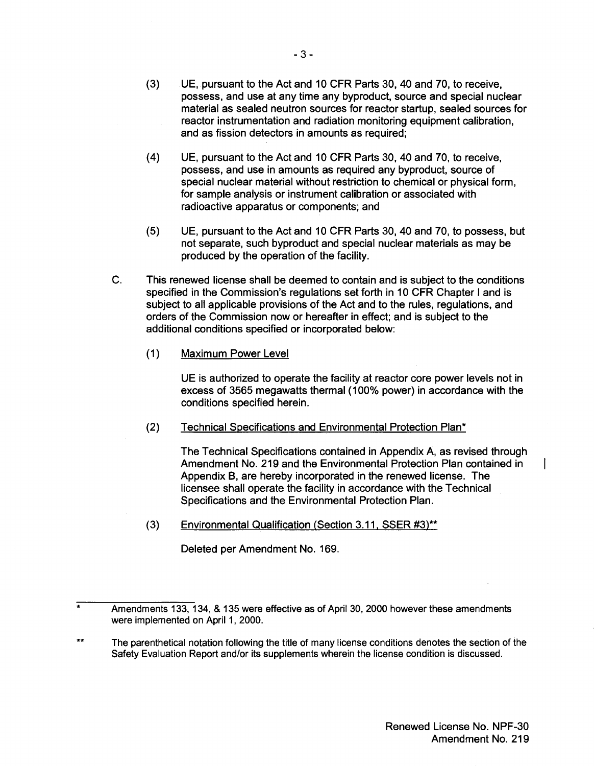(3) UE, pursuant to the Act and 10 CFR Parts 30, 40 and 70, to receive, possess, and use at any time any byproduct, source and special nuclear material as sealed neutron sources for reactor startup, sealed sources for reactor instrumentation and radiation monitoring equipment calibration, and as fission detectors in amounts as required;

(4) UE, pursuant to the Act and 10 CFR Parts 30, 40 and 70, to receive, possess, and use in amounts as required any byproduct, source of special nuclear material without restriction to chemical or physical form, for sample analysis or instrument calibration or associated with radioactive apparatus or components; and

(5) UE, pursuant to the Act and 10 CFR Parts 30, 40 and 70, to possess, but not separate, such byproduct and special nuclear materials as may be produced by the operation of the facility.

C. This renewed license shall be deemed to contain and is subject to the conditions specified in the Commission's regulations set forth in 10 CFR Chapter I and is subject to all applicable provisions of the Act and to the rules, regulations, and orders of the Commission now or hereafter in effect; and is subject to the additional conditions specified or incorporated below:

(1) Maximum Power Level

UE is authorized to operate the facility at reactor core power levels not in excess of 3565 megawatts thermal (100% power) in accordance with the conditions specified herein.

(2) Technical Specifications and Environmental Protection Plan*

The Technical Specifications contained in Appendix A, as revised through Amendment No. 219 and the Environmental Protection Plan contained in Appendix B, are hereby incorporated in the renewed license. The licensee shall operate the facility in accordance with the Technical Specifications and the Environmental Protection Plan.

(3) Environmental Qualification (Section 3.11, SSER #3)**

Deleted per Amendment No. 169.

---

\* Amendments 133, 134, & 135 were effective as of April 30, 2000 however these amendments were implemented on April 1, 2000.

\*\* The parenthetical notation following the title of many license conditions denotes the section of the Safety Evaluation Report and/or its supplements wherein the license condition is discussed.

Renewed License No. NPF-30
Amendment No. 219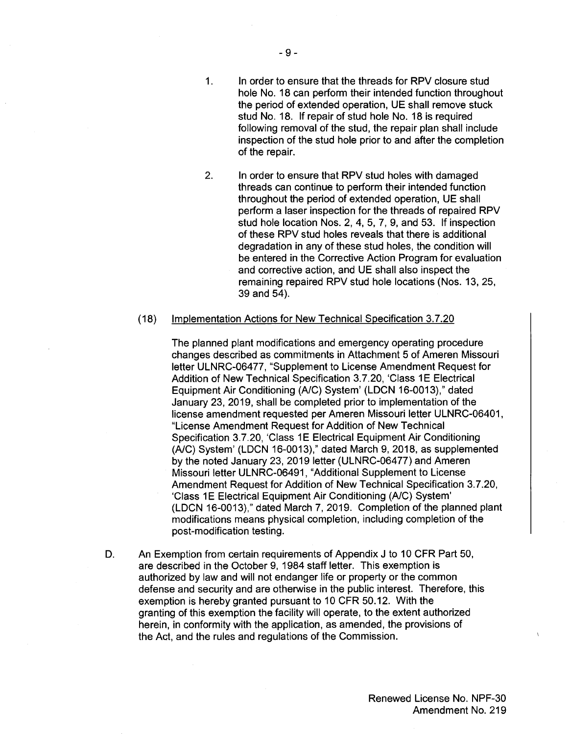1. In order to ensure that the threads for RPV closure stud hole No. 18 can perform their intended function throughout the period of extended operation, UE shall remove stuck stud No. 18. If repair of stud hole No. 18 is required following removal of the stud, the repair plan shall include inspection of the stud hole prior to and after the completion of the repair.

2. In order to ensure that RPV stud holes with damaged threads can continue to perform their intended function throughout the period of extended operation, UE shall perform a laser inspection for the threads of repaired RPV stud hole location Nos. 2, 4, 5, 7, 9, and 53. If inspection of these RPV stud holes reveals that there is additional degradation in any of these stud holes, the condition will be entered in the Corrective Action Program for evaluation and corrective action, and UE shall also inspect the remaining repaired RPV stud hole locations (Nos. 13, 25, 39 and 54).

(18) Implementation Actions for New Technical Specification 3.7.20

The planned plant modifications and emergency operating procedure changes described as commitments in Attachment 5 of Ameren Missouri letter ULNRC-06477, "Supplement to License Amendment Request for Addition of New Technical Specification 3.7.20, 'Class 1E Electrical Equipment Air Conditioning (A/C) System' (LDCN 16-0013)," dated January 23, 2019, shall be completed prior to implementation of the license amendment requested per Ameren Missouri letter ULNRC-06401, "License Amendment Request for Addition of New Technical Specification 3.7.20, 'Class 1E Electrical Equipment Air Conditioning (A/C) System' (LDCN 16-0013)," dated March 9, 2018, as supplemented by the noted January 23, 2019 letter (ULNRC-06477) and Ameren Missouri letter ULNRC-06491, "Additional Supplement to License Amendment Request for Addition of New Technical Specification 3.7.20, 'Class 1E Electrical Equipment Air Conditioning (A/C) System' (LDCN 16-0013)," dated March 7, 2019. Completion of the planned plant modifications means physical completion, including completion of the post-modification testing.

D. An Exemption from certain requirements of Appendix J to 10 CFR Part 50, are described in the October 9, 1984 staff letter. This exemption is authorized by law and will not endanger life or property or the common defense and security and are otherwise in the public interest. Therefore, this exemption is hereby granted pursuant to 10 CFR 50.12. With the granting of this exemption the facility will operate, to the extent authorized herein, in conformity with the application, as amended, the provisions of the Act, and the rules and regulations of the Commission.

Renewed License No. NPF-30
Amendment No. 219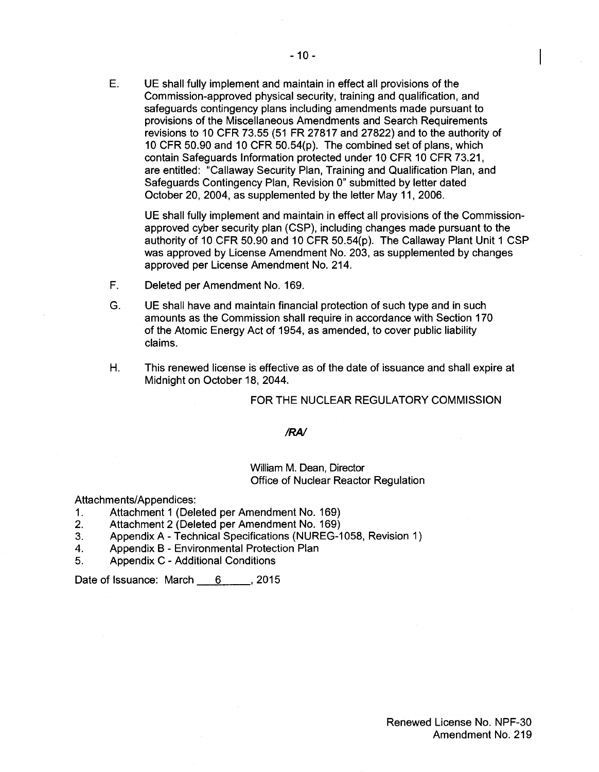E. UE shall fully implement and maintain in effect all provisions of the Commission-approved physical security, training and qualification, and safeguards contingency plans including amendments made pursuant to provisions of the Miscellaneous Amendments and Search Requirements revisions to 10 CFR 73.55 (51 FR 27817 and 27822) and to the authority of 10 CFR 50.90 and 10 CFR 50.54(p). The combined set of plans, which contain Safeguards Information protected under 10 CFR 10 CFR 73.21, are entitled: "Callaway Security Plan, Training and Qualification Plan, and Safeguards Contingency Plan, Revision 0" submitted by letter dated October 20, 2004, as supplemented by the letter May 11, 2006.

   UE shall fully implement and maintain in effect all provisions of the Commission-approved cyber security plan (CSP), including changes made pursuant to the authority of 10 CFR 50.90 and 10 CFR 50.54(p). The Callaway Plant Unit 1 CSP was approved by License Amendment No. 203, as supplemented by changes approved per License Amendment No. 214.

F. Deleted per Amendment No. 169.

G. UE shall have and maintain financial protection of such type and in such amounts as the Commission shall require in accordance with Section 170 of the Atomic Energy Act of 1954, as amended, to cover public liability claims.

H. This renewed license is effective as of the date of issuance and shall expire at Midnight on October 18, 2044.

FOR THE NUCLEAR REGULATORY COMMISSION

*/RA/*

William M. Dean, Director
Office of Nuclear Reactor Regulation

Attachments/Appendices:
1. Attachment 1 (Deleted per Amendment No. 169)
2. Attachment 2 (Deleted per Amendment No. 169)
3. Appendix A - Technical Specifications (NUREG-1058, Revision 1)
4. Appendix B - Environmental Protection Plan
5. Appendix C - Additional Conditions

Date of Issuance: March 6, 2015

Renewed License No. NPF-30
Amendment No. 219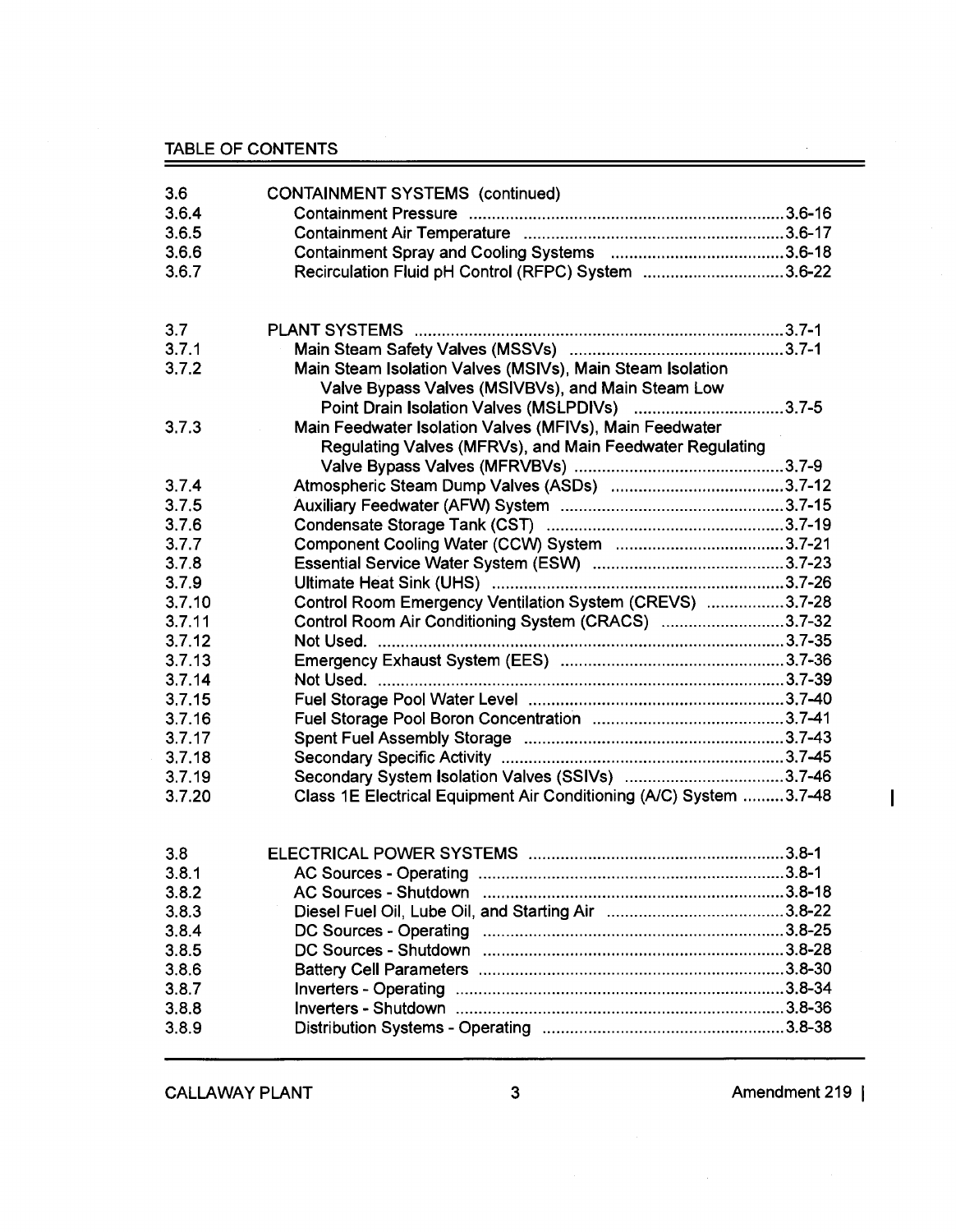TABLE OF CONTENTS

| | | |
|---|---|---|
| 3.6 | CONTAINMENT SYSTEMS (continued) | |
| 3.6.4 | Containment Pressure | 3.6-16 |
| 3.6.5 | Containment Air Temperature | 3.6-17 |
| 3.6.6 | Containment Spray and Cooling Systems | 3.6-18 |
| 3.6.7 | Recirculation Fluid pH Control (RFPC) System | 3.6-22 |
| | | |
| 3.7 | PLANT SYSTEMS | 3.7-1 |
| 3.7.1 | Main Steam Safety Valves (MSSVs) | 3.7-1 |
| 3.7.2 | Main Steam Isolation Valves (MSIVs), Main Steam Isolation Valve Bypass Valves (MSIVBVs), and Main Steam Low Point Drain Isolation Valves (MSLPDIVs) | 3.7-5 |
| 3.7.3 | Main Feedwater Isolation Valves (MFIVs), Main Feedwater Regulating Valves (MFRVs), and Main Feedwater Regulating Valve Bypass Valves (MFRVBVs) | 3.7-9 |
| 3.7.4 | Atmospheric Steam Dump Valves (ASDs) | 3.7-12 |
| 3.7.5 | Auxiliary Feedwater (AFW) System | 3.7-15 |
| 3.7.6 | Condensate Storage Tank (CST) | 3.7-19 |
| 3.7.7 | Component Cooling Water (CCW) System | 3.7-21 |
| 3.7.8 | Essential Service Water System (ESW) | 3.7-23 |
| 3.7.9 | Ultimate Heat Sink (UHS) | 3.7-26 |
| 3.7.10 | Control Room Emergency Ventilation System (CREVS) | 3.7-28 |
| 3.7.11 | Control Room Air Conditioning System (CRACS) | 3.7-32 |
| 3.7.12 | Not Used. | 3.7-35 |
| 3.7.13 | Emergency Exhaust System (EES) | 3.7-36 |
| 3.7.14 | Not Used. | 3.7-39 |
| 3.7.15 | Fuel Storage Pool Water Level | 3.7-40 |
| 3.7.16 | Fuel Storage Pool Boron Concentration | 3.7-41 |
| 3.7.17 | Spent Fuel Assembly Storage | 3.7-43 |
| 3.7.18 | Secondary Specific Activity | 3.7-45 |
| 3.7.19 | Secondary System Isolation Valves (SSIVs) | 3.7-46 |
| 3.7.20 | Class 1E Electrical Equipment Air Conditioning (A/C) System | 3.7-48 |
| | | |
| 3.8 | ELECTRICAL POWER SYSTEMS | 3.8-1 |
| 3.8.1 | AC Sources - Operating | 3.8-1 |
| 3.8.2 | AC Sources - Shutdown | 3.8-18 |
| 3.8.3 | Diesel Fuel Oil, Lube Oil, and Starting Air | 3.8-22 |
| 3.8.4 | DC Sources - Operating | 3.8-25 |
| 3.8.5 | DC Sources - Shutdown | 3.8-28 |
| 3.8.6 | Battery Cell Parameters | 3.8-30 |
| 3.8.7 | Inverters - Operating | 3.8-34 |
| 3.8.8 | Inverters - Shutdown | 3.8-36 |
| 3.8.9 | Distribution Systems - Operating | 3.8-38 |

CALLAWAY PLANT Amendment 219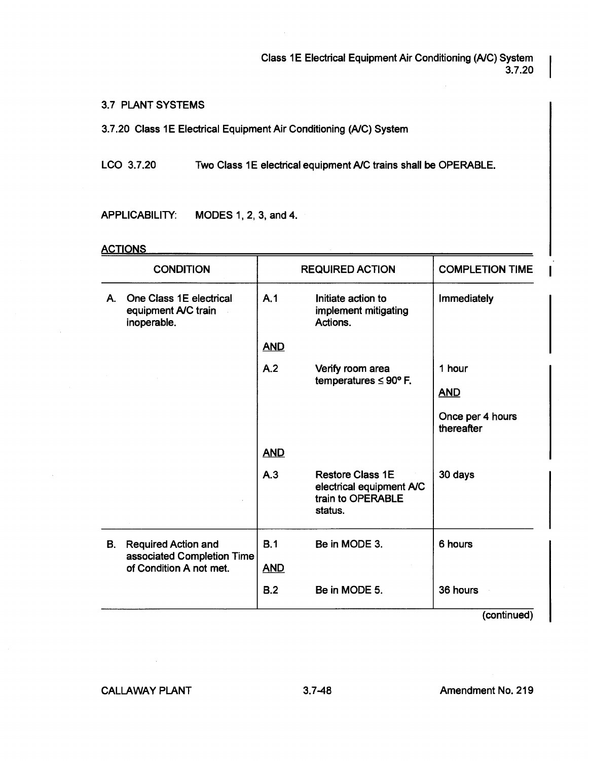3.7 PLANT SYSTEMS

3.7.20 Class 1E Electrical Equipment Air Conditioning (A/C) System

LCO 3.7.20 Two Class 1E electrical equipment A/C trains shall be OPERABLE.

APPLICABILITY: MODES 1, 2, 3, and 4.

ACTIONS

| CONDITION | REQUIRED ACTION | | COMPLETION TIME |
|---|---|---|---|
| A. One Class 1E electrical equipment A/C train inoperable. | A.1 | Initiate action to implement mitigating Actions. | Immediately |
| | AND | | |
| | A.2 | Verify room area temperatures ≤ 90° F. | 1 hour<br><br>AND<br><br>Once per 4 hours thereafter |
| | AND | | |
| | A.3 | Restore Class 1E electrical equipment A/C train to OPERABLE status. | 30 days |
| B. Required Action and associated Completion Time of Condition A not met. | B.1 | Be in MODE 3. | 6 hours |
| | AND | | |
| | B.2 | Be in MODE 5. | 36 hours |

(continued)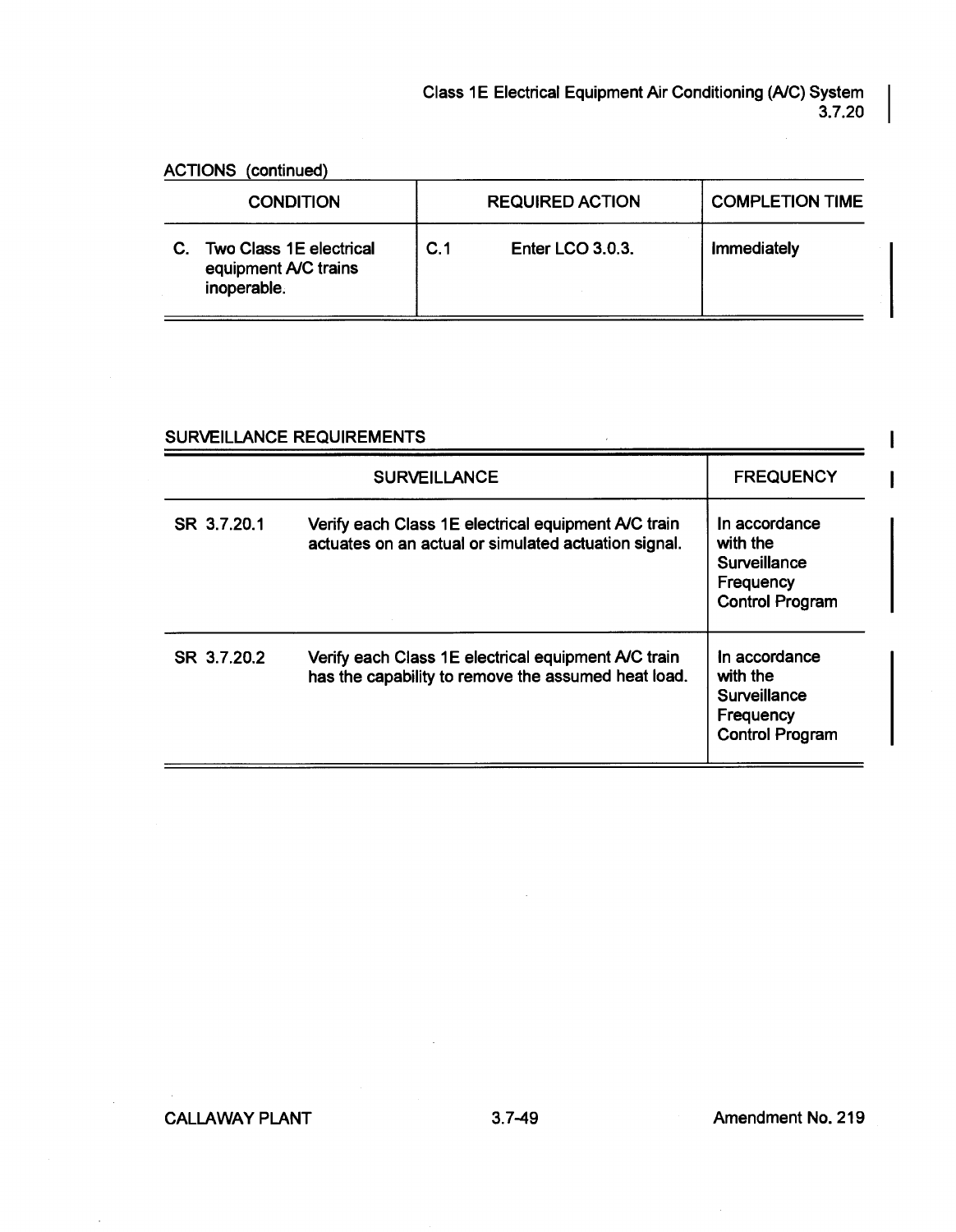ACTIONS (continued)

| CONDITION | REQUIRED ACTION | COMPLETION TIME |
|---|---|---|
| C. Two Class 1E electrical equipment A/C trains inoperable. | C.1 Enter LCO 3.0.3. | Immediately |

SURVEILLANCE REQUIREMENTS

| SURVEILLANCE | | FREQUENCY |
|---|---|---|
| SR 3.7.20.1 | Verify each Class 1E electrical equipment A/C train actuates on an actual or simulated actuation signal. | In accordance with the Surveillance Frequency Control Program |
| SR 3.7.20.2 | Verify each Class 1E electrical equipment A/C train has the capability to remove the assumed heat load. | In accordance with the Surveillance Frequency Control Program |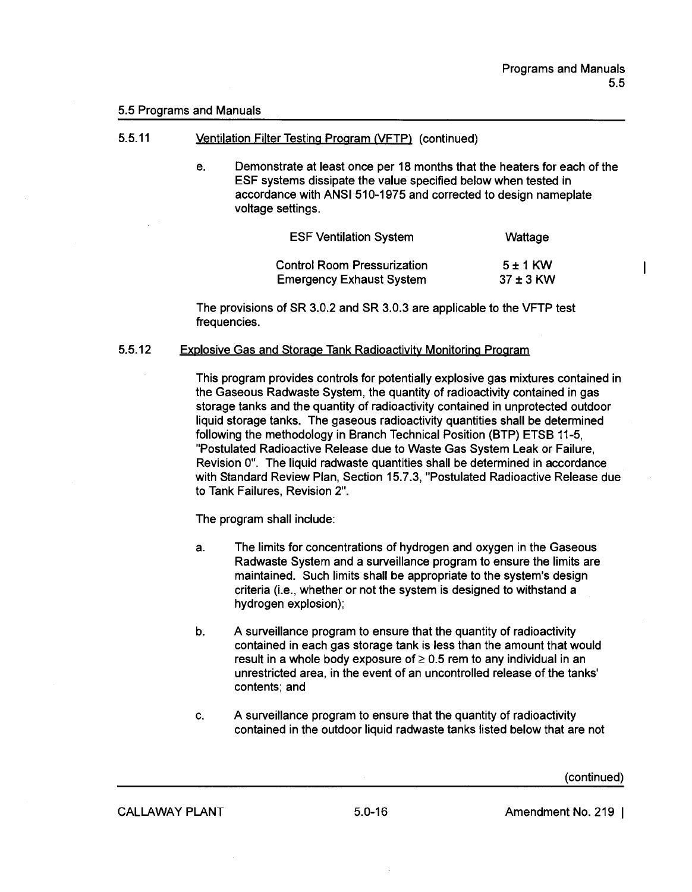## 5.5 Programs and Manuals

### 5.5.11 Ventilation Filter Testing Program (VFTP) (continued)

e. Demonstrate at least once per 18 months that the heaters for each of the ESF systems dissipate the value specified below when tested in accordance with ANSI 510-1975 and corrected to design nameplate voltage settings.

| ESF Ventilation System | Wattage |
|---|---|
| Control Room Pressurization | 5 ± 1 KW |
| Emergency Exhaust System | 37 ± 3 KW |

The provisions of SR 3.0.2 and SR 3.0.3 are applicable to the VFTP test frequencies.

### 5.5.12 Explosive Gas and Storage Tank Radioactivity Monitoring Program

This program provides controls for potentially explosive gas mixtures contained in the Gaseous Radwaste System, the quantity of radioactivity contained in gas storage tanks and the quantity of radioactivity contained in unprotected outdoor liquid storage tanks. The gaseous radioactivity quantities shall be determined following the methodology in Branch Technical Position (BTP) ETSB 11-5, "Postulated Radioactive Release due to Waste Gas System Leak or Failure, Revision 0". The liquid radwaste quantities shall be determined in accordance with Standard Review Plan, Section 15.7.3, "Postulated Radioactive Release due to Tank Failures, Revision 2".

The program shall include:

a. The limits for concentrations of hydrogen and oxygen in the Gaseous Radwaste System and a surveillance program to ensure the limits are maintained. Such limits shall be appropriate to the system's design criteria (i.e., whether or not the system is designed to withstand a hydrogen explosion);

b. A surveillance program to ensure that the quantity of radioactivity contained in each gas storage tank is less than the amount that would result in a whole body exposure of ≥ 0.5 rem to any individual in an unrestricted area, in the event of an uncontrolled release of the tanks' contents; and

c. A surveillance program to ensure that the quantity of radioactivity contained in the outdoor liquid radwaste tanks listed below that are not

(continued)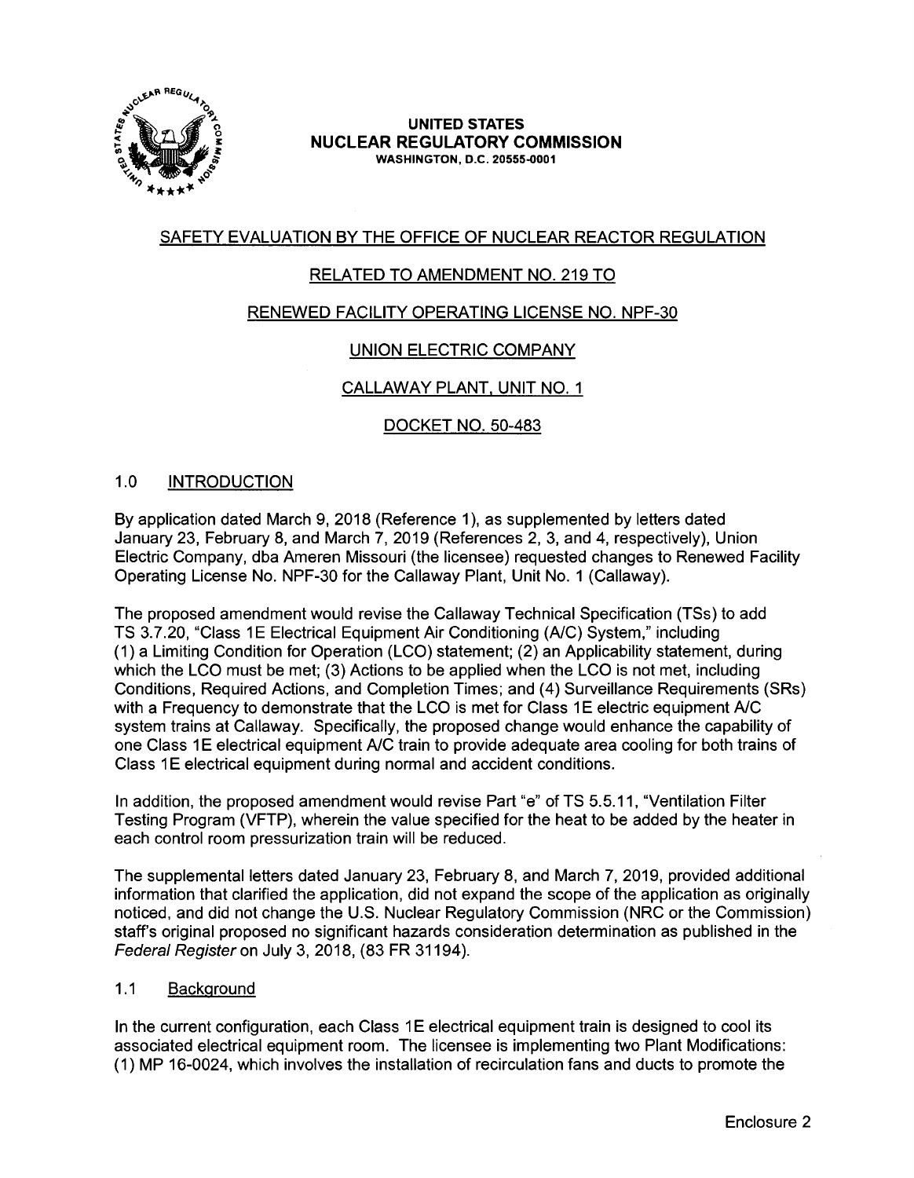**UNITED STATES**
**NUCLEAR REGULATORY COMMISSION**
WASHINGTON, D.C. 20555-0001

SAFETY EVALUATION BY THE OFFICE OF NUCLEAR REACTOR REGULATION

RELATED TO AMENDMENT NO. 219 TO

RENEWED FACILITY OPERATING LICENSE NO. NPF-30

UNION ELECTRIC COMPANY

CALLAWAY PLANT, UNIT NO. 1

DOCKET NO. 50-483

## 1.0 INTRODUCTION

By application dated March 9, 2018 (Reference 1), as supplemented by letters dated January 23, February 8, and March 7, 2019 (References 2, 3, and 4, respectively), Union Electric Company, dba Ameren Missouri (the licensee) requested changes to Renewed Facility Operating License No. NPF-30 for the Callaway Plant, Unit No. 1 (Callaway).

The proposed amendment would revise the Callaway Technical Specification (TSs) to add TS 3.7.20, "Class 1E Electrical Equipment Air Conditioning (A/C) System," including (1) a Limiting Condition for Operation (LCO) statement; (2) an Applicability statement, during which the LCO must be met; (3) Actions to be applied when the LCO is not met, including Conditions, Required Actions, and Completion Times; and (4) Surveillance Requirements (SRs) with a Frequency to demonstrate that the LCO is met for Class 1E electric equipment A/C system trains at Callaway. Specifically, the proposed change would enhance the capability of one Class 1E electrical equipment A/C train to provide adequate area cooling for both trains of Class 1E electrical equipment during normal and accident conditions.

In addition, the proposed amendment would revise Part "e" of TS 5.5.11, "Ventilation Filter Testing Program (VFTP), wherein the value specified for the heat to be added by the heater in each control room pressurization train will be reduced.

The supplemental letters dated January 23, February 8, and March 7, 2019, provided additional information that clarified the application, did not expand the scope of the application as originally noticed, and did not change the U.S. Nuclear Regulatory Commission (NRC or the Commission) staff's original proposed no significant hazards consideration determination as published in the *Federal Register* on July 3, 2018, (83 FR 31194).

### 1.1 Background

In the current configuration, each Class 1E electrical equipment train is designed to cool its associated electrical equipment room. The licensee is implementing two Plant Modifications: (1) MP 16-0024, which involves the installation of recirculation fans and ducts to promote the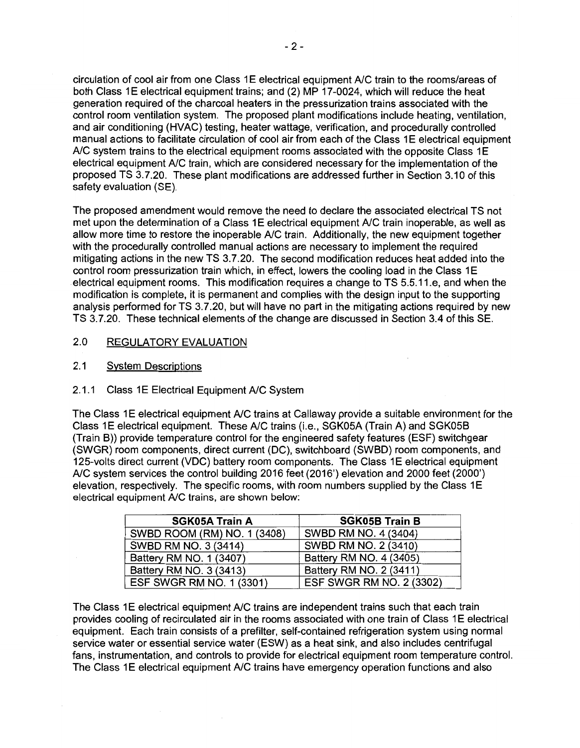circulation of cool air from one Class 1E electrical equipment A/C train to the rooms/areas of both Class 1E electrical equipment trains; and (2) MP 17-0024, which will reduce the heat generation required of the charcoal heaters in the pressurization trains associated with the control room ventilation system. The proposed plant modifications include heating, ventilation, and air conditioning (HVAC) testing, heater wattage, verification, and procedurally controlled manual actions to facilitate circulation of cool air from each of the Class 1E electrical equipment A/C system trains to the electrical equipment rooms associated with the opposite Class 1E electrical equipment A/C train, which are considered necessary for the implementation of the proposed TS 3.7.20. These plant modifications are addressed further in Section 3.10 of this safety evaluation (SE).

The proposed amendment would remove the need to declare the associated electrical TS not met upon the determination of a Class 1E electrical equipment A/C train inoperable, as well as allow more time to restore the inoperable A/C train. Additionally, the new equipment together with the procedurally controlled manual actions are necessary to implement the required mitigating actions in the new TS 3.7.20. The second modification reduces heat added into the control room pressurization train which, in effect, lowers the cooling load in the Class 1E electrical equipment rooms. This modification requires a change to TS 5.5.11.e, and when the modification is complete, it is permanent and complies with the design input to the supporting analysis performed for TS 3.7.20, but will have no part in the mitigating actions required by new TS 3.7.20. These technical elements of the change are discussed in Section 3.4 of this SE.

## 2.0 REGULATORY EVALUATION

### 2.1 System Descriptions

#### 2.1.1 Class 1E Electrical Equipment A/C System

The Class 1E electrical equipment A/C trains at Callaway provide a suitable environment for the Class 1E electrical equipment. These A/C trains (i.e., SGK05A (Train A) and SGK05B (Train B)) provide temperature control for the engineered safety features (ESF) switchgear (SWGR) room components, direct current (DC), switchboard (SWBD) room components, and 125-volts direct current (VDC) battery room components. The Class 1E electrical equipment A/C system services the control building 2016 feet (2016') elevation and 2000 feet (2000') elevation, respectively. The specific rooms, with room numbers supplied by the Class 1E electrical equipment A/C trains, are shown below:

| SGK05A Train A | SGK05B Train B |
|---|---|
| SWBD ROOM (RM) NO. 1 (3408) | SWBD RM NO. 4 (3404) |
| SWBD RM NO. 3 (3414) | SWBD RM NO. 2 (3410) |
| Battery RM NO. 1 (3407) | Battery RM NO. 4 (3405) |
| Battery RM NO. 3 (3413) | Battery RM NO. 2 (3411) |
| ESF SWGR RM NO. 1 (3301) | ESF SWGR RM NO. 2 (3302) |

The Class 1E electrical equipment A/C trains are independent trains such that each train provides cooling of recirculated air in the rooms associated with one train of Class 1E electrical equipment. Each train consists of a prefilter, self-contained refrigeration system using normal service water or essential service water (ESW) as a heat sink, and also includes centrifugal fans, instrumentation, and controls to provide for electrical equipment room temperature control. The Class 1E electrical equipment A/C trains have emergency operation functions and also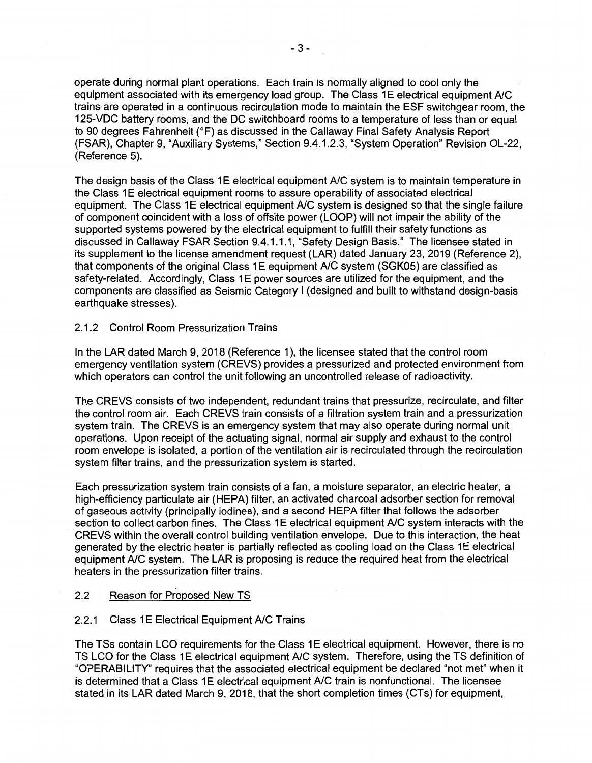operate during normal plant operations. Each train is normally aligned to cool only the equipment associated with its emergency load group. The Class 1E electrical equipment A/C trains are operated in a continuous recirculation mode to maintain the ESF switchgear room, the 125-VDC battery rooms, and the DC switchboard rooms to a temperature of less than or equal to 90 degrees Fahrenheit (°F) as discussed in the Callaway Final Safety Analysis Report (FSAR), Chapter 9, "Auxiliary Systems," Section 9.4.1.2.3, "System Operation" Revision OL-22, (Reference 5).

The design basis of the Class 1E electrical equipment A/C system is to maintain temperature in the Class 1E electrical equipment rooms to assure operability of associated electrical equipment. The Class 1E electrical equipment A/C system is designed so that the single failure of component coincident with a loss of offsite power (LOOP) will not impair the ability of the supported systems powered by the electrical equipment to fulfill their safety functions as discussed in Callaway FSAR Section 9.4.1.1.1, "Safety Design Basis." The licensee stated in its supplement to the license amendment request (LAR) dated January 23, 2019 (Reference 2), that components of the original Class 1E equipment A/C system (SGK05) are classified as safety-related. Accordingly, Class 1E power sources are utilized for the equipment, and the components are classified as Seismic Category I (designed and built to withstand design-basis earthquake stresses).

### 2.1.2 Control Room Pressurization Trains

In the LAR dated March 9, 2018 (Reference 1), the licensee stated that the control room emergency ventilation system (CREVS) provides a pressurized and protected environment from which operators can control the unit following an uncontrolled release of radioactivity.

The CREVS consists of two independent, redundant trains that pressurize, recirculate, and filter the control room air. Each CREVS train consists of a filtration system train and a pressurization system train. The CREVS is an emergency system that may also operate during normal unit operations. Upon receipt of the actuating signal, normal air supply and exhaust to the control room envelope is isolated, a portion of the ventilation air is recirculated through the recirculation system filter trains, and the pressurization system is started.

Each pressurization system train consists of a fan, a moisture separator, an electric heater, a high-efficiency particulate air (HEPA) filter, an activated charcoal adsorber section for removal of gaseous activity (principally iodines), and a second HEPA filter that follows the adsorber section to collect carbon fines. The Class 1E electrical equipment A/C system interacts with the CREVS within the overall control building ventilation envelope. Due to this interaction, the heat generated by the electric heater is partially reflected as cooling load on the Class 1E electrical equipment A/C system. The LAR is proposing is reduce the required heat from the electrical heaters in the pressurization filter trains.

## 2.2 Reason for Proposed New TS

### 2.2.1 Class 1E Electrical Equipment A/C Trains

The TSs contain LCO requirements for the Class 1E electrical equipment. However, there is no TS LCO for the Class 1E electrical equipment A/C system. Therefore, using the TS definition of "OPERABILITY" requires that the associated electrical equipment be declared "not met" when it is determined that a Class 1E electrical equipment A/C train is nonfunctional. The licensee stated in its LAR dated March 9, 2018, that the short completion times (CTs) for equipment,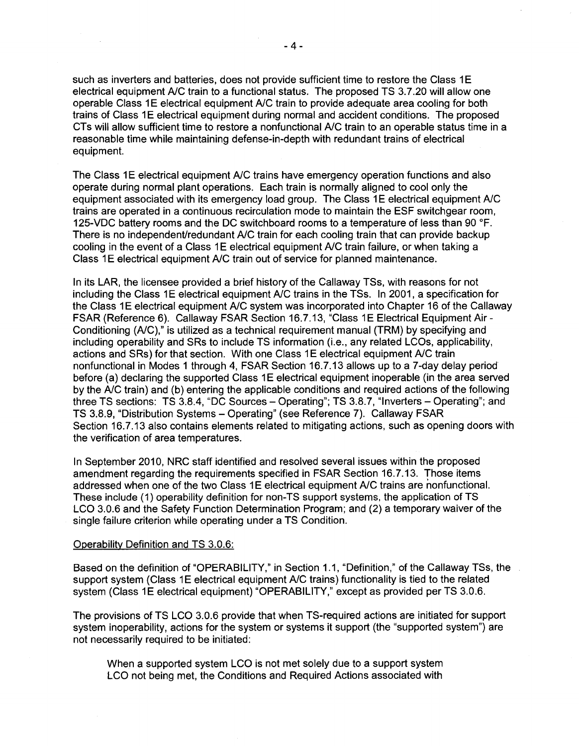such as inverters and batteries, does not provide sufficient time to restore the Class 1E electrical equipment A/C train to a functional status. The proposed TS 3.7.20 will allow one operable Class 1E electrical equipment A/C train to provide adequate area cooling for both trains of Class 1E electrical equipment during normal and accident conditions. The proposed CTs will allow sufficient time to restore a nonfunctional A/C train to an operable status time in a reasonable time while maintaining defense-in-depth with redundant trains of electrical equipment.

The Class 1E electrical equipment A/C trains have emergency operation functions and also operate during normal plant operations. Each train is normally aligned to cool only the equipment associated with its emergency load group. The Class 1E electrical equipment A/C trains are operated in a continuous recirculation mode to maintain the ESF switchgear room, 125-VDC battery rooms and the DC switchboard rooms to a temperature of less than 90 °F. There is no independent/redundant A/C train for each cooling train that can provide backup cooling in the event of a Class 1E electrical equipment A/C train failure, or when taking a Class 1E electrical equipment A/C train out of service for planned maintenance.

In its LAR, the licensee provided a brief history of the Callaway TSs, with reasons for not including the Class 1E electrical equipment A/C trains in the TSs. In 2001, a specification for the Class 1E electrical equipment A/C system was incorporated into Chapter 16 of the Callaway FSAR (Reference 6). Callaway FSAR Section 16.7.13, "Class 1E Electrical Equipment Air - Conditioning (A/C)," is utilized as a technical requirement manual (TRM) by specifying and including operability and SRs to include TS information (i.e., any related LCOs, applicability, actions and SRs) for that section. With one Class 1E electrical equipment A/C train nonfunctional in Modes 1 through 4, FSAR Section 16.7.13 allows up to a 7-day delay period before (a) declaring the supported Class 1E electrical equipment inoperable (in the area served by the A/C train) and (b) entering the applicable conditions and required actions of the following three TS sections: TS 3.8.4, "DC Sources – Operating"; TS 3.8.7, "Inverters – Operating"; and TS 3.8.9, "Distribution Systems – Operating" (see Reference 7). Callaway FSAR Section 16.7.13 also contains elements related to mitigating actions, such as opening doors with the verification of area temperatures.

In September 2010, NRC staff identified and resolved several issues within the proposed amendment regarding the requirements specified in FSAR Section 16.7.13. Those items addressed when one of the two Class 1E electrical equipment A/C trains are nonfunctional. These include (1) operability definition for non-TS support systems, the application of TS LCO 3.0.6 and the Safety Function Determination Program; and (2) a temporary waiver of the single failure criterion while operating under a TS Condition.

Operability Definition and TS 3.0.6:

Based on the definition of "OPERABILITY," in Section 1.1, "Definition," of the Callaway TSs, the support system (Class 1E electrical equipment A/C trains) functionality is tied to the related system (Class 1E electrical equipment) "OPERABILITY," except as provided per TS 3.0.6.

The provisions of TS LCO 3.0.6 provide that when TS-required actions are initiated for support system inoperability, actions for the system or systems it support (the "supported system") are not necessarily required to be initiated:

> When a supported system LCO is not met solely due to a support system LCO not being met, the Conditions and Required Actions associated with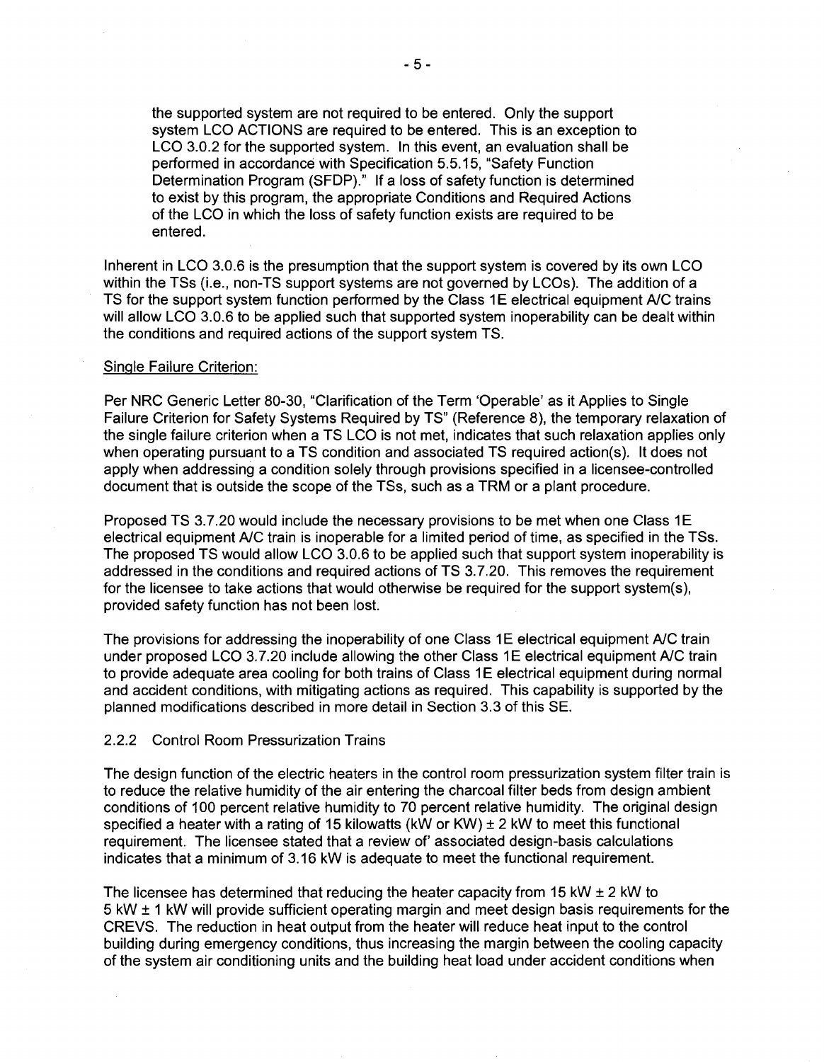the supported system are not required to be entered. Only the support system LCO ACTIONS are required to be entered. This is an exception to LCO 3.0.2 for the supported system. In this event, an evaluation shall be performed in accordance with Specification 5.5.15, "Safety Function Determination Program (SFDP)." If a loss of safety function is determined to exist by this program, the appropriate Conditions and Required Actions of the LCO in which the loss of safety function exists are required to be entered.

Inherent in LCO 3.0.6 is the presumption that the support system is covered by its own LCO within the TSs (i.e., non-TS support systems are not governed by LCOs). The addition of a TS for the support system function performed by the Class 1E electrical equipment A/C trains will allow LCO 3.0.6 to be applied such that supported system inoperability can be dealt within the conditions and required actions of the support system TS.

Single Failure Criterion:

Per NRC Generic Letter 80-30, "Clarification of the Term 'Operable' as it Applies to Single Failure Criterion for Safety Systems Required by TS" (Reference 8), the temporary relaxation of the single failure criterion when a TS LCO is not met, indicates that such relaxation applies only when operating pursuant to a TS condition and associated TS required action(s). It does not apply when addressing a condition solely through provisions specified in a licensee-controlled document that is outside the scope of the TSs, such as a TRM or a plant procedure.

Proposed TS 3.7.20 would include the necessary provisions to be met when one Class 1E electrical equipment A/C train is inoperable for a limited period of time, as specified in the TSs. The proposed TS would allow LCO 3.0.6 to be applied such that support system inoperability is addressed in the conditions and required actions of TS 3.7.20. This removes the requirement for the licensee to take actions that would otherwise be required for the support system(s), provided safety function has not been lost.

The provisions for addressing the inoperability of one Class 1E electrical equipment A/C train under proposed LCO 3.7.20 include allowing the other Class 1E electrical equipment A/C train to provide adequate area cooling for both trains of Class 1E electrical equipment during normal and accident conditions, with mitigating actions as required. This capability is supported by the planned modifications described in more detail in Section 3.3 of this SE.

### 2.2.2 Control Room Pressurization Trains

The design function of the electric heaters in the control room pressurization system filter train is to reduce the relative humidity of the air entering the charcoal filter beds from design ambient conditions of 100 percent relative humidity to 70 percent relative humidity. The original design specified a heater with a rating of 15 kilowatts (kW or KW) ± 2 kW to meet this functional requirement. The licensee stated that a review of' associated design-basis calculations indicates that a minimum of 3.16 kW is adequate to meet the functional requirement.

The licensee has determined that reducing the heater capacity from 15 kW ± 2 kW to 5 kW ± 1 kW will provide sufficient operating margin and meet design basis requirements for the CREVS. The reduction in heat output from the heater will reduce heat input to the control building during emergency conditions, thus increasing the margin between the cooling capacity of the system air conditioning units and the building heat load under accident conditions when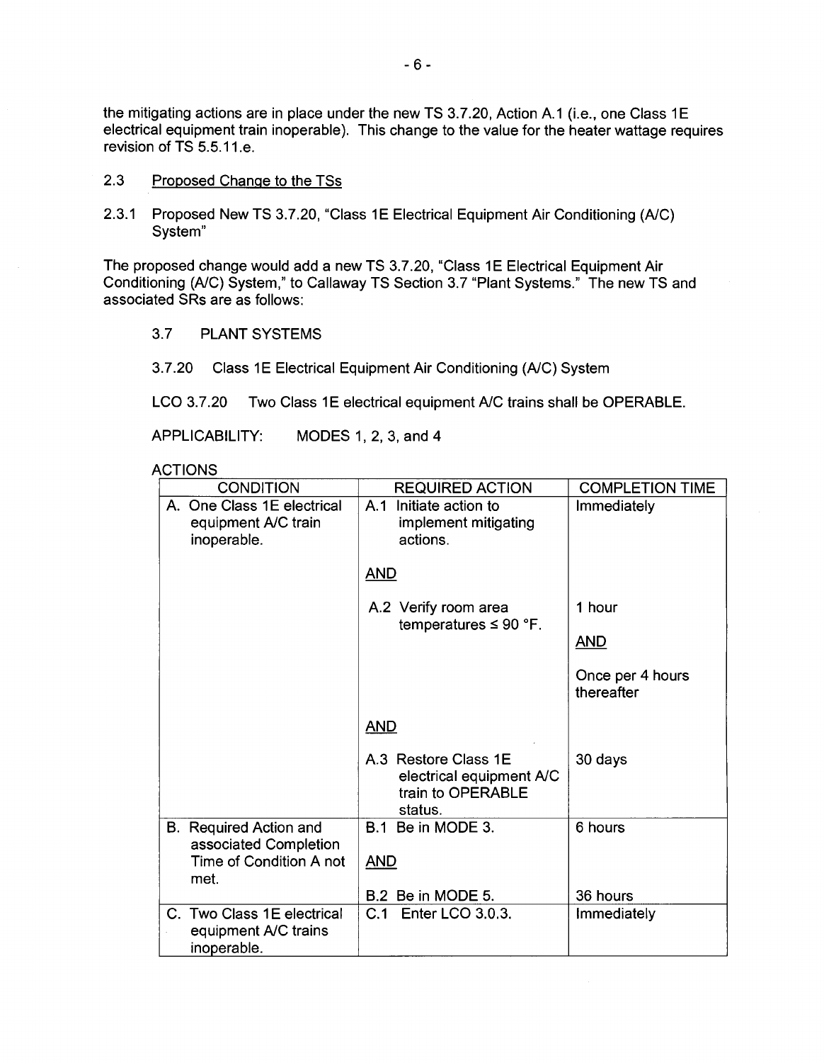the mitigating actions are in place under the new TS 3.7.20, Action A.1 (i.e., one Class 1E electrical equipment train inoperable). This change to the value for the heater wattage requires revision of TS 5.5.11.e.

## 2.3 Proposed Change to the TSs

### 2.3.1 Proposed New TS 3.7.20, "Class 1E Electrical Equipment Air Conditioning (A/C) System"

The proposed change would add a new TS 3.7.20, "Class 1E Electrical Equipment Air Conditioning (A/C) System," to Callaway TS Section 3.7 "Plant Systems." The new TS and associated SRs are as follows:

3.7 PLANT SYSTEMS

3.7.20 Class 1E Electrical Equipment Air Conditioning (A/C) System

LCO 3.7.20 Two Class 1E electrical equipment A/C trains shall be OPERABLE.

APPLICABILITY: MODES 1, 2, 3, and 4

ACTIONS

| CONDITION | REQUIRED ACTION | COMPLETION TIME |
|---|---|---|
| A. One Class 1E electrical equipment A/C train inoperable. | A.1 Initiate action to implement mitigating actions. | Immediately |
| | AND | |
| | A.2 Verify room area temperatures ≤ 90 °F. | 1 hour AND Once per 4 hours thereafter |
| | AND | |
| | A.3 Restore Class 1E electrical equipment A/C train to OPERABLE status. | 30 days |
| B. Required Action and associated Completion Time of Condition A not met. | B.1 Be in MODE 3. | 6 hours |
| | AND | |
| | B.2 Be in MODE 5. | 36 hours |
| C. Two Class 1E electrical equipment A/C trains inoperable. | C.1 Enter LCO 3.0.3. | Immediately |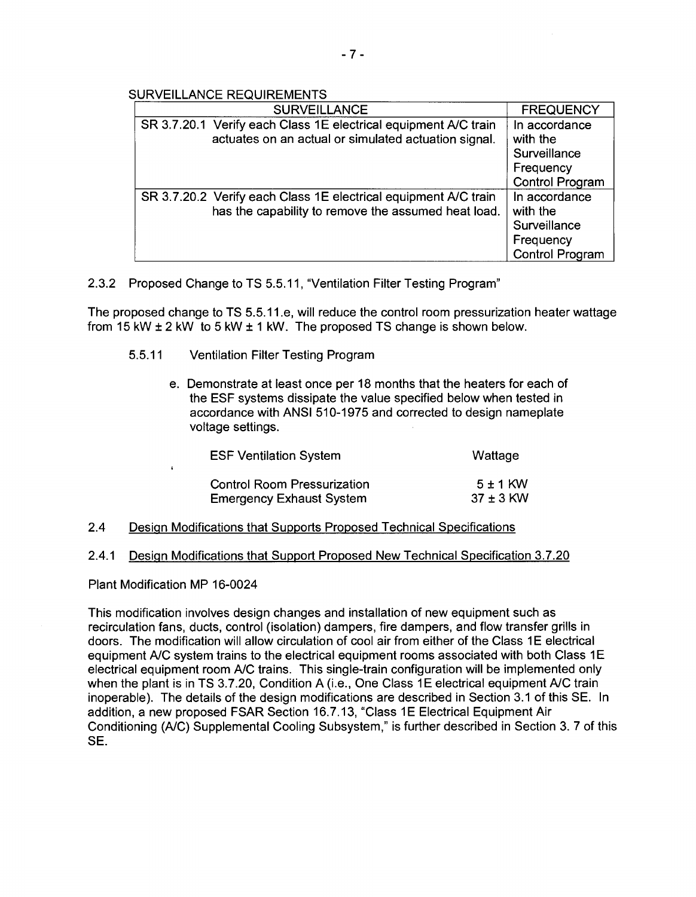SURVEILLANCE REQUIREMENTS

| SURVEILLANCE | FREQUENCY |
|---|---|
| SR 3.7.20.1 Verify each Class 1E electrical equipment A/C train actuates on an actual or simulated actuation signal. | In accordance with the Surveillance Frequency Control Program |
| SR 3.7.20.2 Verify each Class 1E electrical equipment A/C train has the capability to remove the assumed heat load. | In accordance with the Surveillance Frequency Control Program |

2.3.2 Proposed Change to TS 5.5.11, "Ventilation Filter Testing Program"

The proposed change to TS 5.5.11.e, will reduce the control room pressurization heater wattage from 15 kW ± 2 kW to 5 kW ± 1 kW. The proposed TS change is shown below.

5.5.11 Ventilation Filter Testing Program

e. Demonstrate at least once per 18 months that the heaters for each of the ESF systems dissipate the value specified below when tested in accordance with ANSI 510-1975 and corrected to design nameplate voltage settings.

| ESF Ventilation System | Wattage |
|---|---|
| Control Room Pressurization | 5 ± 1 KW |
| Emergency Exhaust System | 37 ± 3 KW |

2.4 Design Modifications that Supports Proposed Technical Specifications

2.4.1 Design Modifications that Support Proposed New Technical Specification 3.7.20

Plant Modification MP 16-0024

This modification involves design changes and installation of new equipment such as recirculation fans, ducts, control (isolation) dampers, fire dampers, and flow transfer grills in doors. The modification will allow circulation of cool air from either of the Class 1E electrical equipment A/C system trains to the electrical equipment rooms associated with both Class 1E electrical equipment room A/C trains. This single-train configuration will be implemented only when the plant is in TS 3.7.20, Condition A (i.e., One Class 1E electrical equipment A/C train inoperable). The details of the design modifications are described in Section 3.1 of this SE. In addition, a new proposed FSAR Section 16.7.13, "Class 1E Electrical Equipment Air Conditioning (A/C) Supplemental Cooling Subsystem," is further described in Section 3. 7 of this SE.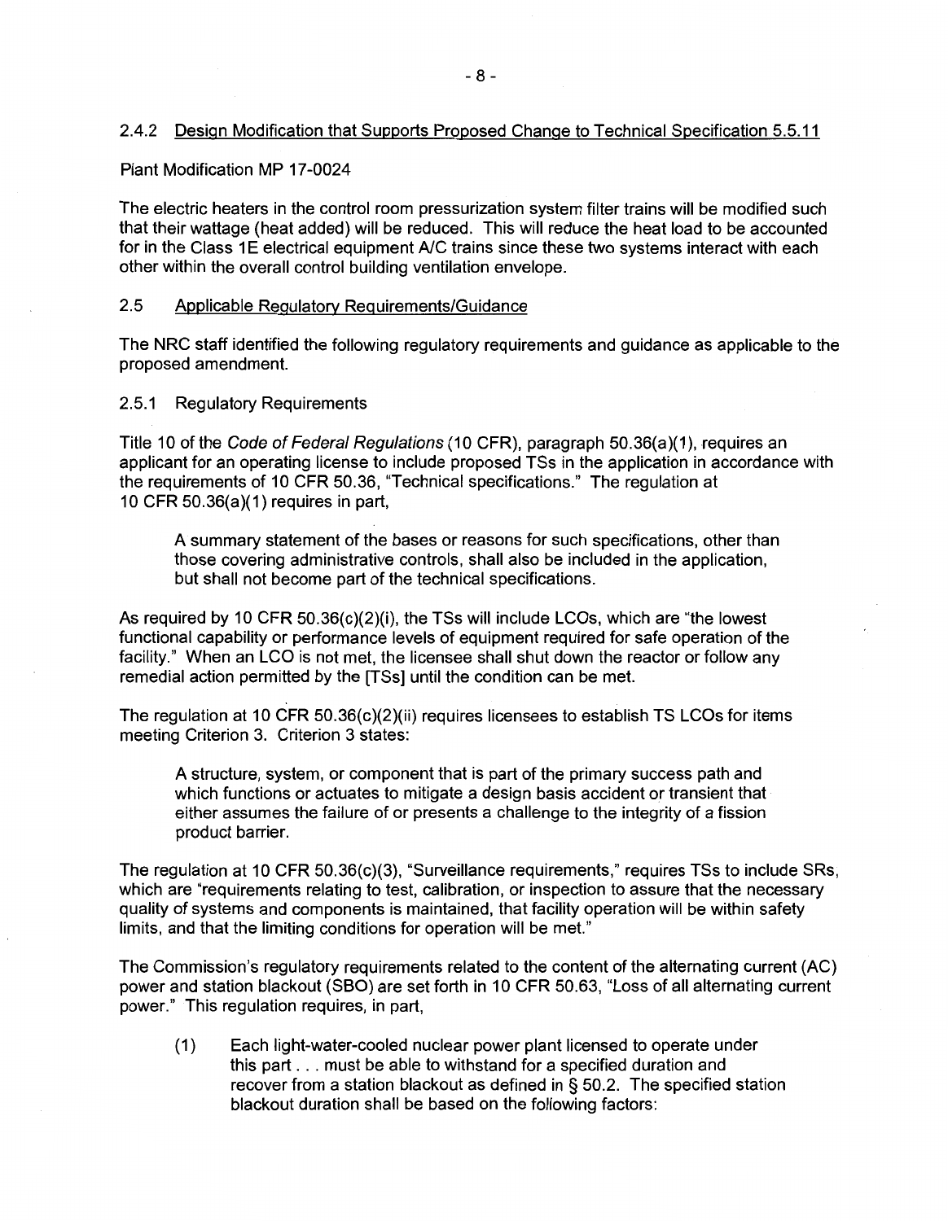### 2.4.2 Design Modification that Supports Proposed Change to Technical Specification 5.5.11

Plant Modification MP 17-0024

The electric heaters in the control room pressurization system filter trains will be modified such that their wattage (heat added) will be reduced. This will reduce the heat load to be accounted for in the Class 1E electrical equipment A/C trains since these two systems interact with each other within the overall control building ventilation envelope.

## 2.5 Applicable Regulatory Requirements/Guidance

The NRC staff identified the following regulatory requirements and guidance as applicable to the proposed amendment.

### 2.5.1 Regulatory Requirements

Title 10 of the *Code of Federal Regulations* (10 CFR), paragraph 50.36(a)(1), requires an applicant for an operating license to include proposed TSs in the application in accordance with the requirements of 10 CFR 50.36, "Technical specifications." The regulation at 10 CFR 50.36(a)(1) requires in part,

> A summary statement of the bases or reasons for such specifications, other than those covering administrative controls, shall also be included in the application, but shall not become part of the technical specifications.

As required by 10 CFR 50.36(c)(2)(i), the TSs will include LCOs, which are "the lowest functional capability or performance levels of equipment required for safe operation of the facility." When an LCO is not met, the licensee shall shut down the reactor or follow any remedial action permitted by the [TSs] until the condition can be met.

The regulation at 10 CFR 50.36(c)(2)(ii) requires licensees to establish TS LCOs for items meeting Criterion 3. Criterion 3 states:

> A structure, system, or component that is part of the primary success path and which functions or actuates to mitigate a design basis accident or transient that either assumes the failure of or presents a challenge to the integrity of a fission product barrier.

The regulation at 10 CFR 50.36(c)(3), "Surveillance requirements," requires TSs to include SRs, which are "requirements relating to test, calibration, or inspection to assure that the necessary quality of systems and components is maintained, that facility operation will be within safety limits, and that the limiting conditions for operation will be met."

The Commission's regulatory requirements related to the content of the alternating current (AC) power and station blackout (SBO) are set forth in 10 CFR 50.63, "Loss of all alternating current power." This regulation requires, in part,

> (1) Each light-water-cooled nuclear power plant licensed to operate under this part . . . must be able to withstand for a specified duration and recover from a station blackout as defined in § 50.2. The specified station blackout duration shall be based on the following factors: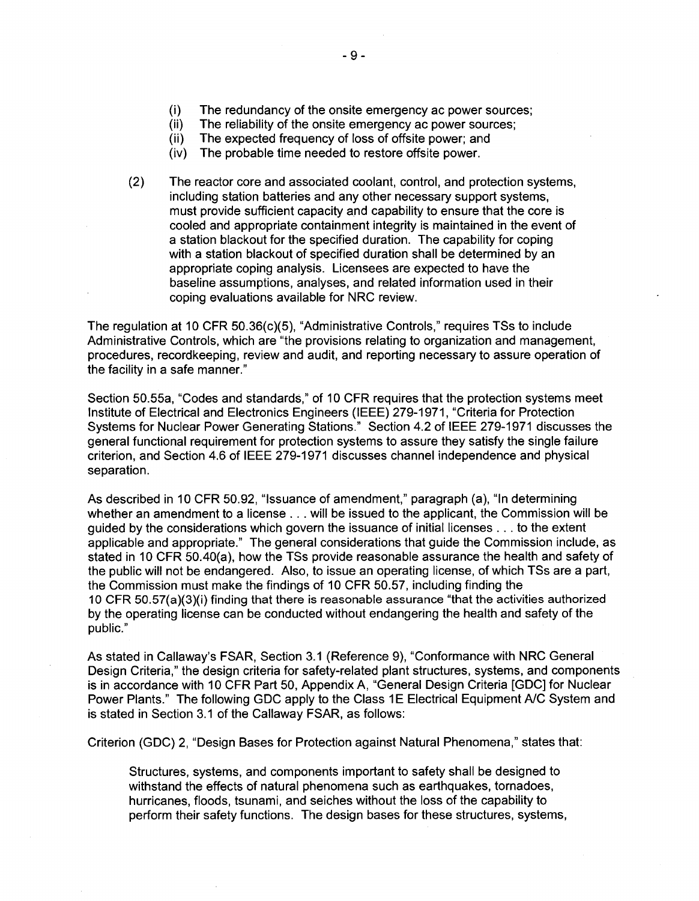(i) The redundancy of the onsite emergency ac power sources;
(ii) The reliability of the onsite emergency ac power sources;
(ii) The expected frequency of loss of offsite power; and
(iv) The probable time needed to restore offsite power.

(2) The reactor core and associated coolant, control, and protection systems, including station batteries and any other necessary support systems, must provide sufficient capacity and capability to ensure that the core is cooled and appropriate containment integrity is maintained in the event of a station blackout for the specified duration. The capability for coping with a station blackout of specified duration shall be determined by an appropriate coping analysis. Licensees are expected to have the baseline assumptions, analyses, and related information used in their coping evaluations available for NRC review.

The regulation at 10 CFR 50.36(c)(5), "Administrative Controls," requires TSs to include Administrative Controls, which are "the provisions relating to organization and management, procedures, recordkeeping, review and audit, and reporting necessary to assure operation of the facility in a safe manner."

Section 50.55a, "Codes and standards," of 10 CFR requires that the protection systems meet Institute of Electrical and Electronics Engineers (IEEE) 279-1971, "Criteria for Protection Systems for Nuclear Power Generating Stations." Section 4.2 of IEEE 279-1971 discusses the general functional requirement for protection systems to assure they satisfy the single failure criterion, and Section 4.6 of IEEE 279-1971 discusses channel independence and physical separation.

As described in 10 CFR 50.92, "Issuance of amendment," paragraph (a), "In determining whether an amendment to a license . . . will be issued to the applicant, the Commission will be guided by the considerations which govern the issuance of initial licenses . . . to the extent applicable and appropriate." The general considerations that guide the Commission include, as stated in 10 CFR 50.40(a), how the TSs provide reasonable assurance the health and safety of the public will not be endangered. Also, to issue an operating license, of which TSs are a part, the Commission must make the findings of 10 CFR 50.57, including finding the 10 CFR 50.57(a)(3)(i) finding that there is reasonable assurance "that the activities authorized by the operating license can be conducted without endangering the health and safety of the public."

As stated in Callaway's FSAR, Section 3.1 (Reference 9), "Conformance with NRC General Design Criteria," the design criteria for safety-related plant structures, systems, and components is in accordance with 10 CFR Part 50, Appendix A, "General Design Criteria [GDC] for Nuclear Power Plants." The following GDC apply to the Class 1E Electrical Equipment A/C System and is stated in Section 3.1 of the Callaway FSAR, as follows:

Criterion (GDC) 2, "Design Bases for Protection against Natural Phenomena," states that:

> Structures, systems, and components important to safety shall be designed to withstand the effects of natural phenomena such as earthquakes, tornadoes, hurricanes, floods, tsunami, and seiches without the loss of the capability to perform their safety functions. The design bases for these structures, systems,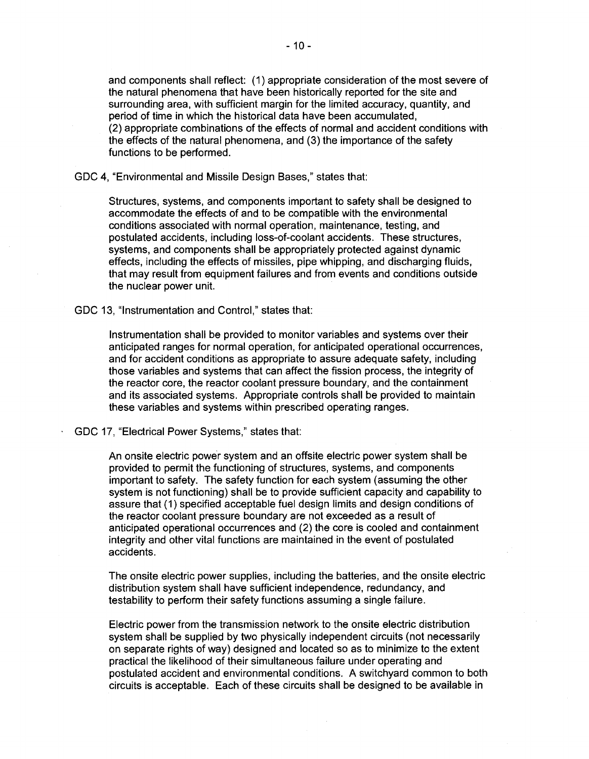and components shall reflect: (1) appropriate consideration of the most severe of the natural phenomena that have been historically reported for the site and surrounding area, with sufficient margin for the limited accuracy, quantity, and period of time in which the historical data have been accumulated, (2) appropriate combinations of the effects of normal and accident conditions with the effects of the natural phenomena, and (3) the importance of the safety functions to be performed.

GDC 4, "Environmental and Missile Design Bases," states that:

> Structures, systems, and components important to safety shall be designed to accommodate the effects of and to be compatible with the environmental conditions associated with normal operation, maintenance, testing, and postulated accidents, including loss-of-coolant accidents. These structures, systems, and components shall be appropriately protected against dynamic effects, including the effects of missiles, pipe whipping, and discharging fluids, that may result from equipment failures and from events and conditions outside the nuclear power unit.

GDC 13, "Instrumentation and Control," states that:

> Instrumentation shall be provided to monitor variables and systems over their anticipated ranges for normal operation, for anticipated operational occurrences, and for accident conditions as appropriate to assure adequate safety, including those variables and systems that can affect the fission process, the integrity of the reactor core, the reactor coolant pressure boundary, and the containment and its associated systems. Appropriate controls shall be provided to maintain these variables and systems within prescribed operating ranges.

GDC 17, "Electrical Power Systems," states that:

> An onsite electric power system and an offsite electric power system shall be provided to permit the functioning of structures, systems, and components important to safety. The safety function for each system (assuming the other system is not functioning) shall be to provide sufficient capacity and capability to assure that (1) specified acceptable fuel design limits and design conditions of the reactor coolant pressure boundary are not exceeded as a result of anticipated operational occurrences and (2) the core is cooled and containment integrity and other vital functions are maintained in the event of postulated accidents.
>
> The onsite electric power supplies, including the batteries, and the onsite electric distribution system shall have sufficient independence, redundancy, and testability to perform their safety functions assuming a single failure.
>
> Electric power from the transmission network to the onsite electric distribution system shall be supplied by two physically independent circuits (not necessarily on separate rights of way) designed and located so as to minimize to the extent practical the likelihood of their simultaneous failure under operating and postulated accident and environmental conditions. A switchyard common to both circuits is acceptable. Each of these circuits shall be designed to be available in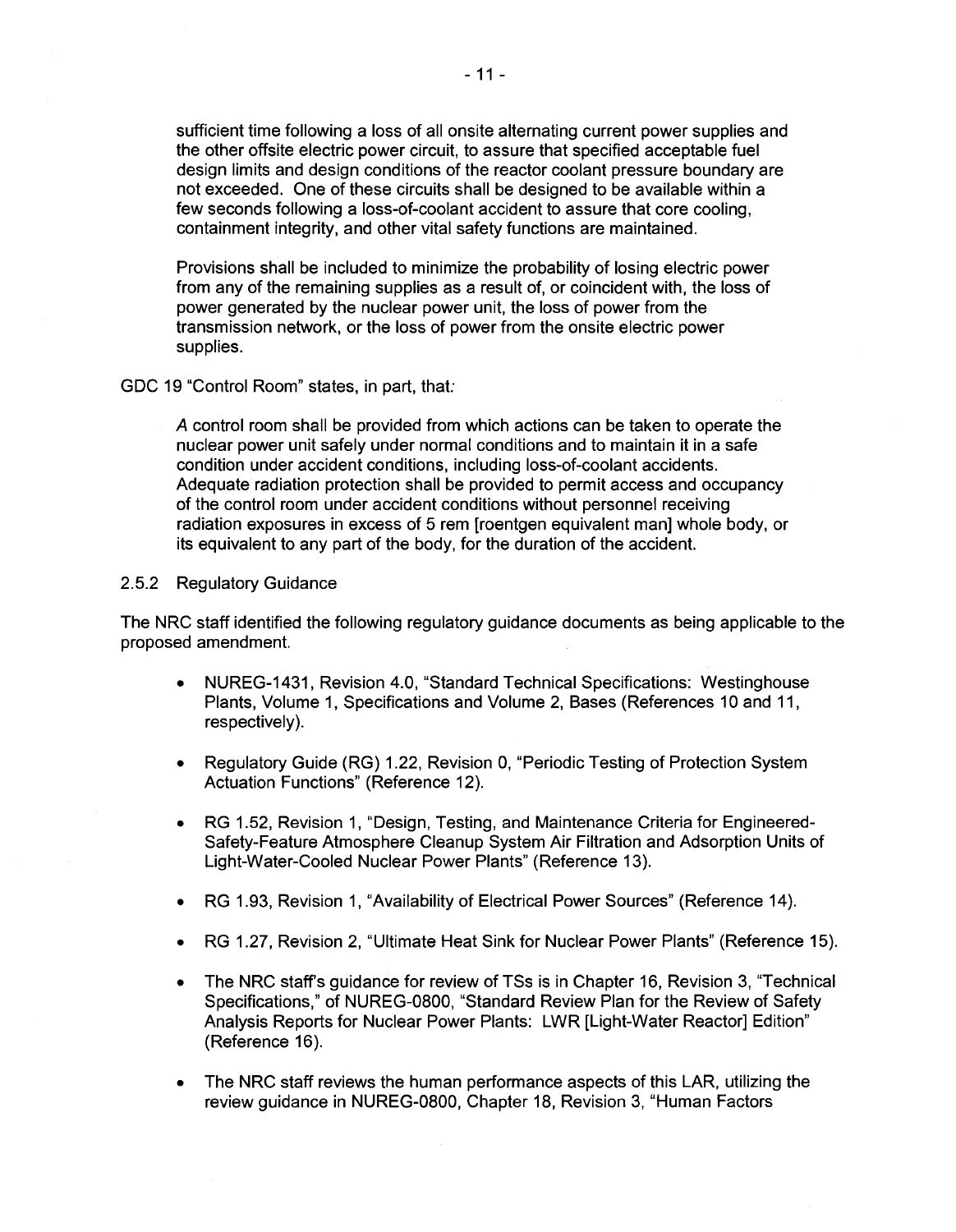sufficient time following a loss of all onsite alternating current power supplies and the other offsite electric power circuit, to assure that specified acceptable fuel design limits and design conditions of the reactor coolant pressure boundary are not exceeded. One of these circuits shall be designed to be available within a few seconds following a loss-of-coolant accident to assure that core cooling, containment integrity, and other vital safety functions are maintained.

Provisions shall be included to minimize the probability of losing electric power from any of the remaining supplies as a result of, or coincident with, the loss of power generated by the nuclear power unit, the loss of power from the transmission network, or the loss of power from the onsite electric power supplies.

GDC 19 "Control Room" states, in part, that:

A control room shall be provided from which actions can be taken to operate the nuclear power unit safely under normal conditions and to maintain it in a safe condition under accident conditions, including loss-of-coolant accidents. Adequate radiation protection shall be provided to permit access and occupancy of the control room under accident conditions without personnel receiving radiation exposures in excess of 5 rem [roentgen equivalent man] whole body, or its equivalent to any part of the body, for the duration of the accident.

2.5.2 Regulatory Guidance

The NRC staff identified the following regulatory guidance documents as being applicable to the proposed amendment.

- NUREG-1431, Revision 4.0, "Standard Technical Specifications: Westinghouse Plants, Volume 1, Specifications and Volume 2, Bases (References 10 and 11, respectively).
- Regulatory Guide (RG) 1.22, Revision 0, "Periodic Testing of Protection System Actuation Functions" (Reference 12).
- RG 1.52, Revision 1, "Design, Testing, and Maintenance Criteria for Engineered-Safety-Feature Atmosphere Cleanup System Air Filtration and Adsorption Units of Light-Water-Cooled Nuclear Power Plants" (Reference 13).
- RG 1.93, Revision 1, "Availability of Electrical Power Sources" (Reference 14).
- RG 1.27, Revision 2, "Ultimate Heat Sink for Nuclear Power Plants" (Reference 15).
- The NRC staff's guidance for review of TSs is in Chapter 16, Revision 3, "Technical Specifications," of NUREG-0800, "Standard Review Plan for the Review of Safety Analysis Reports for Nuclear Power Plants: LWR [Light-Water Reactor] Edition" (Reference 16).
- The NRC staff reviews the human performance aspects of this LAR, utilizing the review guidance in NUREG-0800, Chapter 18, Revision 3, "Human Factors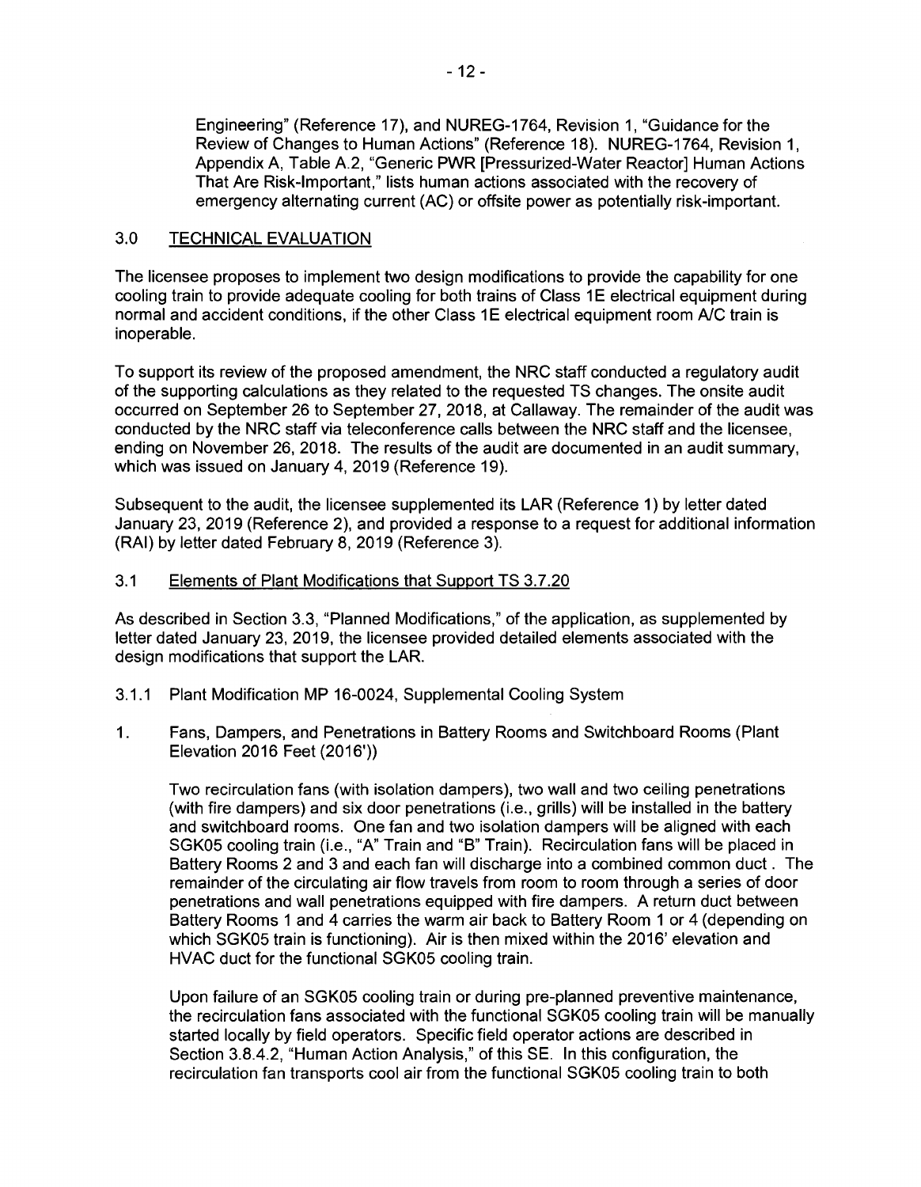Engineering" (Reference 17), and NUREG-1764, Revision 1, "Guidance for the Review of Changes to Human Actions" (Reference 18). NUREG-1764, Revision 1, Appendix A, Table A.2, "Generic PWR [Pressurized-Water Reactor] Human Actions That Are Risk-Important," lists human actions associated with the recovery of emergency alternating current (AC) or offsite power as potentially risk-important.

## 3.0 TECHNICAL EVALUATION

The licensee proposes to implement two design modifications to provide the capability for one cooling train to provide adequate cooling for both trains of Class 1E electrical equipment during normal and accident conditions, if the other Class 1E electrical equipment room A/C train is inoperable.

To support its review of the proposed amendment, the NRC staff conducted a regulatory audit of the supporting calculations as they related to the requested TS changes. The onsite audit occurred on September 26 to September 27, 2018, at Callaway. The remainder of the audit was conducted by the NRC staff via teleconference calls between the NRC staff and the licensee, ending on November 26, 2018. The results of the audit are documented in an audit summary, which was issued on January 4, 2019 (Reference 19).

Subsequent to the audit, the licensee supplemented its LAR (Reference 1) by letter dated January 23, 2019 (Reference 2), and provided a response to a request for additional information (RAI) by letter dated February 8, 2019 (Reference 3).

### 3.1 Elements of Plant Modifications that Support TS 3.7.20

As described in Section 3.3, "Planned Modifications," of the application, as supplemented by letter dated January 23, 2019, the licensee provided detailed elements associated with the design modifications that support the LAR.

#### 3.1.1 Plant Modification MP 16-0024, Supplemental Cooling System

1. Fans, Dampers, and Penetrations in Battery Rooms and Switchboard Rooms (Plant Elevation 2016 Feet (2016'))

   Two recirculation fans (with isolation dampers), two wall and two ceiling penetrations (with fire dampers) and six door penetrations (i.e., grills) will be installed in the battery and switchboard rooms. One fan and two isolation dampers will be aligned with each SGK05 cooling train (i.e., "A" Train and "B" Train). Recirculation fans will be placed in Battery Rooms 2 and 3 and each fan will discharge into a combined common duct . The remainder of the circulating air flow travels from room to room through a series of door penetrations and wall penetrations equipped with fire dampers. A return duct between Battery Rooms 1 and 4 carries the warm air back to Battery Room 1 or 4 (depending on which SGK05 train is functioning). Air is then mixed within the 2016' elevation and HVAC duct for the functional SGK05 cooling train.

   Upon failure of an SGK05 cooling train or during pre-planned preventive maintenance, the recirculation fans associated with the functional SGK05 cooling train will be manually started locally by field operators. Specific field operator actions are described in Section 3.8.4.2, "Human Action Analysis," of this SE. In this configuration, the recirculation fan transports cool air from the functional SGK05 cooling train to both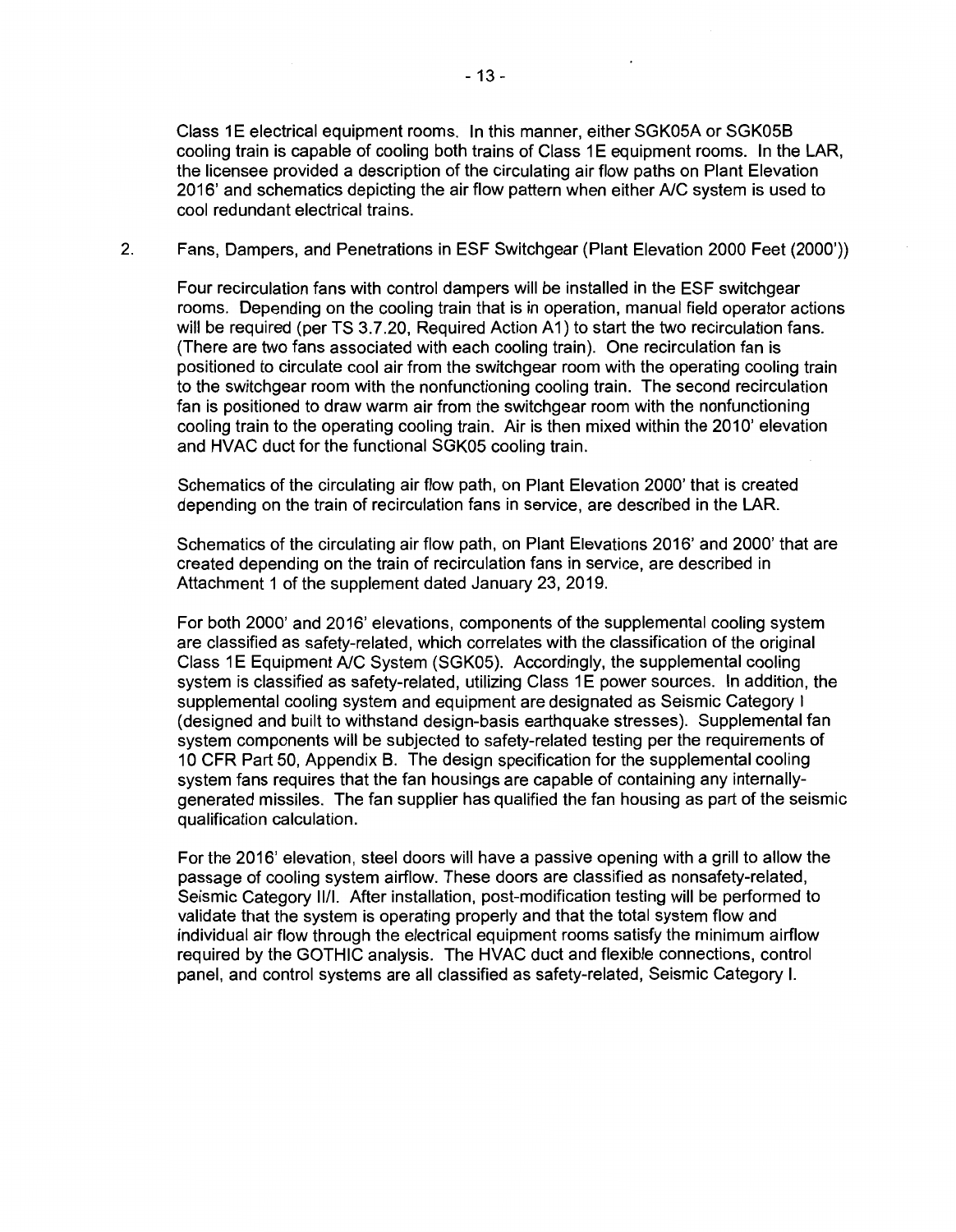Class 1E electrical equipment rooms. In this manner, either SGK05A or SGK05B cooling train is capable of cooling both trains of Class 1E equipment rooms. In the LAR, the licensee provided a description of the circulating air flow paths on Plant Elevation 2016' and schematics depicting the air flow pattern when either A/C system is used to cool redundant electrical trains.

2. Fans, Dampers, and Penetrations in ESF Switchgear (Plant Elevation 2000 Feet (2000'))

   Four recirculation fans with control dampers will be installed in the ESF switchgear rooms. Depending on the cooling train that is in operation, manual field operator actions will be required (per TS 3.7.20, Required Action A1) to start the two recirculation fans. (There are two fans associated with each cooling train). One recirculation fan is positioned to circulate cool air from the switchgear room with the operating cooling train to the switchgear room with the nonfunctioning cooling train. The second recirculation fan is positioned to draw warm air from the switchgear room with the nonfunctioning cooling train to the operating cooling train. Air is then mixed within the 2010' elevation and HVAC duct for the functional SGK05 cooling train.

   Schematics of the circulating air flow path, on Plant Elevation 2000' that is created depending on the train of recirculation fans in service, are described in the LAR.

   Schematics of the circulating air flow path, on Plant Elevations 2016' and 2000' that are created depending on the train of recirculation fans in service, are described in Attachment 1 of the supplement dated January 23, 2019.

   For both 2000' and 2016' elevations, components of the supplemental cooling system are classified as safety-related, which correlates with the classification of the original Class 1E Equipment A/C System (SGK05). Accordingly, the supplemental cooling system is classified as safety-related, utilizing Class 1E power sources. In addition, the supplemental cooling system and equipment are designated as Seismic Category I (designed and built to withstand design-basis earthquake stresses). Supplemental fan system components will be subjected to safety-related testing per the requirements of 10 CFR Part 50, Appendix B. The design specification for the supplemental cooling system fans requires that the fan housings are capable of containing any internally-generated missiles. The fan supplier has qualified the fan housing as part of the seismic qualification calculation.

   For the 2016' elevation, steel doors will have a passive opening with a grill to allow the passage of cooling system airflow. These doors are classified as nonsafety-related, Seismic Category II/I. After installation, post-modification testing will be performed to validate that the system is operating properly and that the total system flow and individual air flow through the electrical equipment rooms satisfy the minimum airflow required by the GOTHIC analysis. The HVAC duct and flexible connections, control panel, and control systems are all classified as safety-related, Seismic Category I.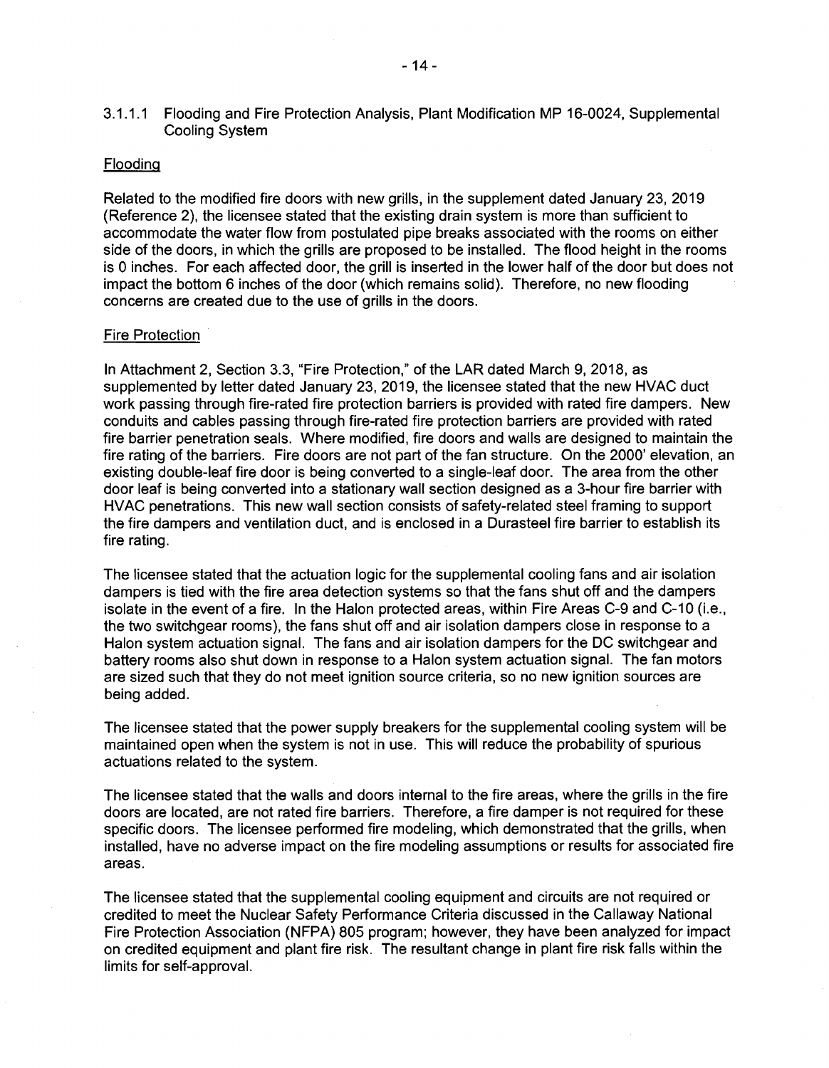### 3.1.1.1 Flooding and Fire Protection Analysis, Plant Modification MP 16-0024, Supplemental Cooling System

#### Flooding

Related to the modified fire doors with new grills, in the supplement dated January 23, 2019 (Reference 2), the licensee stated that the existing drain system is more than sufficient to accommodate the water flow from postulated pipe breaks associated with the rooms on either side of the doors, in which the grills are proposed to be installed. The flood height in the rooms is 0 inches. For each affected door, the grill is inserted in the lower half of the door but does not impact the bottom 6 inches of the door (which remains solid). Therefore, no new flooding concerns are created due to the use of grills in the doors.

#### Fire Protection

In Attachment 2, Section 3.3, "Fire Protection," of the LAR dated March 9, 2018, as supplemented by letter dated January 23, 2019, the licensee stated that the new HVAC duct work passing through fire-rated fire protection barriers is provided with rated fire dampers. New conduits and cables passing through fire-rated fire protection barriers are provided with rated fire barrier penetration seals. Where modified, fire doors and walls are designed to maintain the fire rating of the barriers. Fire doors are not part of the fan structure. On the 2000' elevation, an existing double-leaf fire door is being converted to a single-leaf door. The area from the other door leaf is being converted into a stationary wall section designed as a 3-hour fire barrier with HVAC penetrations. This new wall section consists of safety-related steel framing to support the fire dampers and ventilation duct, and is enclosed in a Durasteel fire barrier to establish its fire rating.

The licensee stated that the actuation logic for the supplemental cooling fans and air isolation dampers is tied with the fire area detection systems so that the fans shut off and the dampers isolate in the event of a fire. In the Halon protected areas, within Fire Areas C-9 and C-10 (i.e., the two switchgear rooms), the fans shut off and air isolation dampers close in response to a Halon system actuation signal. The fans and air isolation dampers for the DC switchgear and battery rooms also shut down in response to a Halon system actuation signal. The fan motors are sized such that they do not meet ignition source criteria, so no new ignition sources are being added.

The licensee stated that the power supply breakers for the supplemental cooling system will be maintained open when the system is not in use. This will reduce the probability of spurious actuations related to the system.

The licensee stated that the walls and doors internal to the fire areas, where the grills in the fire doors are located, are not rated fire barriers. Therefore, a fire damper is not required for these specific doors. The licensee performed fire modeling, which demonstrated that the grills, when installed, have no adverse impact on the fire modeling assumptions or results for associated fire areas.

The licensee stated that the supplemental cooling equipment and circuits are not required or credited to meet the Nuclear Safety Performance Criteria discussed in the Callaway National Fire Protection Association (NFPA) 805 program; however, they have been analyzed for impact on credited equipment and plant fire risk. The resultant change in plant fire risk falls within the limits for self-approval.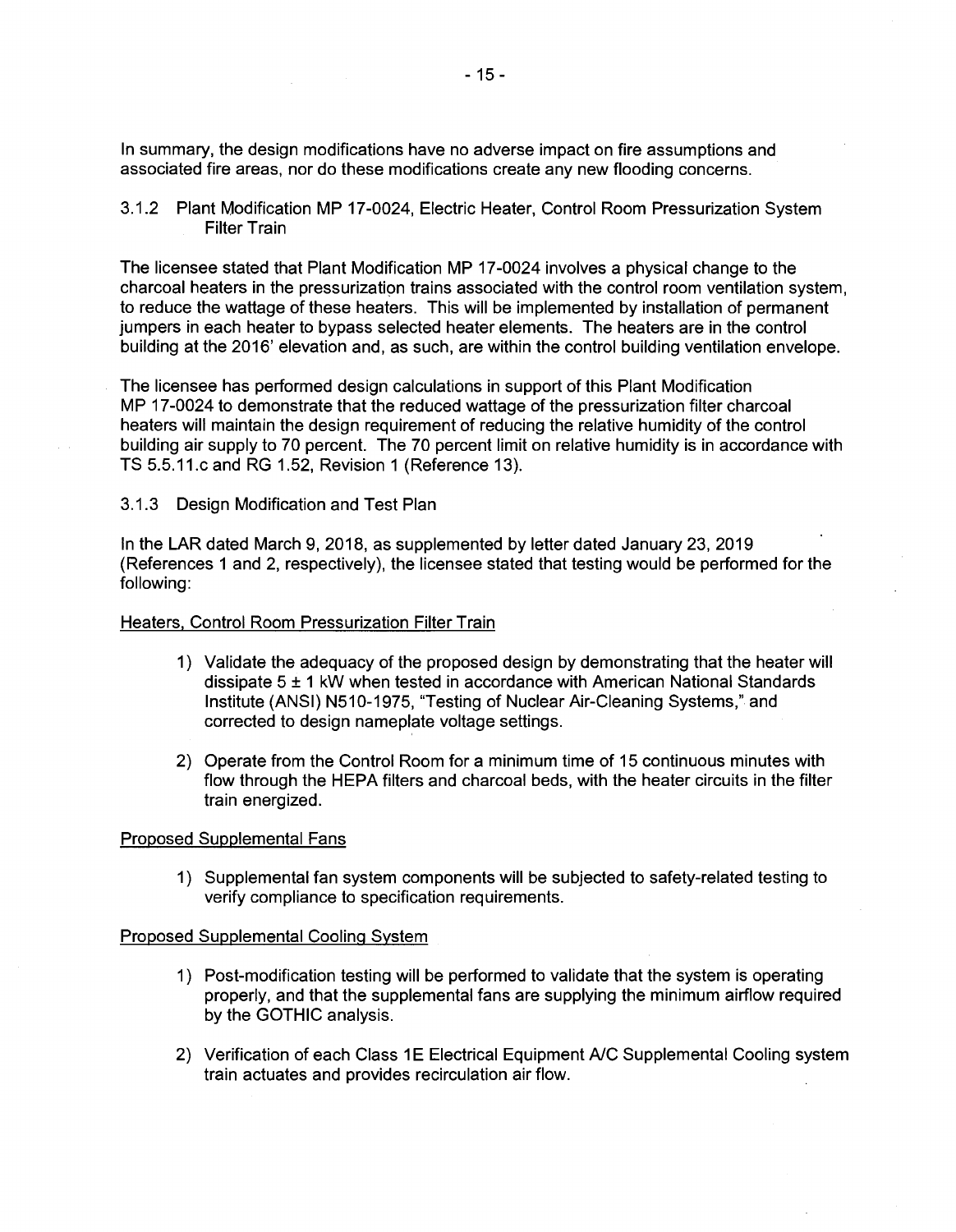In summary, the design modifications have no adverse impact on fire assumptions and associated fire areas, nor do these modifications create any new flooding concerns.

### 3.1.2 Plant Modification MP 17-0024, Electric Heater, Control Room Pressurization System Filter Train

The licensee stated that Plant Modification MP 17-0024 involves a physical change to the charcoal heaters in the pressurization trains associated with the control room ventilation system, to reduce the wattage of these heaters. This will be implemented by installation of permanent jumpers in each heater to bypass selected heater elements. The heaters are in the control building at the 2016' elevation and, as such, are within the control building ventilation envelope.

The licensee has performed design calculations in support of this Plant Modification MP 17-0024 to demonstrate that the reduced wattage of the pressurization filter charcoal heaters will maintain the design requirement of reducing the relative humidity of the control building air supply to 70 percent. The 70 percent limit on relative humidity is in accordance with TS 5.5.11.c and RG 1.52, Revision 1 (Reference 13).

### 3.1.3 Design Modification and Test Plan

In the LAR dated March 9, 2018, as supplemented by letter dated January 23, 2019 (References 1 and 2, respectively), the licensee stated that testing would be performed for the following:

Heaters, Control Room Pressurization Filter Train

1) Validate the adequacy of the proposed design by demonstrating that the heater will dissipate 5 ± 1 kW when tested in accordance with American National Standards Institute (ANSI) N510-1975, "Testing of Nuclear Air-Cleaning Systems," and corrected to design nameplate voltage settings.

2) Operate from the Control Room for a minimum time of 15 continuous minutes with flow through the HEPA filters and charcoal beds, with the heater circuits in the filter train energized.

Proposed Supplemental Fans

1) Supplemental fan system components will be subjected to safety-related testing to verify compliance to specification requirements.

Proposed Supplemental Cooling System

1) Post-modification testing will be performed to validate that the system is operating properly, and that the supplemental fans are supplying the minimum airflow required by the GOTHIC analysis.

2) Verification of each Class 1E Electrical Equipment A/C Supplemental Cooling system train actuates and provides recirculation air flow.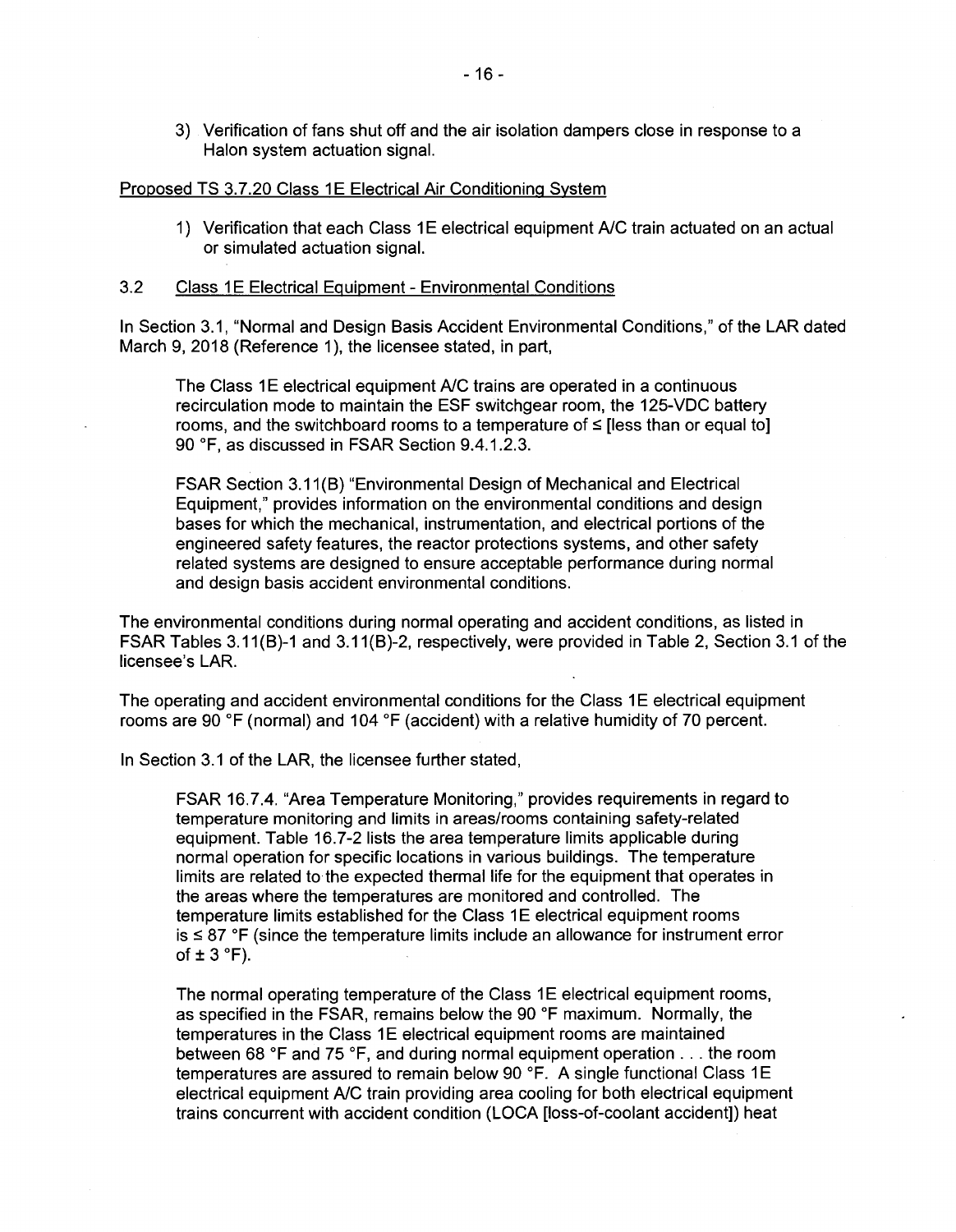3) Verification of fans shut off and the air isolation dampers close in response to a Halon system actuation signal.

Proposed TS 3.7.20 Class 1E Electrical Air Conditioning System

1) Verification that each Class 1E electrical equipment A/C train actuated on an actual or simulated actuation signal.

### 3.2 Class 1E Electrical Equipment - Environmental Conditions

In Section 3.1, "Normal and Design Basis Accident Environmental Conditions," of the LAR dated March 9, 2018 (Reference 1), the licensee stated, in part,

> The Class 1E electrical equipment A/C trains are operated in a continuous recirculation mode to maintain the ESF switchgear room, the 125-VDC battery rooms, and the switchboard rooms to a temperature of ≤ [less than or equal to] 90 °F, as discussed in FSAR Section 9.4.1.2.3.
>
> FSAR Section 3.11(B) "Environmental Design of Mechanical and Electrical Equipment," provides information on the environmental conditions and design bases for which the mechanical, instrumentation, and electrical portions of the engineered safety features, the reactor protections systems, and other safety related systems are designed to ensure acceptable performance during normal and design basis accident environmental conditions.

The environmental conditions during normal operating and accident conditions, as listed in FSAR Tables 3.11(B)-1 and 3.11(B)-2, respectively, were provided in Table 2, Section 3.1 of the licensee's LAR.

The operating and accident environmental conditions for the Class 1E electrical equipment rooms are 90 °F (normal) and 104 °F (accident) with a relative humidity of 70 percent.

In Section 3.1 of the LAR, the licensee further stated,

> FSAR 16.7.4. "Area Temperature Monitoring," provides requirements in regard to temperature monitoring and limits in areas/rooms containing safety-related equipment. Table 16.7-2 lists the area temperature limits applicable during normal operation for specific locations in various buildings. The temperature limits are related to the expected thermal life for the equipment that operates in the areas where the temperatures are monitored and controlled. The temperature limits established for the Class 1E electrical equipment rooms is ≤ 87 °F (since the temperature limits include an allowance for instrument error of ± 3 °F).
>
> The normal operating temperature of the Class 1E electrical equipment rooms, as specified in the FSAR, remains below the 90 °F maximum. Normally, the temperatures in the Class 1E electrical equipment rooms are maintained between 68 °F and 75 °F, and during normal equipment operation . . . the room temperatures are assured to remain below 90 °F. A single functional Class 1E electrical equipment A/C train providing area cooling for both electrical equipment trains concurrent with accident condition (LOCA [loss-of-coolant accident]) heat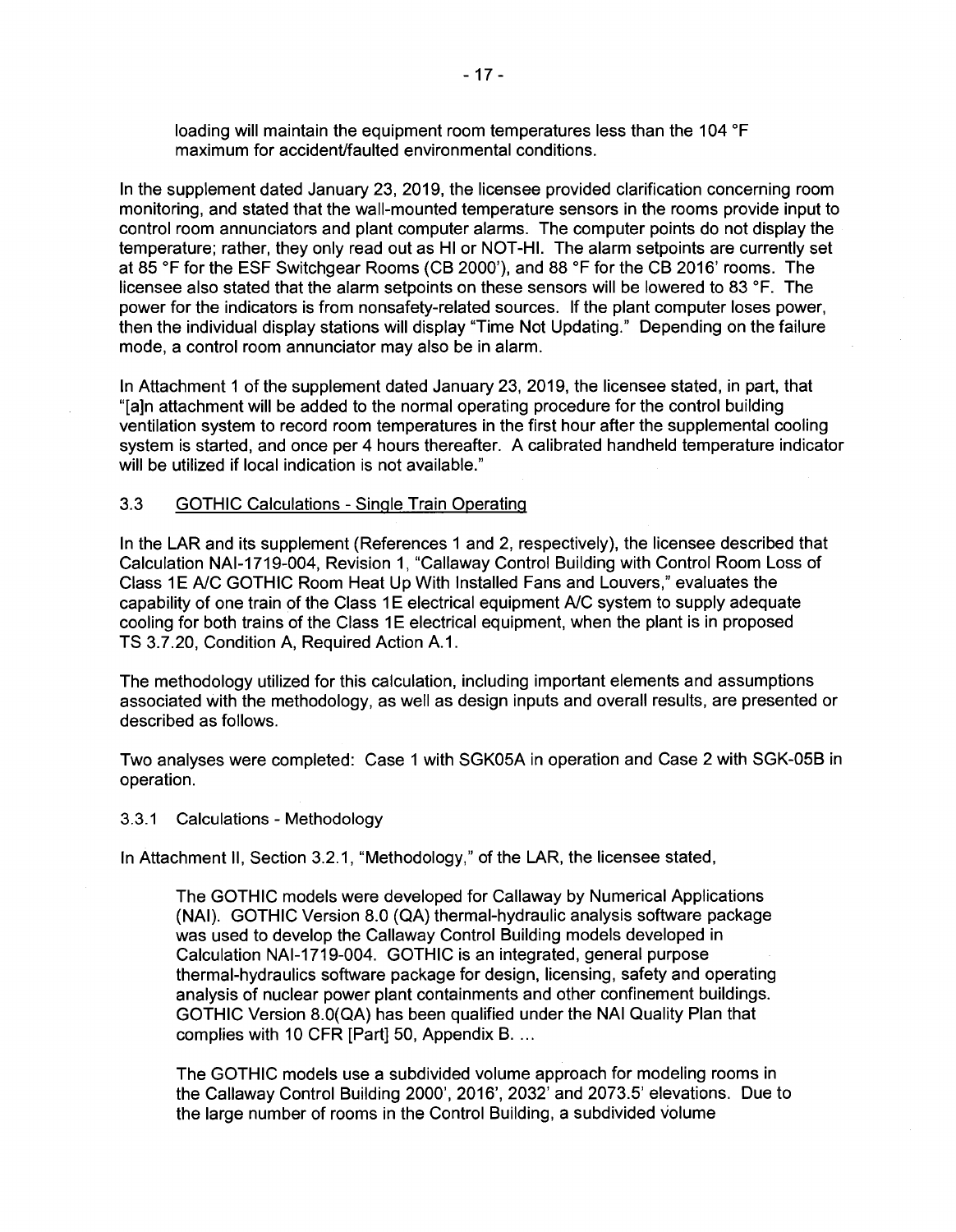loading will maintain the equipment room temperatures less than the 104 °F maximum for accident/faulted environmental conditions.

In the supplement dated January 23, 2019, the licensee provided clarification concerning room monitoring, and stated that the wall-mounted temperature sensors in the rooms provide input to control room annunciators and plant computer alarms. The computer points do not display the temperature; rather, they only read out as HI or NOT-HI. The alarm setpoints are currently set at 85 °F for the ESF Switchgear Rooms (CB 2000'), and 88 °F for the CB 2016' rooms. The licensee also stated that the alarm setpoints on these sensors will be lowered to 83 °F. The power for the indicators is from nonsafety-related sources. If the plant computer loses power, then the individual display stations will display "Time Not Updating." Depending on the failure mode, a control room annunciator may also be in alarm.

In Attachment 1 of the supplement dated January 23, 2019, the licensee stated, in part, that "[a]n attachment will be added to the normal operating procedure for the control building ventilation system to record room temperatures in the first hour after the supplemental cooling system is started, and once per 4 hours thereafter. A calibrated handheld temperature indicator will be utilized if local indication is not available."

## 3.3 GOTHIC Calculations - Single Train Operating

In the LAR and its supplement (References 1 and 2, respectively), the licensee described that Calculation NAI-1719-004, Revision 1, "Callaway Control Building with Control Room Loss of Class 1E A/C GOTHIC Room Heat Up With Installed Fans and Louvers," evaluates the capability of one train of the Class 1E electrical equipment A/C system to supply adequate cooling for both trains of the Class 1E electrical equipment, when the plant is in proposed TS 3.7.20, Condition A, Required Action A.1.

The methodology utilized for this calculation, including important elements and assumptions associated with the methodology, as well as design inputs and overall results, are presented or described as follows.

Two analyses were completed: Case 1 with SGK05A in operation and Case 2 with SGK-05B in operation.

### 3.3.1 Calculations - Methodology

In Attachment II, Section 3.2.1, "Methodology," of the LAR, the licensee stated,

> The GOTHIC models were developed for Callaway by Numerical Applications (NAI). GOTHIC Version 8.0 (QA) thermal-hydraulic analysis software package was used to develop the Callaway Control Building models developed in Calculation NAI-1719-004. GOTHIC is an integrated, general purpose thermal-hydraulics software package for design, licensing, safety and operating analysis of nuclear power plant containments and other confinement buildings. GOTHIC Version 8.0(QA) has been qualified under the NAI Quality Plan that complies with 10 CFR [Part] 50, Appendix B. ...
>
> The GOTHIC models use a subdivided volume approach for modeling rooms in the Callaway Control Building 2000', 2016', 2032' and 2073.5' elevations. Due to the large number of rooms in the Control Building, a subdivided volume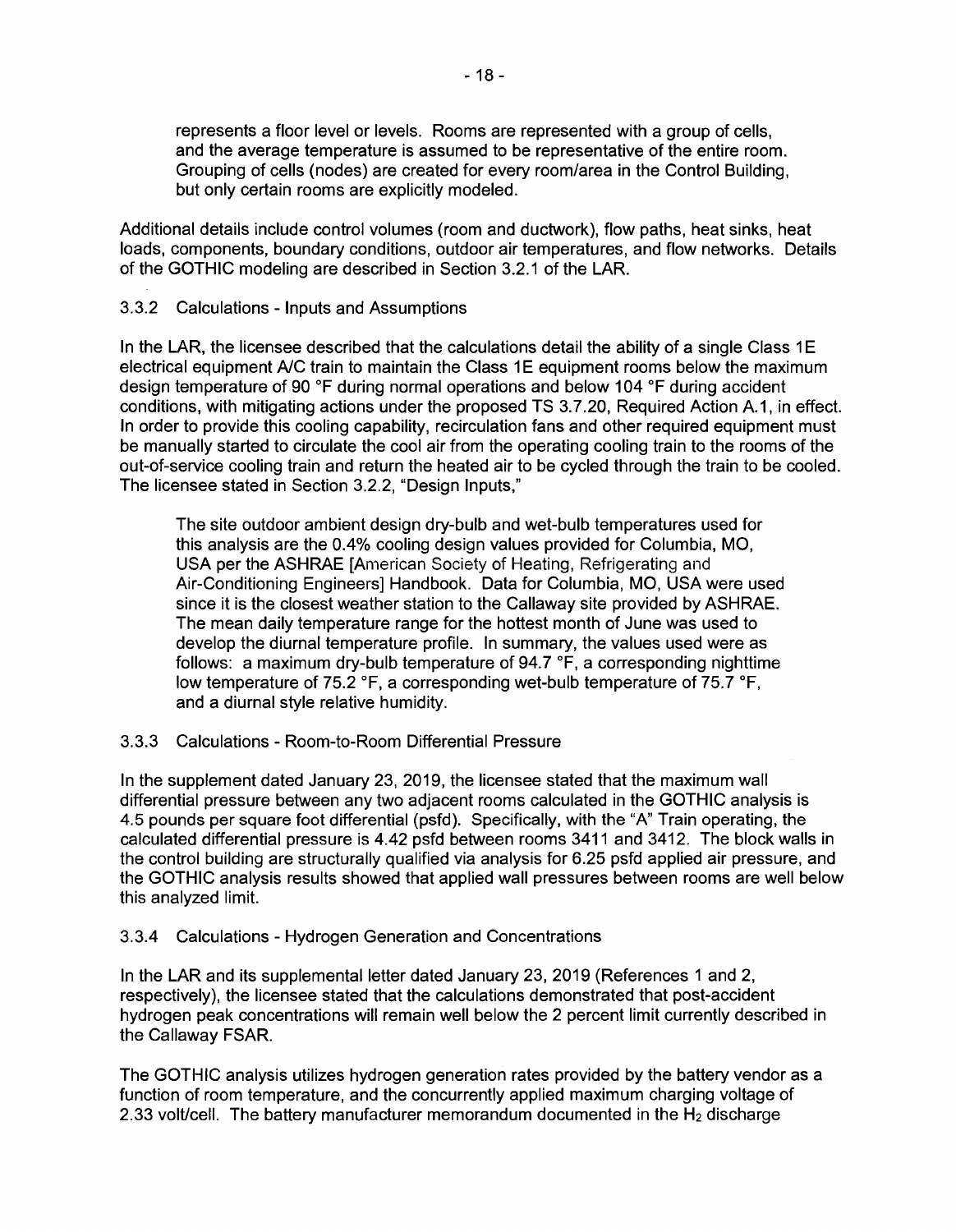represents a floor level or levels. Rooms are represented with a group of cells, and the average temperature is assumed to be representative of the entire room. Grouping of cells (nodes) are created for every room/area in the Control Building, but only certain rooms are explicitly modeled.

Additional details include control volumes (room and ductwork), flow paths, heat sinks, heat loads, components, boundary conditions, outdoor air temperatures, and flow networks. Details of the GOTHIC modeling are described in Section 3.2.1 of the LAR.

### 3.3.2 Calculations - Inputs and Assumptions

In the LAR, the licensee described that the calculations detail the ability of a single Class 1E electrical equipment A/C train to maintain the Class 1E equipment rooms below the maximum design temperature of 90 °F during normal operations and below 104 °F during accident conditions, with mitigating actions under the proposed TS 3.7.20, Required Action A.1, in effect. In order to provide this cooling capability, recirculation fans and other required equipment must be manually started to circulate the cool air from the operating cooling train to the rooms of the out-of-service cooling train and return the heated air to be cycled through the train to be cooled. The licensee stated in Section 3.2.2, "Design Inputs,"

> The site outdoor ambient design dry-bulb and wet-bulb temperatures used for this analysis are the 0.4% cooling design values provided for Columbia, MO, USA per the ASHRAE [American Society of Heating, Refrigerating and Air-Conditioning Engineers] Handbook. Data for Columbia, MO, USA were used since it is the closest weather station to the Callaway site provided by ASHRAE. The mean daily temperature range for the hottest month of June was used to develop the diurnal temperature profile. In summary, the values used were as follows: a maximum dry-bulb temperature of 94.7 °F, a corresponding nighttime low temperature of 75.2 °F, a corresponding wet-bulb temperature of 75.7 °F, and a diurnal style relative humidity.

### 3.3.3 Calculations - Room-to-Room Differential Pressure

In the supplement dated January 23, 2019, the licensee stated that the maximum wall differential pressure between any two adjacent rooms calculated in the GOTHIC analysis is 4.5 pounds per square foot differential (psfd). Specifically, with the "A" Train operating, the calculated differential pressure is 4.42 psfd between rooms 3411 and 3412. The block walls in the control building are structurally qualified via analysis for 6.25 psfd applied air pressure, and the GOTHIC analysis results showed that applied wall pressures between rooms are well below this analyzed limit.

### 3.3.4 Calculations - Hydrogen Generation and Concentrations

In the LAR and its supplemental letter dated January 23, 2019 (References 1 and 2, respectively), the licensee stated that the calculations demonstrated that post-accident hydrogen peak concentrations will remain well below the 2 percent limit currently described in the Callaway FSAR.

The GOTHIC analysis utilizes hydrogen generation rates provided by the battery vendor as a function of room temperature, and the concurrently applied maximum charging voltage of 2.33 volt/cell. The battery manufacturer memorandum documented in the $H_2$ discharge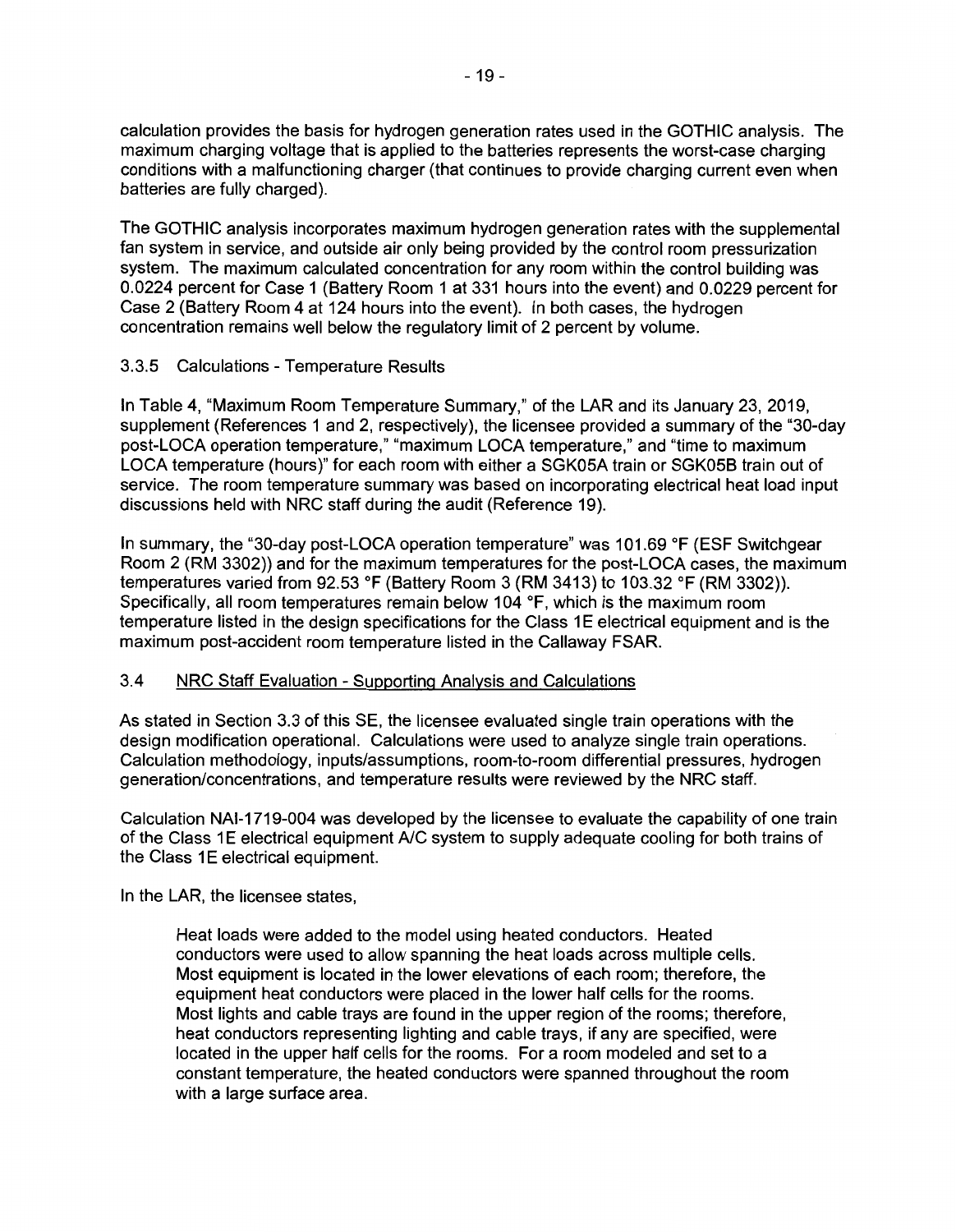calculation provides the basis for hydrogen generation rates used in the GOTHIC analysis. The maximum charging voltage that is applied to the batteries represents the worst-case charging conditions with a malfunctioning charger (that continues to provide charging current even when batteries are fully charged).

The GOTHIC analysis incorporates maximum hydrogen generation rates with the supplemental fan system in service, and outside air only being provided by the control room pressurization system. The maximum calculated concentration for any room within the control building was 0.0224 percent for Case 1 (Battery Room 1 at 331 hours into the event) and 0.0229 percent for Case 2 (Battery Room 4 at 124 hours into the event). In both cases, the hydrogen concentration remains well below the regulatory limit of 2 percent by volume.

### 3.3.5 Calculations - Temperature Results

In Table 4, "Maximum Room Temperature Summary," of the LAR and its January 23, 2019, supplement (References 1 and 2, respectively), the licensee provided a summary of the "30-day post-LOCA operation temperature," "maximum LOCA temperature," and "time to maximum LOCA temperature (hours)" for each room with either a SGK05A train or SGK05B train out of service. The room temperature summary was based on incorporating electrical heat load input discussions held with NRC staff during the audit (Reference 19).

In summary, the "30-day post-LOCA operation temperature" was 101.69 °F (ESF Switchgear Room 2 (RM 3302)) and for the maximum temperatures for the post-LOCA cases, the maximum temperatures varied from 92.53 °F (Battery Room 3 (RM 3413) to 103.32 °F (RM 3302)). Specifically, all room temperatures remain below 104 °F, which is the maximum room temperature listed in the design specifications for the Class 1E electrical equipment and is the maximum post-accident room temperature listed in the Callaway FSAR.

## 3.4 NRC Staff Evaluation - Supporting Analysis and Calculations

As stated in Section 3.3 of this SE, the licensee evaluated single train operations with the design modification operational. Calculations were used to analyze single train operations. Calculation methodology, inputs/assumptions, room-to-room differential pressures, hydrogen generation/concentrations, and temperature results were reviewed by the NRC staff.

Calculation NAI-1719-004 was developed by the licensee to evaluate the capability of one train of the Class 1E electrical equipment A/C system to supply adequate cooling for both trains of the Class 1E electrical equipment.

In the LAR, the licensee states,

> Heat loads were added to the model using heated conductors. Heated conductors were used to allow spanning the heat loads across multiple cells. Most equipment is located in the lower elevations of each room; therefore, the equipment heat conductors were placed in the lower half cells for the rooms. Most lights and cable trays are found in the upper region of the rooms; therefore, heat conductors representing lighting and cable trays, if any are specified, were located in the upper half cells for the rooms. For a room modeled and set to a constant temperature, the heated conductors were spanned throughout the room with a large surface area.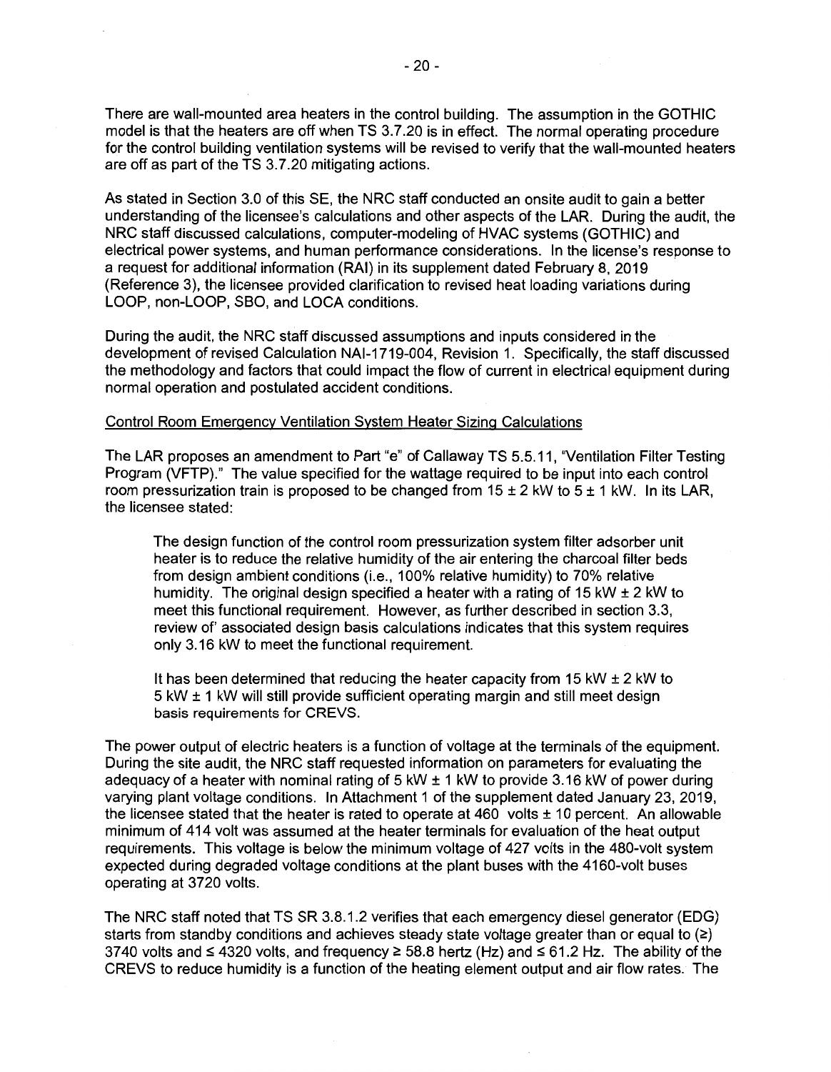There are wall-mounted area heaters in the control building. The assumption in the GOTHIC model is that the heaters are off when TS 3.7.20 is in effect. The normal operating procedure for the control building ventilation systems will be revised to verify that the wall-mounted heaters are off as part of the TS 3.7.20 mitigating actions.

As stated in Section 3.0 of this SE, the NRC staff conducted an onsite audit to gain a better understanding of the licensee's calculations and other aspects of the LAR. During the audit, the NRC staff discussed calculations, computer-modeling of HVAC systems (GOTHIC) and electrical power systems, and human performance considerations. In the license's response to a request for additional information (RAI) in its supplement dated February 8, 2019 (Reference 3), the licensee provided clarification to revised heat loading variations during LOOP, non-LOOP, SBO, and LOCA conditions.

During the audit, the NRC staff discussed assumptions and inputs considered in the development of revised Calculation NAI-1719-004, Revision 1. Specifically, the staff discussed the methodology and factors that could impact the flow of current in electrical equipment during normal operation and postulated accident conditions.

Control Room Emergency Ventilation System Heater Sizing Calculations

The LAR proposes an amendment to Part "e" of Callaway TS 5.5.11, "Ventilation Filter Testing Program (VFTP)." The value specified for the wattage required to be input into each control room pressurization train is proposed to be changed from 15 ± 2 kW to 5 ± 1 kW. In its LAR, the licensee stated:

> The design function of the control room pressurization system filter adsorber unit heater is to reduce the relative humidity of the air entering the charcoal filter beds from design ambient conditions (i.e., 100% relative humidity) to 70% relative humidity. The original design specified a heater with a rating of 15 kW ± 2 kW to meet this functional requirement. However, as further described in section 3.3, review of' associated design basis calculations indicates that this system requires only 3.16 kW to meet the functional requirement.
>
> It has been determined that reducing the heater capacity from 15 kW ± 2 kW to 5 kW ± 1 kW will still provide sufficient operating margin and still meet design basis requirements for CREVS.

The power output of electric heaters is a function of voltage at the terminals of the equipment. During the site audit, the NRC staff requested information on parameters for evaluating the adequacy of a heater with nominal rating of 5 kW ± 1 kW to provide 3.16 kW of power during varying plant voltage conditions. In Attachment 1 of the supplement dated January 23, 2019, the licensee stated that the heater is rated to operate at 460 volts ± 10 percent. An allowable minimum of 414 volt was assumed at the heater terminals for evaluation of the heat output requirements. This voltage is below the minimum voltage of 427 volts in the 480-volt system expected during degraded voltage conditions at the plant buses with the 4160-volt buses operating at 3720 volts.

The NRC staff noted that TS SR 3.8.1.2 verifies that each emergency diesel generator (EDG) starts from standby conditions and achieves steady state voltage greater than or equal to (≥) 3740 volts and ≤ 4320 volts, and frequency ≥ 58.8 hertz (Hz) and ≤ 61.2 Hz. The ability of the CREVS to reduce humidity is a function of the heating element output and air flow rates. The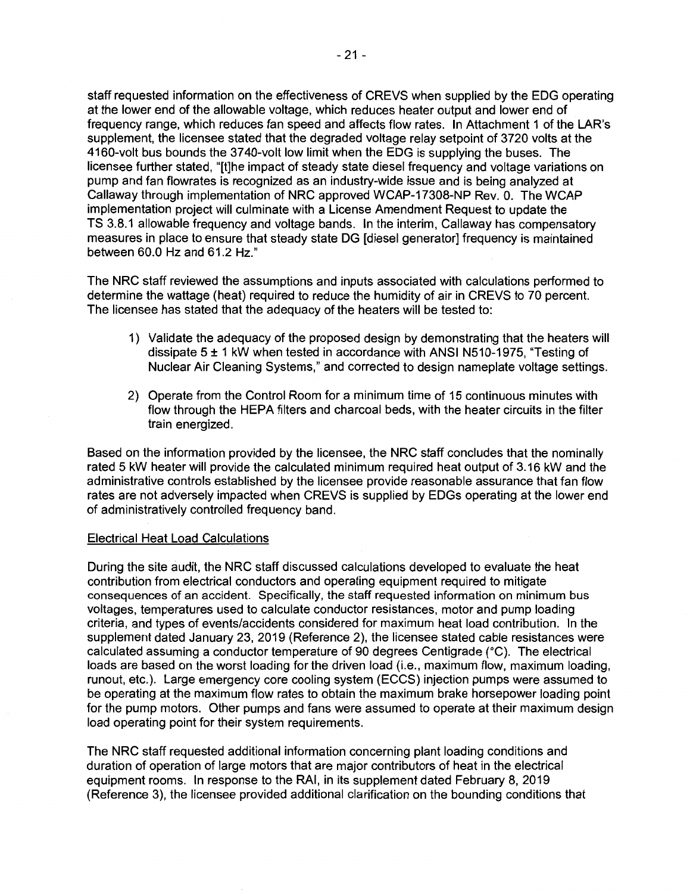staff requested information on the effectiveness of CREVS when supplied by the EDG operating at the lower end of the allowable voltage, which reduces heater output and lower end of frequency range, which reduces fan speed and affects flow rates. In Attachment 1 of the LAR's supplement, the licensee stated that the degraded voltage relay setpoint of 3720 volts at the 4160-volt bus bounds the 3740-volt low limit when the EDG is supplying the buses. The licensee further stated, "[t]he impact of steady state diesel frequency and voltage variations on pump and fan flowrates is recognized as an industry-wide issue and is being analyzed at Callaway through implementation of NRC approved WCAP-17308-NP Rev. 0. The WCAP implementation project will culminate with a License Amendment Request to update the TS 3.8.1 allowable frequency and voltage bands. In the interim, Callaway has compensatory measures in place to ensure that steady state DG [diesel generator] frequency is maintained between 60.0 Hz and 61.2 Hz."

The NRC staff reviewed the assumptions and inputs associated with calculations performed to determine the wattage (heat) required to reduce the humidity of air in CREVS to 70 percent. The licensee has stated that the adequacy of the heaters will be tested to:

1) Validate the adequacy of the proposed design by demonstrating that the heaters will dissipate 5 ± 1 kW when tested in accordance with ANSI N510-1975, "Testing of Nuclear Air Cleaning Systems," and corrected to design nameplate voltage settings.

2) Operate from the Control Room for a minimum time of 15 continuous minutes with flow through the HEPA filters and charcoal beds, with the heater circuits in the filter train energized.

Based on the information provided by the licensee, the NRC staff concludes that the nominally rated 5 kW heater will provide the calculated minimum required heat output of 3.16 kW and the administrative controls established by the licensee provide reasonable assurance that fan flow rates are not adversely impacted when CREVS is supplied by EDGs operating at the lower end of administratively controlled frequency band.

Electrical Heat Load Calculations

During the site audit, the NRC staff discussed calculations developed to evaluate the heat contribution from electrical conductors and operating equipment required to mitigate consequences of an accident. Specifically, the staff requested information on minimum bus voltages, temperatures used to calculate conductor resistances, motor and pump loading criteria, and types of events/accidents considered for maximum heat load contribution. In the supplement dated January 23, 2019 (Reference 2), the licensee stated cable resistances were calculated assuming a conductor temperature of 90 degrees Centigrade (°C). The electrical loads are based on the worst loading for the driven load (i.e., maximum flow, maximum loading, runout, etc.). Large emergency core cooling system (ECCS) injection pumps were assumed to be operating at the maximum flow rates to obtain the maximum brake horsepower loading point for the pump motors. Other pumps and fans were assumed to operate at their maximum design load operating point for their system requirements.

The NRC staff requested additional information concerning plant loading conditions and duration of operation of large motors that are major contributors of heat in the electrical equipment rooms. In response to the RAI, in its supplement dated February 8, 2019 (Reference 3), the licensee provided additional clarification on the bounding conditions that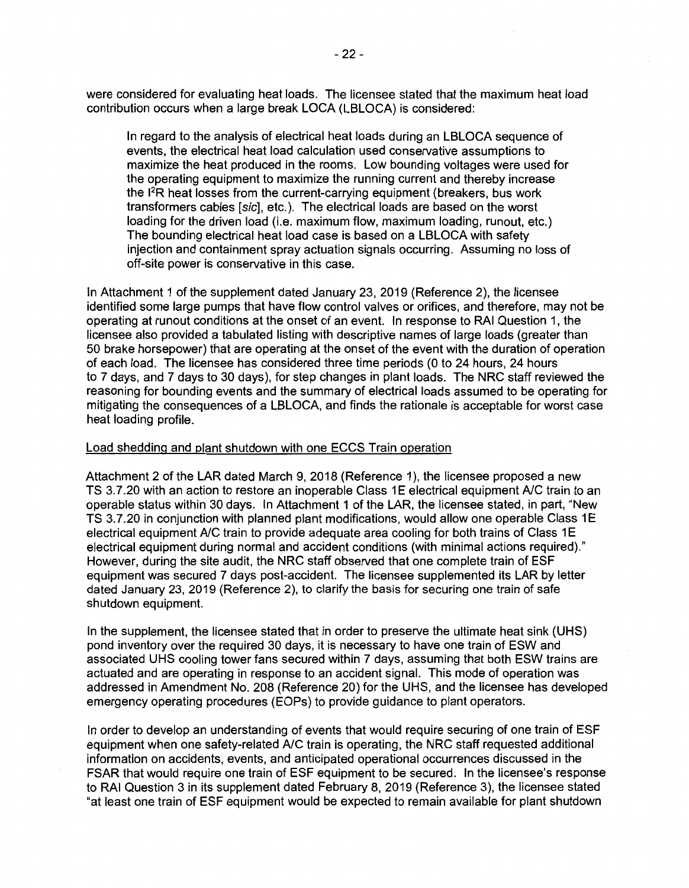were considered for evaluating heat loads. The licensee stated that the maximum heat load contribution occurs when a large break LOCA (LBLOCA) is considered:

> In regard to the analysis of electrical heat loads during an LBLOCA sequence of events, the electrical heat load calculation used conservative assumptions to maximize the heat produced in the rooms. Low bounding voltages were used for the operating equipment to maximize the running current and thereby increase the $I^2R$ heat losses from the current-carrying equipment (breakers, bus work transformers cables [*sic*], etc.). The electrical loads are based on the worst loading for the driven load (i.e. maximum flow, maximum loading, runout, etc.) The bounding electrical heat load case is based on a LBLOCA with safety injection and containment spray actuation signals occurring. Assuming no loss of off-site power is conservative in this case.

In Attachment 1 of the supplement dated January 23, 2019 (Reference 2), the licensee identified some large pumps that have flow control valves or orifices, and therefore, may not be operating at runout conditions at the onset of an event. In response to RAI Question 1, the licensee also provided a tabulated listing with descriptive names of large loads (greater than 50 brake horsepower) that are operating at the onset of the event with the duration of operation of each load. The licensee has considered three time periods (0 to 24 hours, 24 hours to 7 days, and 7 days to 30 days), for step changes in plant loads. The NRC staff reviewed the reasoning for bounding events and the summary of electrical loads assumed to be operating for mitigating the consequences of a LBLOCA, and finds the rationale is acceptable for worst case heat loading profile.

<u>Load shedding and plant shutdown with one ECCS Train operation</u>

Attachment 2 of the LAR dated March 9, 2018 (Reference 1), the licensee proposed a new TS 3.7.20 with an action to restore an inoperable Class 1E electrical equipment A/C train to an operable status within 30 days. In Attachment 1 of the LAR, the licensee stated, in part, "New TS 3.7.20 in conjunction with planned plant modifications, would allow one operable Class 1E electrical equipment A/C train to provide adequate area cooling for both trains of Class 1E electrical equipment during normal and accident conditions (with minimal actions required)." However, during the site audit, the NRC staff observed that one complete train of ESF equipment was secured 7 days post-accident. The licensee supplemented its LAR by letter dated January 23, 2019 (Reference 2), to clarify the basis for securing one train of safe shutdown equipment.

In the supplement, the licensee stated that in order to preserve the ultimate heat sink (UHS) pond inventory over the required 30 days, it is necessary to have one train of ESW and associated UHS cooling tower fans secured within 7 days, assuming that both ESW trains are actuated and are operating in response to an accident signal. This mode of operation was addressed in Amendment No. 208 (Reference 20) for the UHS, and the licensee has developed emergency operating procedures (EOPs) to provide guidance to plant operators.

In order to develop an understanding of events that would require securing of one train of ESF equipment when one safety-related A/C train is operating, the NRC staff requested additional information on accidents, events, and anticipated operational occurrences discussed in the FSAR that would require one train of ESF equipment to be secured. In the licensee's response to RAI Question 3 in its supplement dated February 8, 2019 (Reference 3), the licensee stated "at least one train of ESF equipment would be expected to remain available for plant shutdown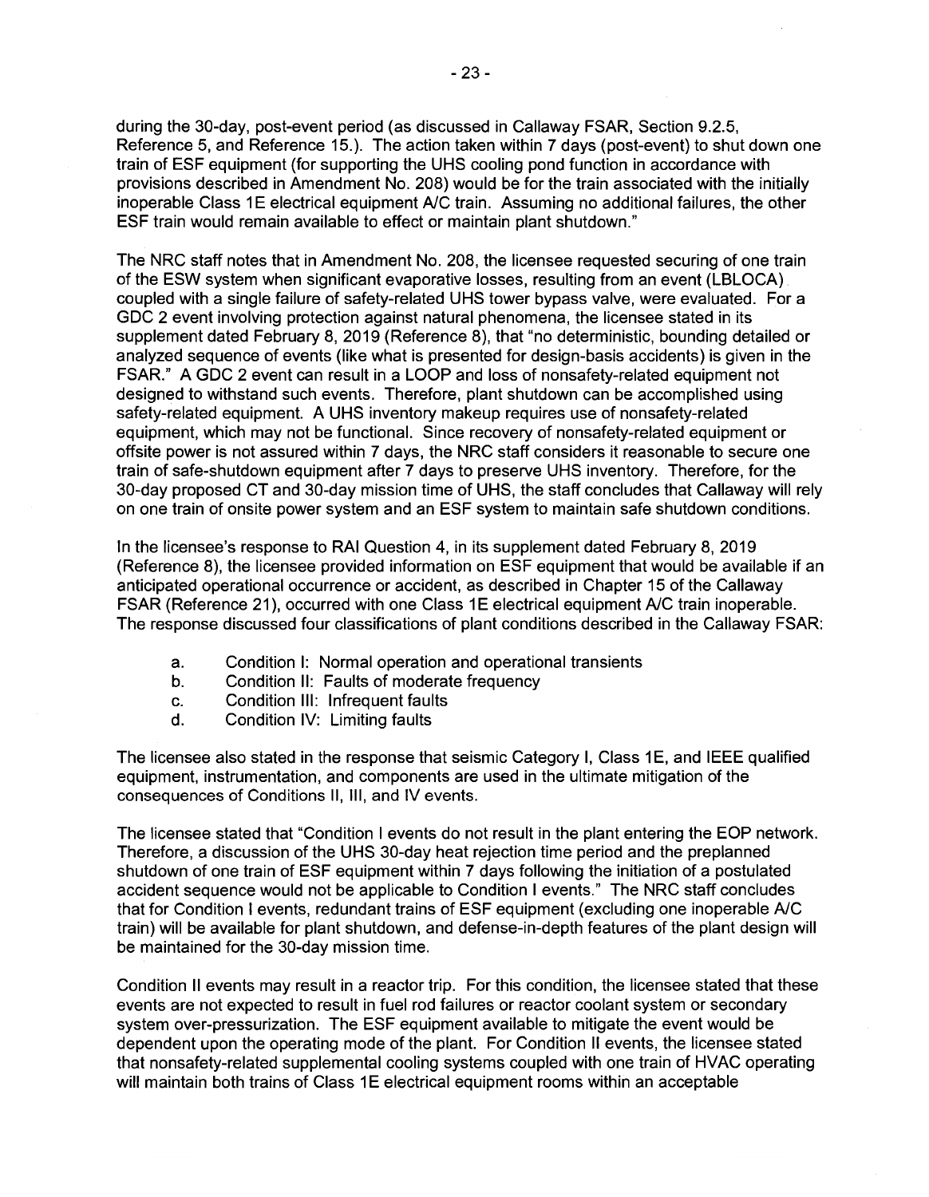during the 30-day, post-event period (as discussed in Callaway FSAR, Section 9.2.5, Reference 5, and Reference 15.). The action taken within 7 days (post-event) to shut down one train of ESF equipment (for supporting the UHS cooling pond function in accordance with provisions described in Amendment No. 208) would be for the train associated with the initially inoperable Class 1E electrical equipment A/C train. Assuming no additional failures, the other ESF train would remain available to effect or maintain plant shutdown."

The NRC staff notes that in Amendment No. 208, the licensee requested securing of one train of the ESW system when significant evaporative losses, resulting from an event (LBLOCA) coupled with a single failure of safety-related UHS tower bypass valve, were evaluated. For a GDC 2 event involving protection against natural phenomena, the licensee stated in its supplement dated February 8, 2019 (Reference 8), that "no deterministic, bounding detailed or analyzed sequence of events (like what is presented for design-basis accidents) is given in the FSAR." A GDC 2 event can result in a LOOP and loss of nonsafety-related equipment not designed to withstand such events. Therefore, plant shutdown can be accomplished using safety-related equipment. A UHS inventory makeup requires use of nonsafety-related equipment, which may not be functional. Since recovery of nonsafety-related equipment or offsite power is not assured within 7 days, the NRC staff considers it reasonable to secure one train of safe-shutdown equipment after 7 days to preserve UHS inventory. Therefore, for the 30-day proposed CT and 30-day mission time of UHS, the staff concludes that Callaway will rely on one train of onsite power system and an ESF system to maintain safe shutdown conditions.

In the licensee's response to RAI Question 4, in its supplement dated February 8, 2019 (Reference 8), the licensee provided information on ESF equipment that would be available if an anticipated operational occurrence or accident, as described in Chapter 15 of the Callaway FSAR (Reference 21), occurred with one Class 1E electrical equipment A/C train inoperable. The response discussed four classifications of plant conditions described in the Callaway FSAR:

a. Condition I: Normal operation and operational transients
b. Condition II: Faults of moderate frequency
c. Condition III: Infrequent faults
d. Condition IV: Limiting faults

The licensee also stated in the response that seismic Category I, Class 1E, and IEEE qualified equipment, instrumentation, and components are used in the ultimate mitigation of the consequences of Conditions II, III, and IV events.

The licensee stated that "Condition I events do not result in the plant entering the EOP network. Therefore, a discussion of the UHS 30-day heat rejection time period and the preplanned shutdown of one train of ESF equipment within 7 days following the initiation of a postulated accident sequence would not be applicable to Condition I events." The NRC staff concludes that for Condition I events, redundant trains of ESF equipment (excluding one inoperable A/C train) will be available for plant shutdown, and defense-in-depth features of the plant design will be maintained for the 30-day mission time.

Condition II events may result in a reactor trip. For this condition, the licensee stated that these events are not expected to result in fuel rod failures or reactor coolant system or secondary system over-pressurization. The ESF equipment available to mitigate the event would be dependent upon the operating mode of the plant. For Condition II events, the licensee stated that nonsafety-related supplemental cooling systems coupled with one train of HVAC operating will maintain both trains of Class 1E electrical equipment rooms within an acceptable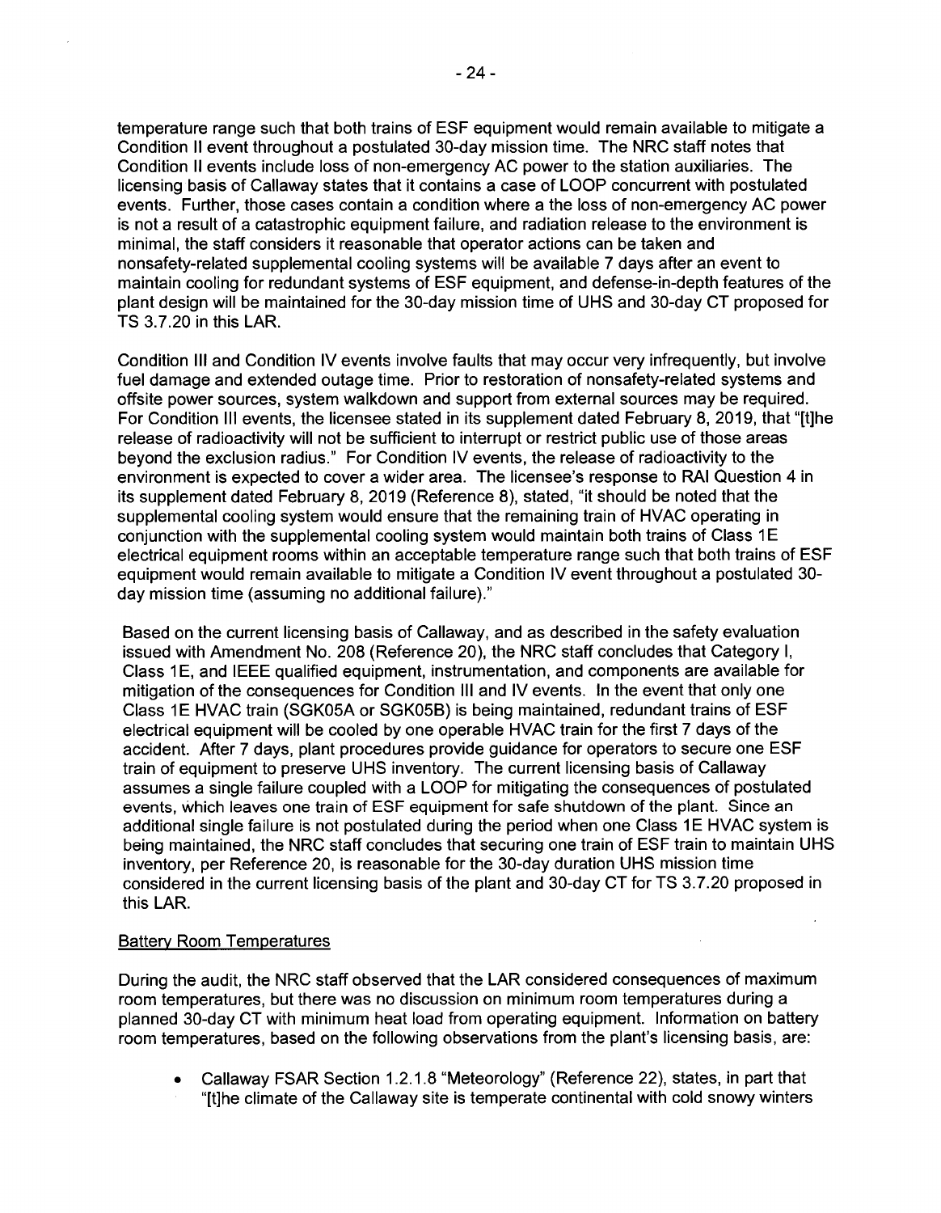temperature range such that both trains of ESF equipment would remain available to mitigate a Condition II event throughout a postulated 30-day mission time. The NRC staff notes that Condition II events include loss of non-emergency AC power to the station auxiliaries. The licensing basis of Callaway states that it contains a case of LOOP concurrent with postulated events. Further, those cases contain a condition where a the loss of non-emergency AC power is not a result of a catastrophic equipment failure, and radiation release to the environment is minimal, the staff considers it reasonable that operator actions can be taken and nonsafety-related supplemental cooling systems will be available 7 days after an event to maintain cooling for redundant systems of ESF equipment, and defense-in-depth features of the plant design will be maintained for the 30-day mission time of UHS and 30-day CT proposed for TS 3.7.20 in this LAR.

Condition III and Condition IV events involve faults that may occur very infrequently, but involve fuel damage and extended outage time. Prior to restoration of nonsafety-related systems and offsite power sources, system walkdown and support from external sources may be required. For Condition III events, the licensee stated in its supplement dated February 8, 2019, that "[t]he release of radioactivity will not be sufficient to interrupt or restrict public use of those areas beyond the exclusion radius." For Condition IV events, the release of radioactivity to the environment is expected to cover a wider area. The licensee's response to RAI Question 4 in its supplement dated February 8, 2019 (Reference 8), stated, "it should be noted that the supplemental cooling system would ensure that the remaining train of HVAC operating in conjunction with the supplemental cooling system would maintain both trains of Class 1E electrical equipment rooms within an acceptable temperature range such that both trains of ESF equipment would remain available to mitigate a Condition IV event throughout a postulated 30-day mission time (assuming no additional failure)."

Based on the current licensing basis of Callaway, and as described in the safety evaluation issued with Amendment No. 208 (Reference 20), the NRC staff concludes that Category I, Class 1E, and IEEE qualified equipment, instrumentation, and components are available for mitigation of the consequences for Condition III and IV events. In the event that only one Class 1E HVAC train (SGK05A or SGK05B) is being maintained, redundant trains of ESF electrical equipment will be cooled by one operable HVAC train for the first 7 days of the accident. After 7 days, plant procedures provide guidance for operators to secure one ESF train of equipment to preserve UHS inventory. The current licensing basis of Callaway assumes a single failure coupled with a LOOP for mitigating the consequences of postulated events, which leaves one train of ESF equipment for safe shutdown of the plant. Since an additional single failure is not postulated during the period when one Class 1E HVAC system is being maintained, the NRC staff concludes that securing one train of ESF train to maintain UHS inventory, per Reference 20, is reasonable for the 30-day duration UHS mission time considered in the current licensing basis of the plant and 30-day CT for TS 3.7.20 proposed in this LAR.

Battery Room Temperatures

During the audit, the NRC staff observed that the LAR considered consequences of maximum room temperatures, but there was no discussion on minimum room temperatures during a planned 30-day CT with minimum heat load from operating equipment. Information on battery room temperatures, based on the following observations from the plant's licensing basis, are:

- Callaway FSAR Section 1.2.1.8 "Meteorology" (Reference 22), states, in part that "[t]he climate of the Callaway site is temperate continental with cold snowy winters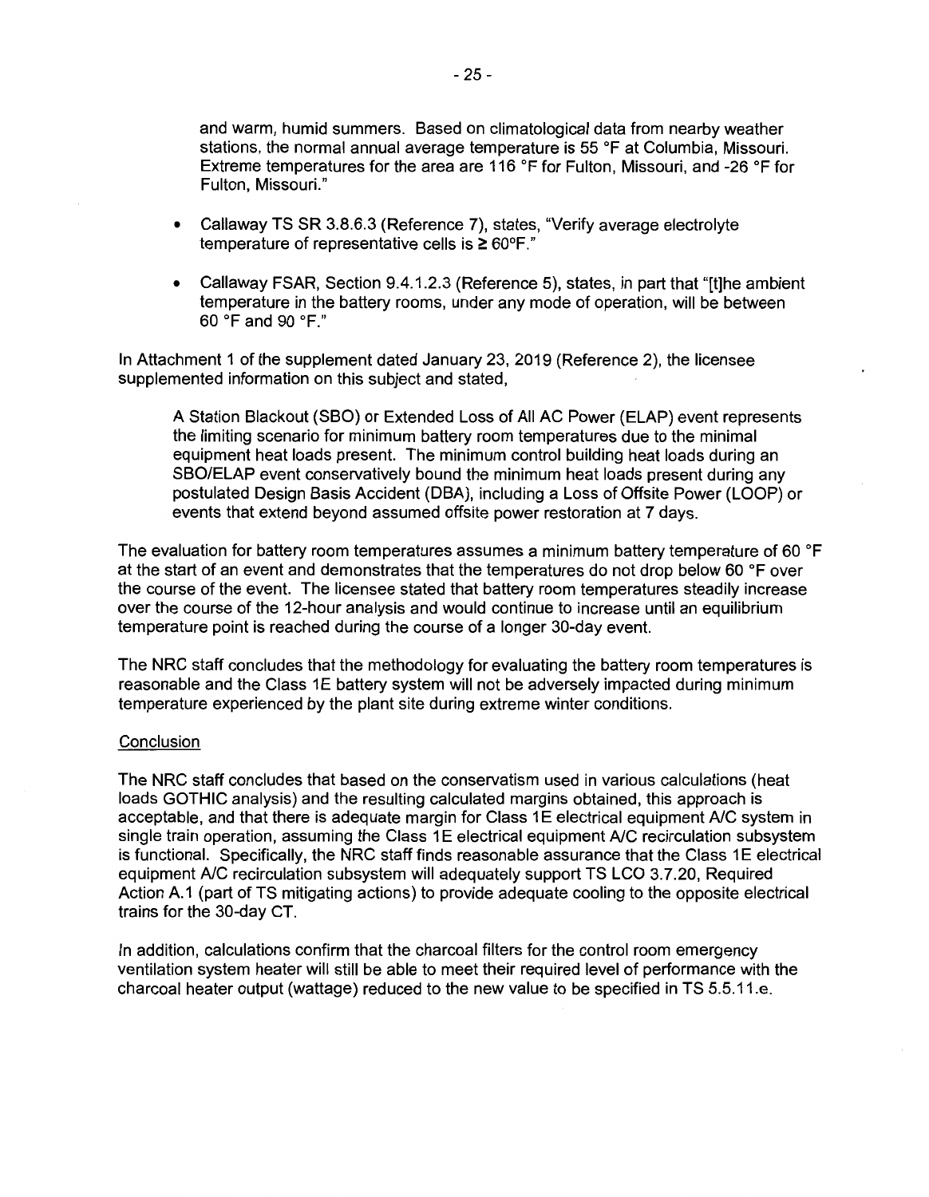and warm, humid summers. Based on climatological data from nearby weather stations, the normal annual average temperature is 55 °F at Columbia, Missouri. Extreme temperatures for the area are 116 °F for Fulton, Missouri, and -26 °F for Fulton, Missouri."

- Callaway TS SR 3.8.6.3 (Reference 7), states, "Verify average electrolyte temperature of representative cells is ≥ 60°F."
- Callaway FSAR, Section 9.4.1.2.3 (Reference 5), states, in part that "[t]he ambient temperature in the battery rooms, under any mode of operation, will be between 60 °F and 90 °F."

In Attachment 1 of the supplement dated January 23, 2019 (Reference 2), the licensee supplemented information on this subject and stated,

> A Station Blackout (SBO) or Extended Loss of All AC Power (ELAP) event represents the limiting scenario for minimum battery room temperatures due to the minimal equipment heat loads present. The minimum control building heat loads during an SBO/ELAP event conservatively bound the minimum heat loads present during any postulated Design Basis Accident (DBA), including a Loss of Offsite Power (LOOP) or events that extend beyond assumed offsite power restoration at 7 days.

The evaluation for battery room temperatures assumes a minimum battery temperature of 60 °F at the start of an event and demonstrates that the temperatures do not drop below 60 °F over the course of the event. The licensee stated that battery room temperatures steadily increase over the course of the 12-hour analysis and would continue to increase until an equilibrium temperature point is reached during the course of a longer 30-day event.

The NRC staff concludes that the methodology for evaluating the battery room temperatures is reasonable and the Class 1E battery system will not be adversely impacted during minimum temperature experienced by the plant site during extreme winter conditions.

Conclusion

The NRC staff concludes that based on the conservatism used in various calculations (heat loads GOTHIC analysis) and the resulting calculated margins obtained, this approach is acceptable, and that there is adequate margin for Class 1E electrical equipment A/C system in single train operation, assuming the Class 1E electrical equipment A/C recirculation subsystem is functional. Specifically, the NRC staff finds reasonable assurance that the Class 1E electrical equipment A/C recirculation subsystem will adequately support TS LCO 3.7.20, Required Action A.1 (part of TS mitigating actions) to provide adequate cooling to the opposite electrical trains for the 30-day CT.

In addition, calculations confirm that the charcoal filters for the control room emergency ventilation system heater will still be able to meet their required level of performance with the charcoal heater output (wattage) reduced to the new value to be specified in TS 5.5.11.e.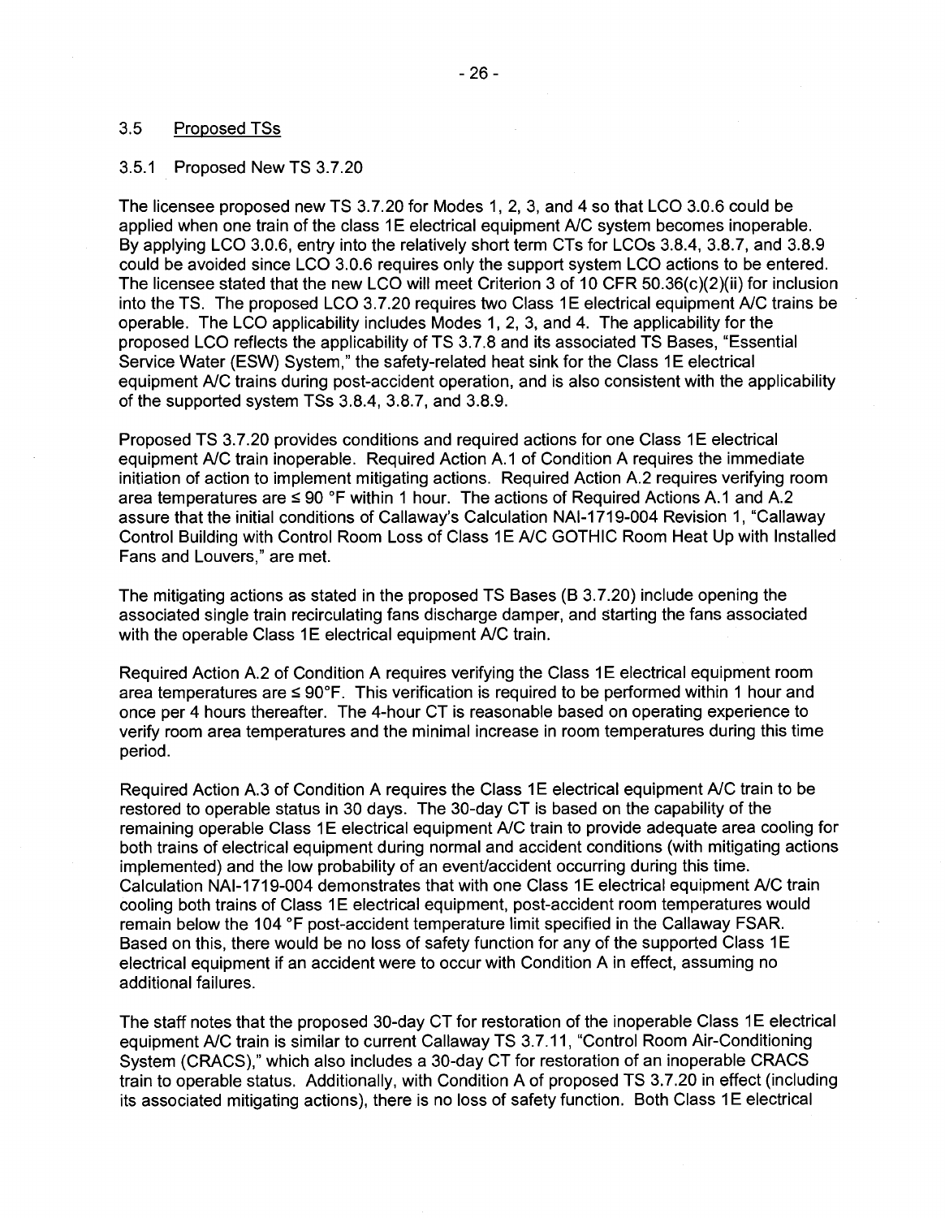### 3.5 Proposed TSs

#### 3.5.1 Proposed New TS 3.7.20

The licensee proposed new TS 3.7.20 for Modes 1, 2, 3, and 4 so that LCO 3.0.6 could be applied when one train of the class 1E electrical equipment A/C system becomes inoperable. By applying LCO 3.0.6, entry into the relatively short term CTs for LCOs 3.8.4, 3.8.7, and 3.8.9 could be avoided since LCO 3.0.6 requires only the support system LCO actions to be entered. The licensee stated that the new LCO will meet Criterion 3 of 10 CFR 50.36(c)(2)(ii) for inclusion into the TS. The proposed LCO 3.7.20 requires two Class 1E electrical equipment A/C trains be operable. The LCO applicability includes Modes 1, 2, 3, and 4. The applicability for the proposed LCO reflects the applicability of TS 3.7.8 and its associated TS Bases, "Essential Service Water (ESW) System," the safety-related heat sink for the Class 1E electrical equipment A/C trains during post-accident operation, and is also consistent with the applicability of the supported system TSs 3.8.4, 3.8.7, and 3.8.9.

Proposed TS 3.7.20 provides conditions and required actions for one Class 1E electrical equipment A/C train inoperable. Required Action A.1 of Condition A requires the immediate initiation of action to implement mitigating actions. Required Action A.2 requires verifying room area temperatures are ≤ 90 °F within 1 hour. The actions of Required Actions A.1 and A.2 assure that the initial conditions of Callaway's Calculation NAI-1719-004 Revision 1, "Callaway Control Building with Control Room Loss of Class 1E A/C GOTHIC Room Heat Up with Installed Fans and Louvers," are met.

The mitigating actions as stated in the proposed TS Bases (B 3.7.20) include opening the associated single train recirculating fans discharge damper, and starting the fans associated with the operable Class 1E electrical equipment A/C train.

Required Action A.2 of Condition A requires verifying the Class 1E electrical equipment room area temperatures are ≤ 90°F. This verification is required to be performed within 1 hour and once per 4 hours thereafter. The 4-hour CT is reasonable based on operating experience to verify room area temperatures and the minimal increase in room temperatures during this time period.

Required Action A.3 of Condition A requires the Class 1E electrical equipment A/C train to be restored to operable status in 30 days. The 30-day CT is based on the capability of the remaining operable Class 1E electrical equipment A/C train to provide adequate area cooling for both trains of electrical equipment during normal and accident conditions (with mitigating actions implemented) and the low probability of an event/accident occurring during this time. Calculation NAI-1719-004 demonstrates that with one Class 1E electrical equipment A/C train cooling both trains of Class 1E electrical equipment, post-accident room temperatures would remain below the 104 °F post-accident temperature limit specified in the Callaway FSAR. Based on this, there would be no loss of safety function for any of the supported Class 1E electrical equipment if an accident were to occur with Condition A in effect, assuming no additional failures.

The staff notes that the proposed 30-day CT for restoration of the inoperable Class 1E electrical equipment A/C train is similar to current Callaway TS 3.7.11, "Control Room Air-Conditioning System (CRACS)," which also includes a 30-day CT for restoration of an inoperable CRACS train to operable status. Additionally, with Condition A of proposed TS 3.7.20 in effect (including its associated mitigating actions), there is no loss of safety function. Both Class 1E electrical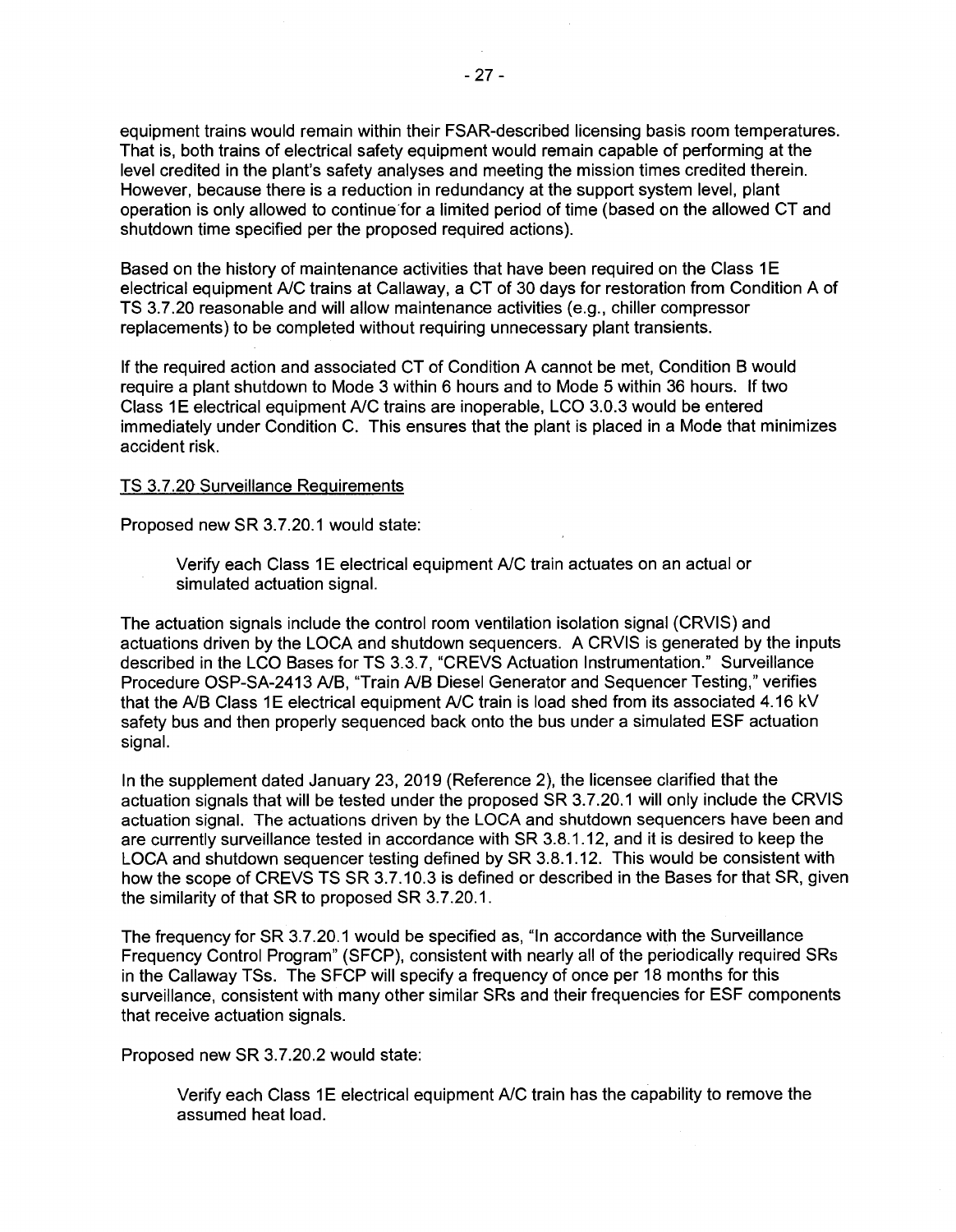equipment trains would remain within their FSAR-described licensing basis room temperatures. That is, both trains of electrical safety equipment would remain capable of performing at the level credited in the plant's safety analyses and meeting the mission times credited therein. However, because there is a reduction in redundancy at the support system level, plant operation is only allowed to continue for a limited period of time (based on the allowed CT and shutdown time specified per the proposed required actions).

Based on the history of maintenance activities that have been required on the Class 1E electrical equipment A/C trains at Callaway, a CT of 30 days for restoration from Condition A of TS 3.7.20 reasonable and will allow maintenance activities (e.g., chiller compressor replacements) to be completed without requiring unnecessary plant transients.

If the required action and associated CT of Condition A cannot be met, Condition B would require a plant shutdown to Mode 3 within 6 hours and to Mode 5 within 36 hours. If two Class 1E electrical equipment A/C trains are inoperable, LCO 3.0.3 would be entered immediately under Condition C. This ensures that the plant is placed in a Mode that minimizes accident risk.

TS 3.7.20 Surveillance Requirements

Proposed new SR 3.7.20.1 would state:

> Verify each Class 1E electrical equipment A/C train actuates on an actual or simulated actuation signal.

The actuation signals include the control room ventilation isolation signal (CRVIS) and actuations driven by the LOCA and shutdown sequencers. A CRVIS is generated by the inputs described in the LCO Bases for TS 3.3.7, "CREVS Actuation Instrumentation." Surveillance Procedure OSP-SA-2413 A/B, "Train A/B Diesel Generator and Sequencer Testing," verifies that the A/B Class 1E electrical equipment A/C train is load shed from its associated 4.16 kV safety bus and then properly sequenced back onto the bus under a simulated ESF actuation signal.

In the supplement dated January 23, 2019 (Reference 2), the licensee clarified that the actuation signals that will be tested under the proposed SR 3.7.20.1 will only include the CRVIS actuation signal. The actuations driven by the LOCA and shutdown sequencers have been and are currently surveillance tested in accordance with SR 3.8.1.12, and it is desired to keep the LOCA and shutdown sequencer testing defined by SR 3.8.1.12. This would be consistent with how the scope of CREVS TS SR 3.7.10.3 is defined or described in the Bases for that SR, given the similarity of that SR to proposed SR 3.7.20.1.

The frequency for SR 3.7.20.1 would be specified as, "In accordance with the Surveillance Frequency Control Program" (SFCP), consistent with nearly all of the periodically required SRs in the Callaway TSs. The SFCP will specify a frequency of once per 18 months for this surveillance, consistent with many other similar SRs and their frequencies for ESF components that receive actuation signals.

Proposed new SR 3.7.20.2 would state:

> Verify each Class 1E electrical equipment A/C train has the capability to remove the assumed heat load.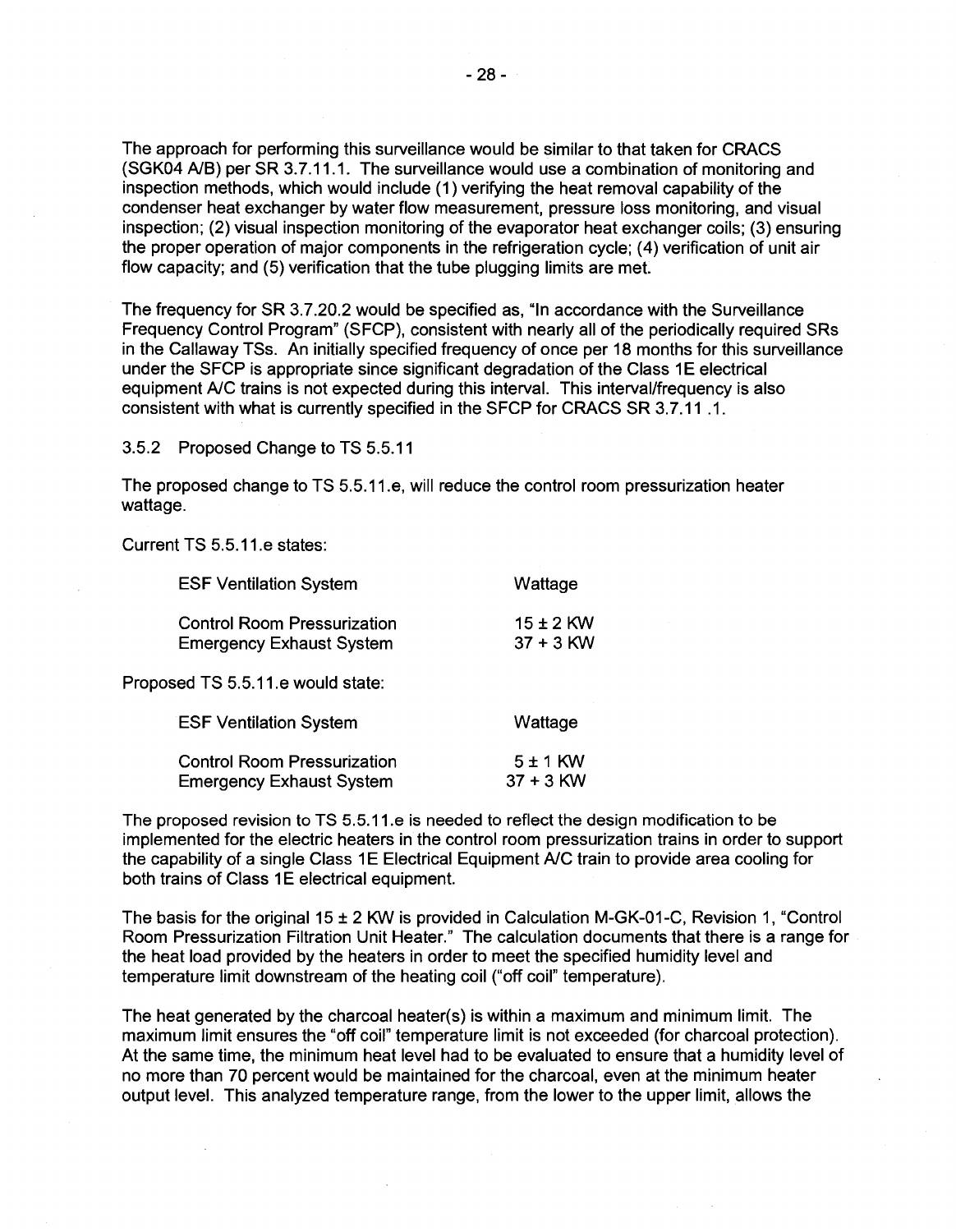The approach for performing this surveillance would be similar to that taken for CRACS (SGK04 A/B) per SR 3.7.11.1. The surveillance would use a combination of monitoring and inspection methods, which would include (1) verifying the heat removal capability of the condenser heat exchanger by water flow measurement, pressure loss monitoring, and visual inspection; (2) visual inspection monitoring of the evaporator heat exchanger coils; (3) ensuring the proper operation of major components in the refrigeration cycle; (4) verification of unit air flow capacity; and (5) verification that the tube plugging limits are met.

The frequency for SR 3.7.20.2 would be specified as, "In accordance with the Surveillance Frequency Control Program" (SFCP), consistent with nearly all of the periodically required SRs in the Callaway TSs. An initially specified frequency of once per 18 months for this surveillance under the SFCP is appropriate since significant degradation of the Class 1E electrical equipment A/C trains is not expected during this interval. This interval/frequency is also consistent with what is currently specified in the SFCP for CRACS SR 3.7.11 .1.

3.5.2 Proposed Change to TS 5.5.11

The proposed change to TS 5.5.11.e, will reduce the control room pressurization heater wattage.

Current TS 5.5.11.e states:

| ESF Ventilation System | Wattage |
|---|---|
| Control Room Pressurization | 15 ± 2 KW |
| Emergency Exhaust System | 37 + 3 KW |

Proposed TS 5.5.11.e would state:

| ESF Ventilation System | Wattage |
|---|---|
| Control Room Pressurization | 5 ± 1 KW |
| Emergency Exhaust System | 37 + 3 KW |

The proposed revision to TS 5.5.11.e is needed to reflect the design modification to be implemented for the electric heaters in the control room pressurization trains in order to support the capability of a single Class 1E Electrical Equipment A/C train to provide area cooling for both trains of Class 1E electrical equipment.

The basis for the original 15 ± 2 KW is provided in Calculation M-GK-01-C, Revision 1, "Control Room Pressurization Filtration Unit Heater." The calculation documents that there is a range for the heat load provided by the heaters in order to meet the specified humidity level and temperature limit downstream of the heating coil ("off coil" temperature).

The heat generated by the charcoal heater(s) is within a maximum and minimum limit. The maximum limit ensures the "off coil" temperature limit is not exceeded (for charcoal protection). At the same time, the minimum heat level had to be evaluated to ensure that a humidity level of no more than 70 percent would be maintained for the charcoal, even at the minimum heater output level. This analyzed temperature range, from the lower to the upper limit, allows the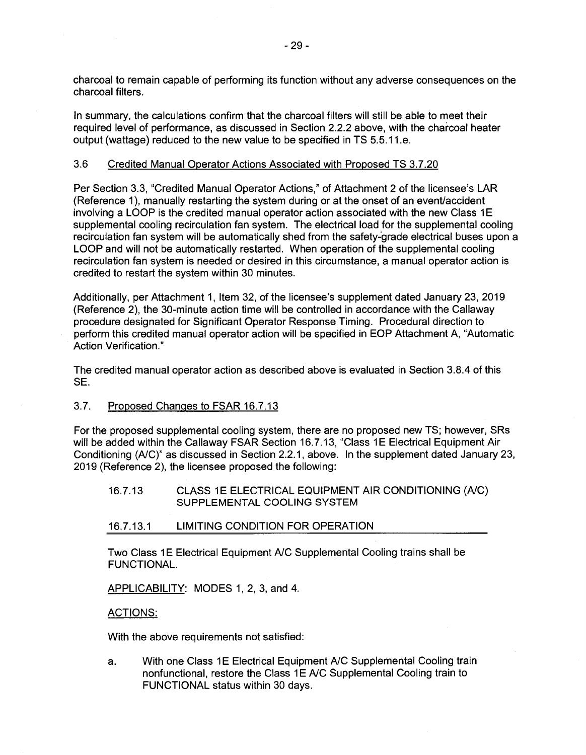charcoal to remain capable of performing its function without any adverse consequences on the charcoal filters.

In summary, the calculations confirm that the charcoal filters will still be able to meet their required level of performance, as discussed in Section 2.2.2 above, with the charcoal heater output (wattage) reduced to the new value to be specified in TS 5.5.11.e.

### 3.6 Credited Manual Operator Actions Associated with Proposed TS 3.7.20

Per Section 3.3, "Credited Manual Operator Actions," of Attachment 2 of the licensee's LAR (Reference 1), manually restarting the system during or at the onset of an event/accident involving a LOOP is the credited manual operator action associated with the new Class 1E supplemental cooling recirculation fan system. The electrical load for the supplemental cooling recirculation fan system will be automatically shed from the safety-grade electrical buses upon a LOOP and will not be automatically restarted. When operation of the supplemental cooling recirculation fan system is needed or desired in this circumstance, a manual operator action is credited to restart the system within 30 minutes.

Additionally, per Attachment 1, Item 32, of the licensee's supplement dated January 23, 2019 (Reference 2), the 30-minute action time will be controlled in accordance with the Callaway procedure designated for Significant Operator Response Timing. Procedural direction to perform this credited manual operator action will be specified in EOP Attachment A, "Automatic Action Verification."

The credited manual operator action as described above is evaluated in Section 3.8.4 of this SE.

### 3.7. Proposed Changes to FSAR 16.7.13

For the proposed supplemental cooling system, there are no proposed new TS; however, SRs will be added within the Callaway FSAR Section 16.7.13, "Class 1E Electrical Equipment Air Conditioning (A/C)" as discussed in Section 2.2.1, above. In the supplement dated January 23, 2019 (Reference 2), the licensee proposed the following:

> 16.7.13 CLASS 1E ELECTRICAL EQUIPMENT AIR CONDITIONING (A/C) SUPPLEMENTAL COOLING SYSTEM
>
> 16.7.13.1 LIMITING CONDITION FOR OPERATION
>
> Two Class 1E Electrical Equipment A/C Supplemental Cooling trains shall be FUNCTIONAL.
>
> APPLICABILITY: MODES 1, 2, 3, and 4.
>
> ACTIONS:
>
> With the above requirements not satisfied:
>
> a. With one Class 1E Electrical Equipment A/C Supplemental Cooling train nonfunctional, restore the Class 1E A/C Supplemental Cooling train to FUNCTIONAL status within 30 days.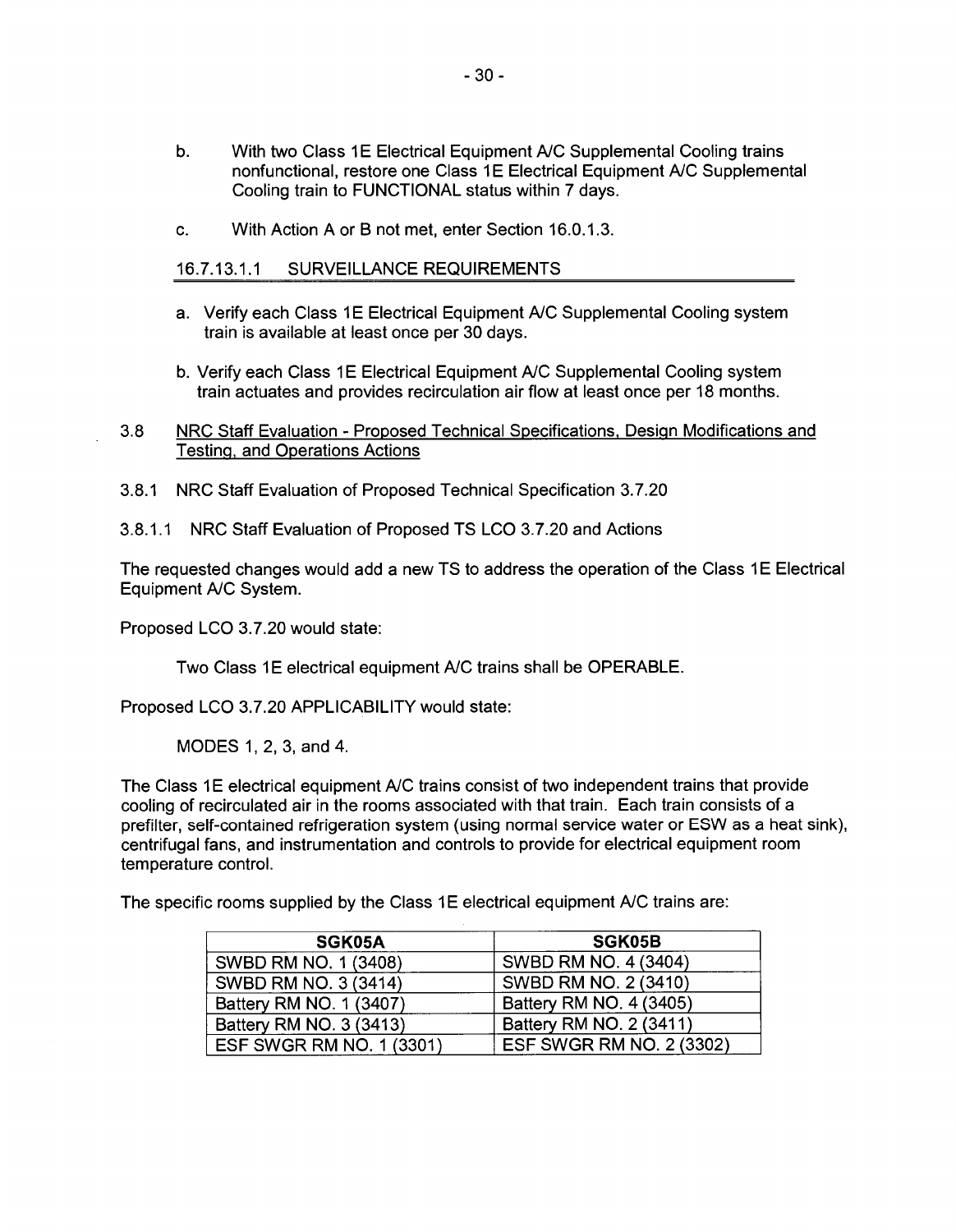b. With two Class 1E Electrical Equipment A/C Supplemental Cooling trains nonfunctional, restore one Class 1E Electrical Equipment A/C Supplemental Cooling train to FUNCTIONAL status within 7 days.

c. With Action A or B not met, enter Section 16.0.1.3.

16.7.13.1.1 SURVEILLANCE REQUIREMENTS

a. Verify each Class 1E Electrical Equipment A/C Supplemental Cooling system train is available at least once per 30 days.

b. Verify each Class 1E Electrical Equipment A/C Supplemental Cooling system train actuates and provides recirculation air flow at least once per 18 months.

3.8 NRC Staff Evaluation - Proposed Technical Specifications, Design Modifications and Testing, and Operations Actions

3.8.1 NRC Staff Evaluation of Proposed Technical Specification 3.7.20

3.8.1.1 NRC Staff Evaluation of Proposed TS LCO 3.7.20 and Actions

The requested changes would add a new TS to address the operation of the Class 1E Electrical Equipment A/C System.

Proposed LCO 3.7.20 would state:

> Two Class 1E electrical equipment A/C trains shall be OPERABLE.

Proposed LCO 3.7.20 APPLICABILITY would state:

> MODES 1, 2, 3, and 4.

The Class 1E electrical equipment A/C trains consist of two independent trains that provide cooling of recirculated air in the rooms associated with that train. Each train consists of a prefilter, self-contained refrigeration system (using normal service water or ESW as a heat sink), centrifugal fans, and instrumentation and controls to provide for electrical equipment room temperature control.

The specific rooms supplied by the Class 1E electrical equipment A/C trains are:

| SGK05A | SGK05B |
|---|---|
| SWBD RM NO. 1 (3408) | SWBD RM NO. 4 (3404) |
| SWBD RM NO. 3 (3414) | SWBD RM NO. 2 (3410) |
| Battery RM NO. 1 (3407) | Battery RM NO. 4 (3405) |
| Battery RM NO. 3 (3413) | Battery RM NO. 2 (3411) |
| ESF SWGR RM NO. 1 (3301) | ESF SWGR RM NO. 2 (3302) |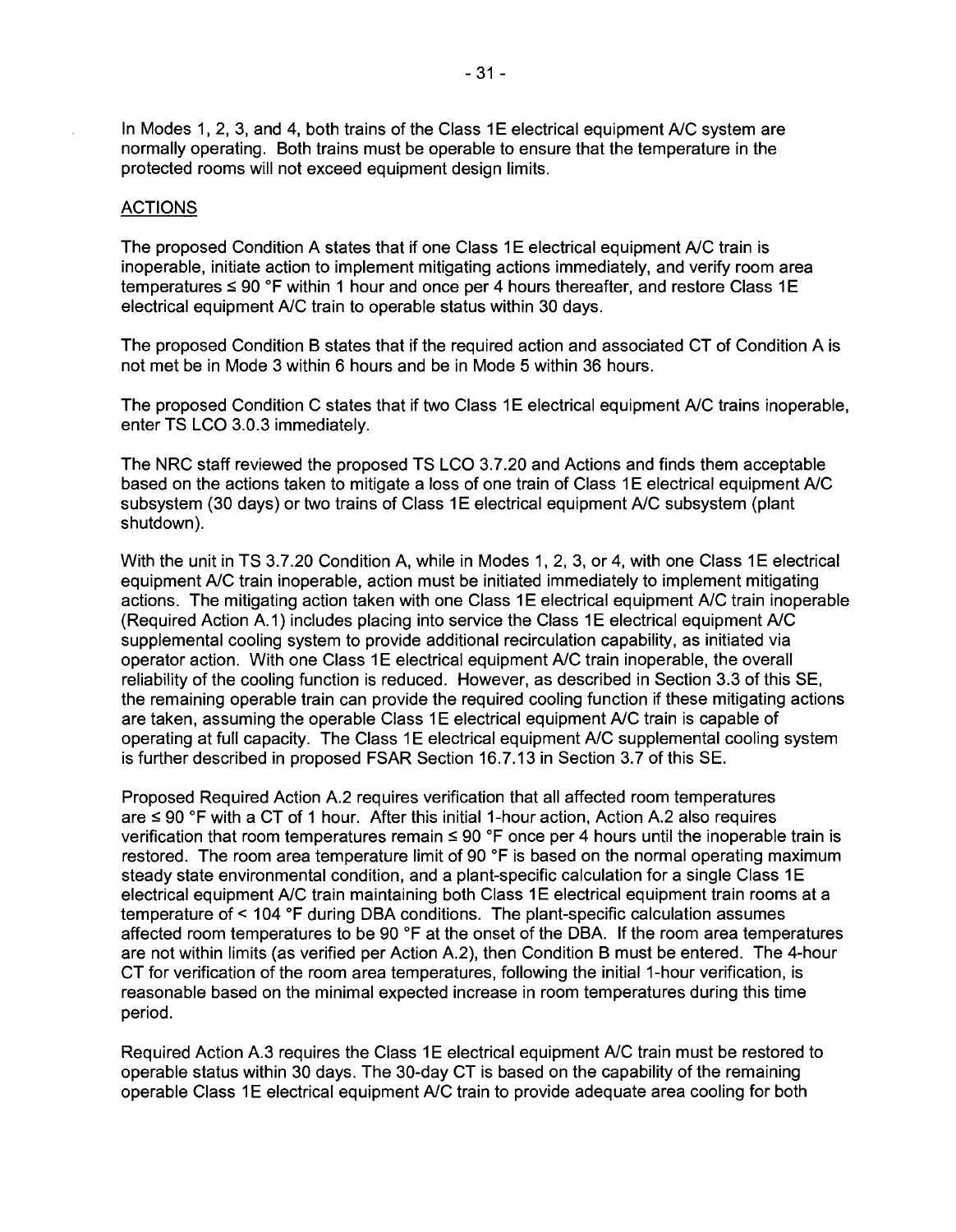In Modes 1, 2, 3, and 4, both trains of the Class 1E electrical equipment A/C system are normally operating. Both trains must be operable to ensure that the temperature in the protected rooms will not exceed equipment design limits.

## ACTIONS

The proposed Condition A states that if one Class 1E electrical equipment A/C train is inoperable, initiate action to implement mitigating actions immediately, and verify room area temperatures ≤ 90 °F within 1 hour and once per 4 hours thereafter, and restore Class 1E electrical equipment A/C train to operable status within 30 days.

The proposed Condition B states that if the required action and associated CT of Condition A is not met be in Mode 3 within 6 hours and be in Mode 5 within 36 hours.

The proposed Condition C states that if two Class 1E electrical equipment A/C trains inoperable, enter TS LCO 3.0.3 immediately.

The NRC staff reviewed the proposed TS LCO 3.7.20 and Actions and finds them acceptable based on the actions taken to mitigate a loss of one train of Class 1E electrical equipment A/C subsystem (30 days) or two trains of Class 1E electrical equipment A/C subsystem (plant shutdown).

With the unit in TS 3.7.20 Condition A, while in Modes 1, 2, 3, or 4, with one Class 1E electrical equipment A/C train inoperable, action must be initiated immediately to implement mitigating actions. The mitigating action taken with one Class 1E electrical equipment A/C train inoperable (Required Action A.1) includes placing into service the Class 1E electrical equipment A/C supplemental cooling system to provide additional recirculation capability, as initiated via operator action. With one Class 1E electrical equipment A/C train inoperable, the overall reliability of the cooling function is reduced. However, as described in Section 3.3 of this SE, the remaining operable train can provide the required cooling function if these mitigating actions are taken, assuming the operable Class 1E electrical equipment A/C train is capable of operating at full capacity. The Class 1E electrical equipment A/C supplemental cooling system is further described in proposed FSAR Section 16.7.13 in Section 3.7 of this SE.

Proposed Required Action A.2 requires verification that all affected room temperatures are ≤ 90 °F with a CT of 1 hour. After this initial 1-hour action, Action A.2 also requires verification that room temperatures remain ≤ 90 °F once per 4 hours until the inoperable train is restored. The room area temperature limit of 90 °F is based on the normal operating maximum steady state environmental condition, and a plant-specific calculation for a single Class 1E electrical equipment A/C train maintaining both Class 1E electrical equipment train rooms at a temperature of < 104 °F during DBA conditions. The plant-specific calculation assumes affected room temperatures to be 90 °F at the onset of the DBA. If the room area temperatures are not within limits (as verified per Action A.2), then Condition B must be entered. The 4-hour CT for verification of the room area temperatures, following the initial 1-hour verification, is reasonable based on the minimal expected increase in room temperatures during this time period.

Required Action A.3 requires the Class 1E electrical equipment A/C train must be restored to operable status within 30 days. The 30-day CT is based on the capability of the remaining operable Class 1E electrical equipment A/C train to provide adequate area cooling for both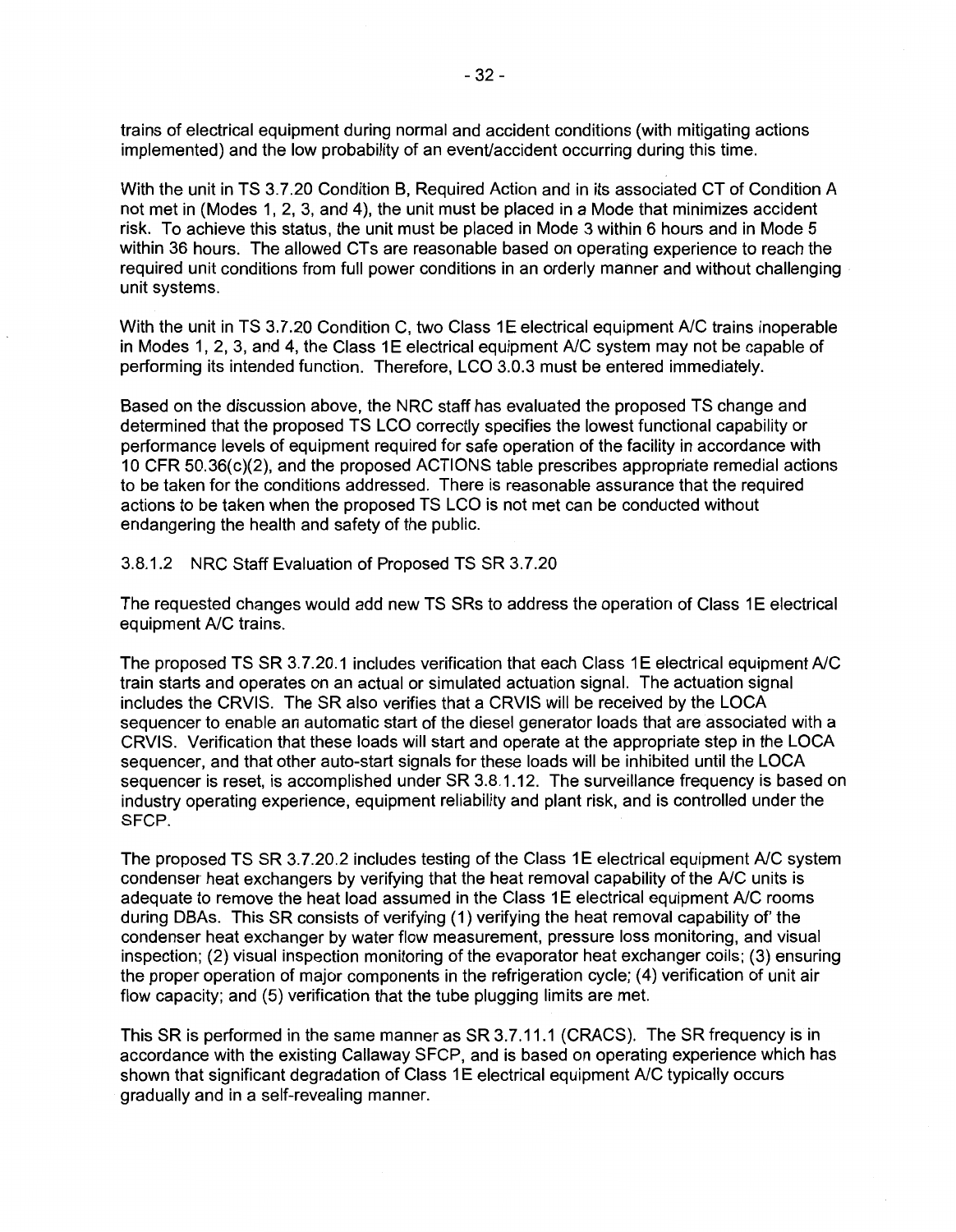trains of electrical equipment during normal and accident conditions (with mitigating actions implemented) and the low probability of an event/accident occurring during this time.

With the unit in TS 3.7.20 Condition B, Required Action and in its associated CT of Condition A not met in (Modes 1, 2, 3, and 4), the unit must be placed in a Mode that minimizes accident risk. To achieve this status, the unit must be placed in Mode 3 within 6 hours and in Mode 5 within 36 hours. The allowed CTs are reasonable based on operating experience to reach the required unit conditions from full power conditions in an orderly manner and without challenging unit systems.

With the unit in TS 3.7.20 Condition C, two Class 1E electrical equipment A/C trains inoperable in Modes 1, 2, 3, and 4, the Class 1E electrical equipment A/C system may not be capable of performing its intended function. Therefore, LCO 3.0.3 must be entered immediately.

Based on the discussion above, the NRC staff has evaluated the proposed TS change and determined that the proposed TS LCO correctly specifies the lowest functional capability or performance levels of equipment required for safe operation of the facility in accordance with 10 CFR 50.36(c)(2), and the proposed ACTIONS table prescribes appropriate remedial actions to be taken for the conditions addressed. There is reasonable assurance that the required actions to be taken when the proposed TS LCO is not met can be conducted without endangering the health and safety of the public.

3.8.1.2 NRC Staff Evaluation of Proposed TS SR 3.7.20

The requested changes would add new TS SRs to address the operation of Class 1E electrical equipment A/C trains.

The proposed TS SR 3.7.20.1 includes verification that each Class 1E electrical equipment A/C train starts and operates on an actual or simulated actuation signal. The actuation signal includes the CRVIS. The SR also verifies that a CRVIS will be received by the LOCA sequencer to enable an automatic start of the diesel generator loads that are associated with a CRVIS. Verification that these loads will start and operate at the appropriate step in the LOCA sequencer, and that other auto-start signals for these loads will be inhibited until the LOCA sequencer is reset, is accomplished under SR 3.8.1.12. The surveillance frequency is based on industry operating experience, equipment reliability and plant risk, and is controlled under the SFCP.

The proposed TS SR 3.7.20.2 includes testing of the Class 1E electrical equipment A/C system condenser heat exchangers by verifying that the heat removal capability of the A/C units is adequate to remove the heat load assumed in the Class 1E electrical equipment A/C rooms during DBAs. This SR consists of verifying (1) verifying the heat removal capability of' the condenser heat exchanger by water flow measurement, pressure loss monitoring, and visual inspection; (2) visual inspection monitoring of the evaporator heat exchanger coils; (3) ensuring the proper operation of major components in the refrigeration cycle; (4) verification of unit air flow capacity; and (5) verification that the tube plugging limits are met.

This SR is performed in the same manner as SR 3.7.11.1 (CRACS). The SR frequency is in accordance with the existing Callaway SFCP, and is based on operating experience which has shown that significant degradation of Class 1E electrical equipment A/C typically occurs gradually and in a self-revealing manner.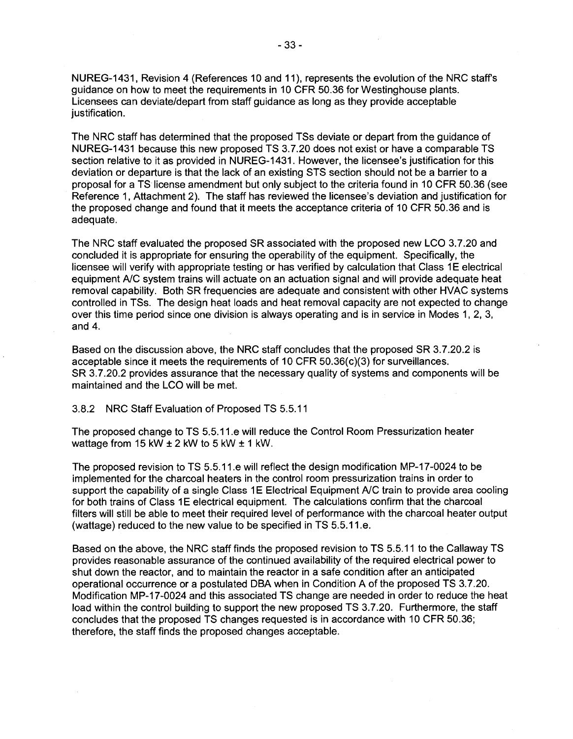NUREG-1431, Revision 4 (References 10 and 11), represents the evolution of the NRC staff's guidance on how to meet the requirements in 10 CFR 50.36 for Westinghouse plants. Licensees can deviate/depart from staff guidance as long as they provide acceptable justification.

The NRC staff has determined that the proposed TSs deviate or depart from the guidance of NUREG-1431 because this new proposed TS 3.7.20 does not exist or have a comparable TS section relative to it as provided in NUREG-1431. However, the licensee's justification for this deviation or departure is that the lack of an existing STS section should not be a barrier to a proposal for a TS license amendment but only subject to the criteria found in 10 CFR 50.36 (see Reference 1, Attachment 2). The staff has reviewed the licensee's deviation and justification for the proposed change and found that it meets the acceptance criteria of 10 CFR 50.36 and is adequate.

The NRC staff evaluated the proposed SR associated with the proposed new LCO 3.7.20 and concluded it is appropriate for ensuring the operability of the equipment. Specifically, the licensee will verify with appropriate testing or has verified by calculation that Class 1E electrical equipment A/C system trains will actuate on an actuation signal and will provide adequate heat removal capability. Both SR frequencies are adequate and consistent with other HVAC systems controlled in TSs. The design heat loads and heat removal capacity are not expected to change over this time period since one division is always operating and is in service in Modes 1, 2, 3, and 4.

Based on the discussion above, the NRC staff concludes that the proposed SR 3.7.20.2 is acceptable since it meets the requirements of 10 CFR 50.36(c)(3) for surveillances. SR 3.7.20.2 provides assurance that the necessary quality of systems and components will be maintained and the LCO will be met.

### 3.8.2 NRC Staff Evaluation of Proposed TS 5.5.11

The proposed change to TS 5.5.11.e will reduce the Control Room Pressurization heater wattage from 15 kW ± 2 kW to 5 kW ± 1 kW.

The proposed revision to TS 5.5.11.e will reflect the design modification MP-17-0024 to be implemented for the charcoal heaters in the control room pressurization trains in order to support the capability of a single Class 1E Electrical Equipment A/C train to provide area cooling for both trains of Class 1E electrical equipment. The calculations confirm that the charcoal filters will still be able to meet their required level of performance with the charcoal heater output (wattage) reduced to the new value to be specified in TS 5.5.11.e.

Based on the above, the NRC staff finds the proposed revision to TS 5.5.11 to the Callaway TS provides reasonable assurance of the continued availability of the required electrical power to shut down the reactor, and to maintain the reactor in a safe condition after an anticipated operational occurrence or a postulated DBA when in Condition A of the proposed TS 3.7.20. Modification MP-17-0024 and this associated TS change are needed in order to reduce the heat load within the control building to support the new proposed TS 3.7.20. Furthermore, the staff concludes that the proposed TS changes requested is in accordance with 10 CFR 50.36; therefore, the staff finds the proposed changes acceptable.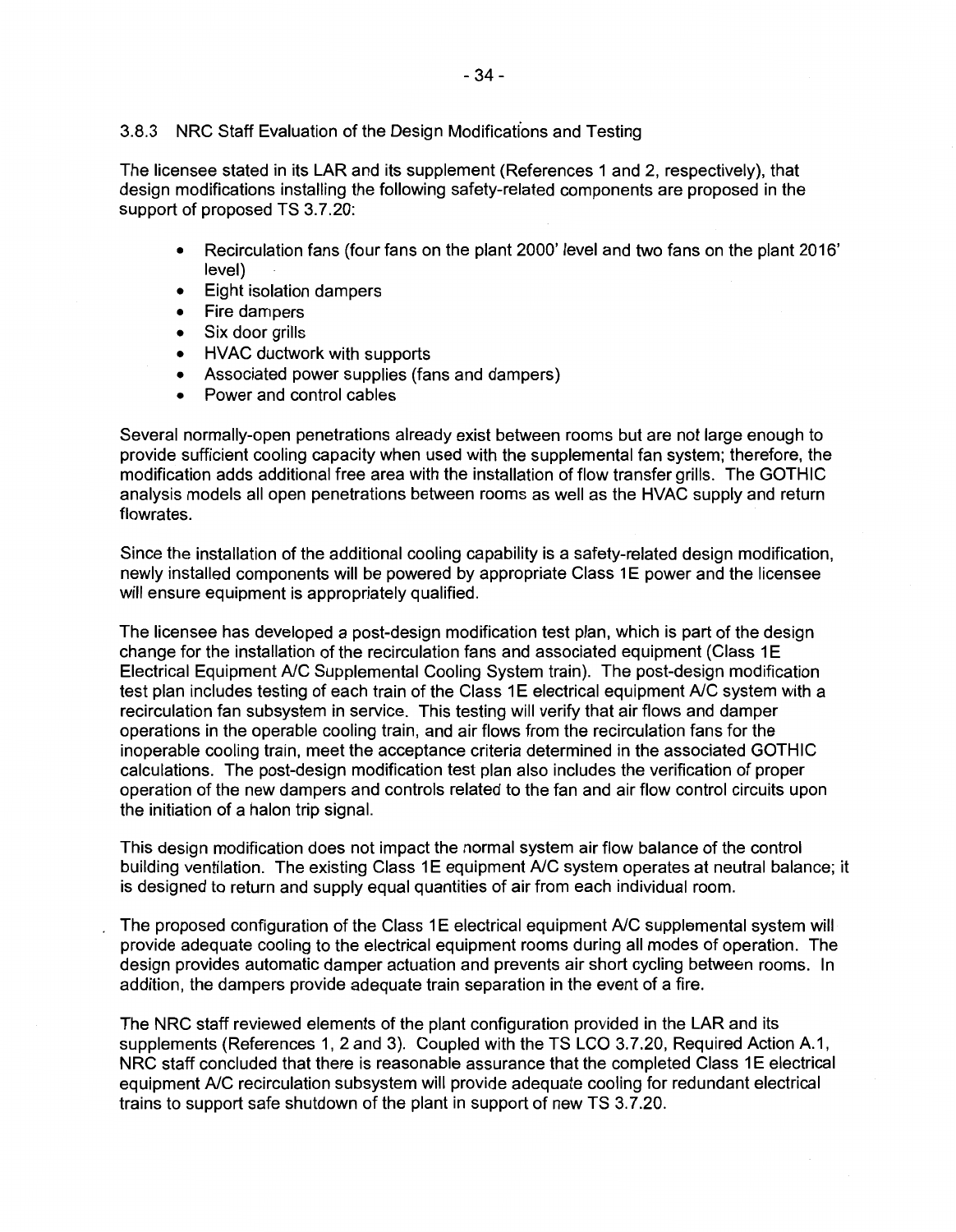### 3.8.3 NRC Staff Evaluation of the Design Modifications and Testing

The licensee stated in its LAR and its supplement (References 1 and 2, respectively), that design modifications installing the following safety-related components are proposed in the support of proposed TS 3.7.20:

- Recirculation fans (four fans on the plant 2000' level and two fans on the plant 2016' level)
- Eight isolation dampers
- Fire dampers
- Six door grills
- HVAC ductwork with supports
- Associated power supplies (fans and dampers)
- Power and control cables

Several normally-open penetrations already exist between rooms but are not large enough to provide sufficient cooling capacity when used with the supplemental fan system; therefore, the modification adds additional free area with the installation of flow transfer grills. The GOTHIC analysis models all open penetrations between rooms as well as the HVAC supply and return flowrates.

Since the installation of the additional cooling capability is a safety-related design modification, newly installed components will be powered by appropriate Class 1E power and the licensee will ensure equipment is appropriately qualified.

The licensee has developed a post-design modification test plan, which is part of the design change for the installation of the recirculation fans and associated equipment (Class 1E Electrical Equipment A/C Supplemental Cooling System train). The post-design modification test plan includes testing of each train of the Class 1E electrical equipment A/C system with a recirculation fan subsystem in service. This testing will verify that air flows and damper operations in the operable cooling train, and air flows from the recirculation fans for the inoperable cooling train, meet the acceptance criteria determined in the associated GOTHIC calculations. The post-design modification test plan also includes the verification of proper operation of the new dampers and controls related to the fan and air flow control circuits upon the initiation of a halon trip signal.

This design modification does not impact the normal system air flow balance of the control building ventilation. The existing Class 1E equipment A/C system operates at neutral balance; it is designed to return and supply equal quantities of air from each individual room.

The proposed configuration of the Class 1E electrical equipment A/C supplemental system will provide adequate cooling to the electrical equipment rooms during all modes of operation. The design provides automatic damper actuation and prevents air short cycling between rooms. In addition, the dampers provide adequate train separation in the event of a fire.

The NRC staff reviewed elements of the plant configuration provided in the LAR and its supplements (References 1, 2 and 3). Coupled with the TS LCO 3.7.20, Required Action A.1, NRC staff concluded that there is reasonable assurance that the completed Class 1E electrical equipment A/C recirculation subsystem will provide adequate cooling for redundant electrical trains to support safe shutdown of the plant in support of new TS 3.7.20.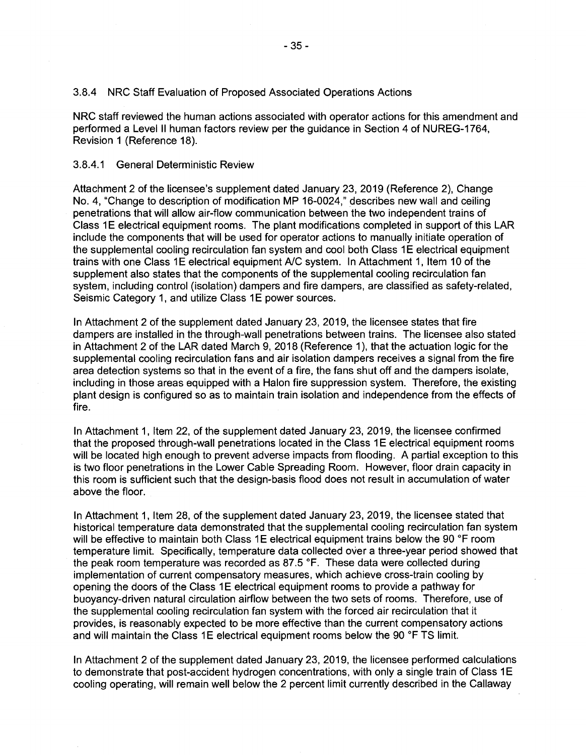### 3.8.4 NRC Staff Evaluation of Proposed Associated Operations Actions

NRC staff reviewed the human actions associated with operator actions for this amendment and performed a Level II human factors review per the guidance in Section 4 of NUREG-1764, Revision 1 (Reference 18).

#### 3.8.4.1 General Deterministic Review

Attachment 2 of the licensee's supplement dated January 23, 2019 (Reference 2), Change No. 4, "Change to description of modification MP 16-0024," describes new wall and ceiling penetrations that will allow air-flow communication between the two independent trains of Class 1E electrical equipment rooms. The plant modifications completed in support of this LAR include the components that will be used for operator actions to manually initiate operation of the supplemental cooling recirculation fan system and cool both Class 1E electrical equipment trains with one Class 1E electrical equipment A/C system. In Attachment 1, Item 10 of the supplement also states that the components of the supplemental cooling recirculation fan system, including control (isolation) dampers and fire dampers, are classified as safety-related, Seismic Category 1, and utilize Class 1E power sources.

In Attachment 2 of the supplement dated January 23, 2019, the licensee states that fire dampers are installed in the through-wall penetrations between trains. The licensee also stated in Attachment 2 of the LAR dated March 9, 2018 (Reference 1), that the actuation logic for the supplemental cooling recirculation fans and air isolation dampers receives a signal from the fire area detection systems so that in the event of a fire, the fans shut off and the dampers isolate, including in those areas equipped with a Halon fire suppression system. Therefore, the existing plant design is configured so as to maintain train isolation and independence from the effects of fire.

In Attachment 1, Item 22, of the supplement dated January 23, 2019, the licensee confirmed that the proposed through-wall penetrations located in the Class 1E electrical equipment rooms will be located high enough to prevent adverse impacts from flooding. A partial exception to this is two floor penetrations in the Lower Cable Spreading Room. However, floor drain capacity in this room is sufficient such that the design-basis flood does not result in accumulation of water above the floor.

In Attachment 1, Item 28, of the supplement dated January 23, 2019, the licensee stated that historical temperature data demonstrated that the supplemental cooling recirculation fan system will be effective to maintain both Class 1E electrical equipment trains below the 90 °F room temperature limit. Specifically, temperature data collected over a three-year period showed that the peak room temperature was recorded as 87.5 °F. These data were collected during implementation of current compensatory measures, which achieve cross-train cooling by opening the doors of the Class 1E electrical equipment rooms to provide a pathway for buoyancy-driven natural circulation airflow between the two sets of rooms. Therefore, use of the supplemental cooling recirculation fan system with the forced air recirculation that it provides, is reasonably expected to be more effective than the current compensatory actions and will maintain the Class 1E electrical equipment rooms below the 90 °F TS limit.

In Attachment 2 of the supplement dated January 23, 2019, the licensee performed calculations to demonstrate that post-accident hydrogen concentrations, with only a single train of Class 1E cooling operating, will remain well below the 2 percent limit currently described in the Callaway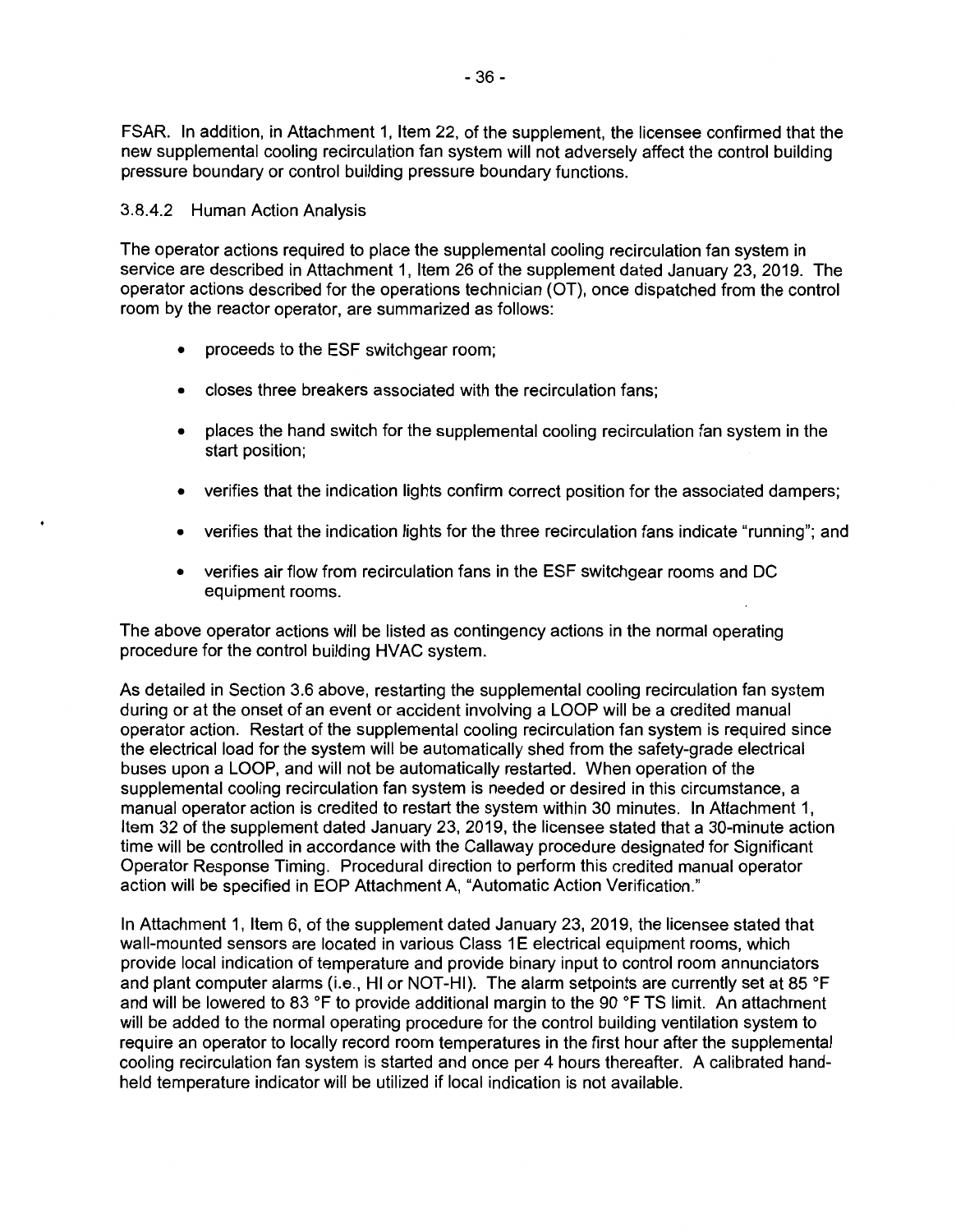FSAR. In addition, in Attachment 1, Item 22, of the supplement, the licensee confirmed that the new supplemental cooling recirculation fan system will not adversely affect the control building pressure boundary or control building pressure boundary functions.

#### 3.8.4.2 Human Action Analysis

The operator actions required to place the supplemental cooling recirculation fan system in service are described in Attachment 1, Item 26 of the supplement dated January 23, 2019. The operator actions described for the operations technician (OT), once dispatched from the control room by the reactor operator, are summarized as follows:

- proceeds to the ESF switchgear room;
- closes three breakers associated with the recirculation fans;
- places the hand switch for the supplemental cooling recirculation fan system in the start position;
- verifies that the indication lights confirm correct position for the associated dampers;
- verifies that the indication lights for the three recirculation fans indicate "running"; and
- verifies air flow from recirculation fans in the ESF switchgear rooms and DC equipment rooms.

The above operator actions will be listed as contingency actions in the normal operating procedure for the control building HVAC system.

As detailed in Section 3.6 above, restarting the supplemental cooling recirculation fan system during or at the onset of an event or accident involving a LOOP will be a credited manual operator action. Restart of the supplemental cooling recirculation fan system is required since the electrical load for the system will be automatically shed from the safety-grade electrical buses upon a LOOP, and will not be automatically restarted. When operation of the supplemental cooling recirculation fan system is needed or desired in this circumstance, a manual operator action is credited to restart the system within 30 minutes. In Attachment 1, Item 32 of the supplement dated January 23, 2019, the licensee stated that a 30-minute action time will be controlled in accordance with the Callaway procedure designated for Significant Operator Response Timing. Procedural direction to perform this credited manual operator action will be specified in EOP Attachment A, "Automatic Action Verification."

In Attachment 1, Item 6, of the supplement dated January 23, 2019, the licensee stated that wall-mounted sensors are located in various Class 1E electrical equipment rooms, which provide local indication of temperature and provide binary input to control room annunciators and plant computer alarms (i.e., HI or NOT-HI). The alarm setpoints are currently set at 85 °F and will be lowered to 83 °F to provide additional margin to the 90 °F TS limit. An attachment will be added to the normal operating procedure for the control building ventilation system to require an operator to locally record room temperatures in the first hour after the supplemental cooling recirculation fan system is started and once per 4 hours thereafter. A calibrated hand-held temperature indicator will be utilized if local indication is not available.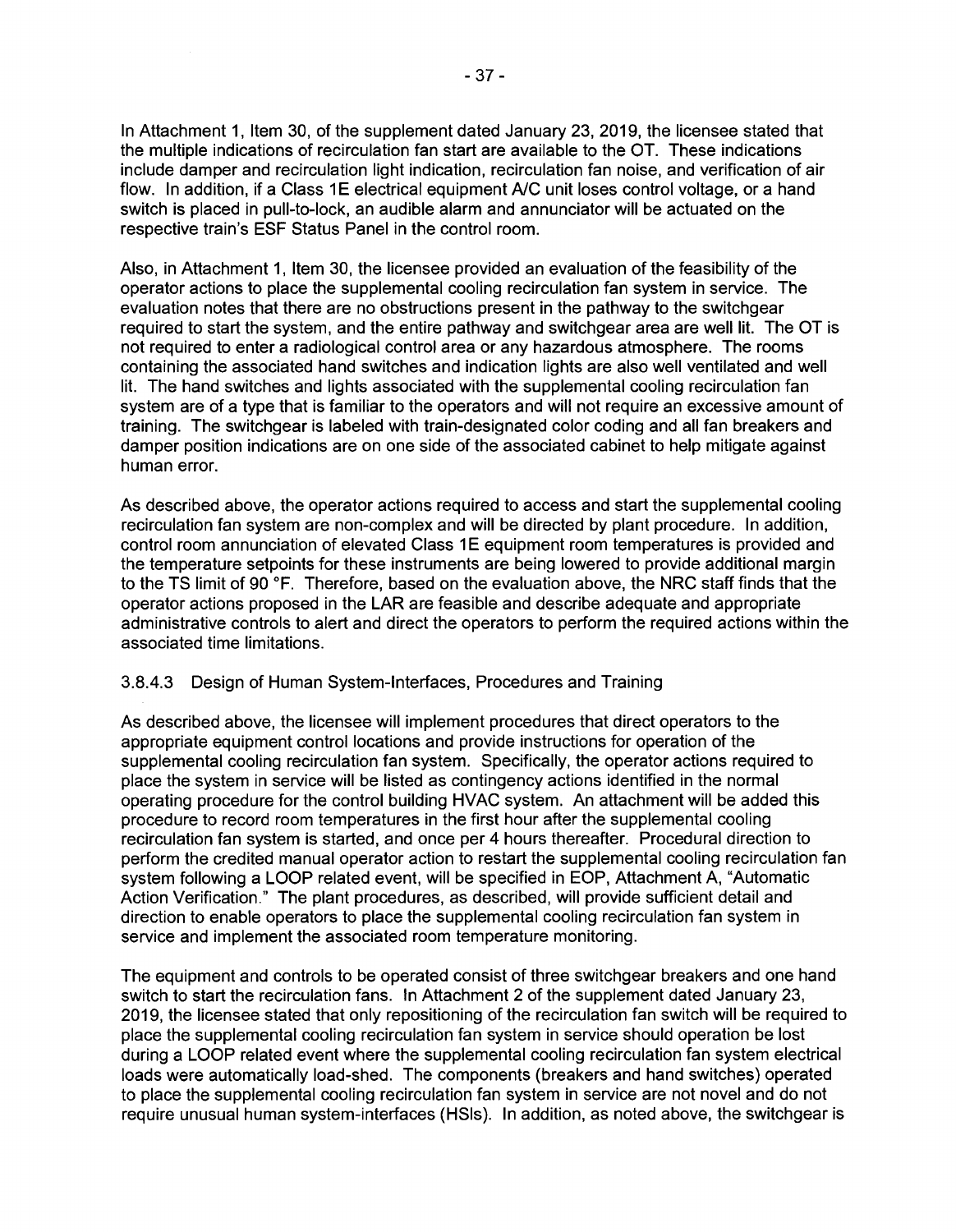In Attachment 1, Item 30, of the supplement dated January 23, 2019, the licensee stated that the multiple indications of recirculation fan start are available to the OT. These indications include damper and recirculation light indication, recirculation fan noise, and verification of air flow. In addition, if a Class 1E electrical equipment A/C unit loses control voltage, or a hand switch is placed in pull-to-lock, an audible alarm and annunciator will be actuated on the respective train's ESF Status Panel in the control room.

Also, in Attachment 1, Item 30, the licensee provided an evaluation of the feasibility of the operator actions to place the supplemental cooling recirculation fan system in service. The evaluation notes that there are no obstructions present in the pathway to the switchgear required to start the system, and the entire pathway and switchgear area are well lit. The OT is not required to enter a radiological control area or any hazardous atmosphere. The rooms containing the associated hand switches and indication lights are also well ventilated and well lit. The hand switches and lights associated with the supplemental cooling recirculation fan system are of a type that is familiar to the operators and will not require an excessive amount of training. The switchgear is labeled with train-designated color coding and all fan breakers and damper position indications are on one side of the associated cabinet to help mitigate against human error.

As described above, the operator actions required to access and start the supplemental cooling recirculation fan system are non-complex and will be directed by plant procedure. In addition, control room annunciation of elevated Class 1E equipment room temperatures is provided and the temperature setpoints for these instruments are being lowered to provide additional margin to the TS limit of 90 °F. Therefore, based on the evaluation above, the NRC staff finds that the operator actions proposed in the LAR are feasible and describe adequate and appropriate administrative controls to alert and direct the operators to perform the required actions within the associated time limitations.

### 3.8.4.3 Design of Human System-Interfaces, Procedures and Training

As described above, the licensee will implement procedures that direct operators to the appropriate equipment control locations and provide instructions for operation of the supplemental cooling recirculation fan system. Specifically, the operator actions required to place the system in service will be listed as contingency actions identified in the normal operating procedure for the control building HVAC system. An attachment will be added this procedure to record room temperatures in the first hour after the supplemental cooling recirculation fan system is started, and once per 4 hours thereafter. Procedural direction to perform the credited manual operator action to restart the supplemental cooling recirculation fan system following a LOOP related event, will be specified in EOP, Attachment A, "Automatic Action Verification." The plant procedures, as described, will provide sufficient detail and direction to enable operators to place the supplemental cooling recirculation fan system in service and implement the associated room temperature monitoring.

The equipment and controls to be operated consist of three switchgear breakers and one hand switch to start the recirculation fans. In Attachment 2 of the supplement dated January 23, 2019, the licensee stated that only repositioning of the recirculation fan switch will be required to place the supplemental cooling recirculation fan system in service should operation be lost during a LOOP related event where the supplemental cooling recirculation fan system electrical loads were automatically load-shed. The components (breakers and hand switches) operated to place the supplemental cooling recirculation fan system in service are not novel and do not require unusual human system-interfaces (HSIs). In addition, as noted above, the switchgear is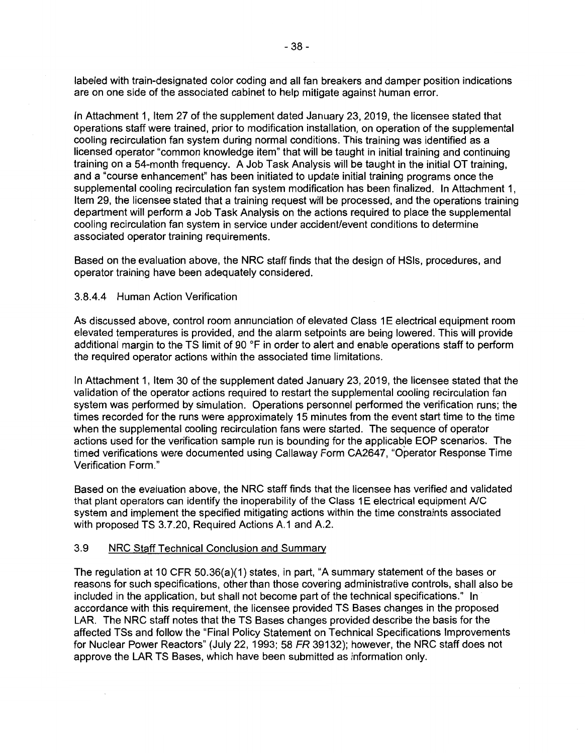labeled with train-designated color coding and all fan breakers and damper position indications are on one side of the associated cabinet to help mitigate against human error.

In Attachment 1, Item 27 of the supplement dated January 23, 2019, the licensee stated that operations staff were trained, prior to modification installation, on operation of the supplemental cooling recirculation fan system during normal conditions. This training was identified as a licensed operator "common knowledge item" that will be taught in initial training and continuing training on a 54-month frequency. A Job Task Analysis will be taught in the initial OT training, and a "course enhancement" has been initiated to update initial training programs once the supplemental cooling recirculation fan system modification has been finalized. In Attachment 1, Item 29, the licensee stated that a training request will be processed, and the operations training department will perform a Job Task Analysis on the actions required to place the supplemental cooling recirculation fan system in service under accident/event conditions to determine associated operator training requirements.

Based on the evaluation above, the NRC staff finds that the design of HSIs, procedures, and operator training have been adequately considered.

#### 3.8.4.4 Human Action Verification

As discussed above, control room annunciation of elevated Class 1E electrical equipment room elevated temperatures is provided, and the alarm setpoints are being lowered. This will provide additional margin to the TS limit of 90 °F in order to alert and enable operations staff to perform the required operator actions within the associated time limitations.

In Attachment 1, Item 30 of the supplement dated January 23, 2019, the licensee stated that the validation of the operator actions required to restart the supplemental cooling recirculation fan system was performed by simulation. Operations personnel performed the verification runs; the times recorded for the runs were approximately 15 minutes from the event start time to the time when the supplemental cooling recirculation fans were started. The sequence of operator actions used for the verification sample run is bounding for the applicable EOP scenarios. The timed verifications were documented using Callaway Form CA2647, "Operator Response Time Verification Form."

Based on the evaluation above, the NRC staff finds that the licensee has verified and validated that plant operators can identify the inoperability of the Class 1E electrical equipment A/C system and implement the specified mitigating actions within the time constraints associated with proposed TS 3.7.20, Required Actions A.1 and A.2.

### 3.9 NRC Staff Technical Conclusion and Summary

The regulation at 10 CFR 50.36(a)(1) states, in part, "A summary statement of the bases or reasons for such specifications, other than those covering administrative controls, shall also be included in the application, but shall not become part of the technical specifications." In accordance with this requirement, the licensee provided TS Bases changes in the proposed LAR. The NRC staff notes that the TS Bases changes provided describe the basis for the affected TSs and follow the "Final Policy Statement on Technical Specifications Improvements for Nuclear Power Reactors" (July 22, 1993; 58 *FR* 39132); however, the NRC staff does not approve the LAR TS Bases, which have been submitted as information only.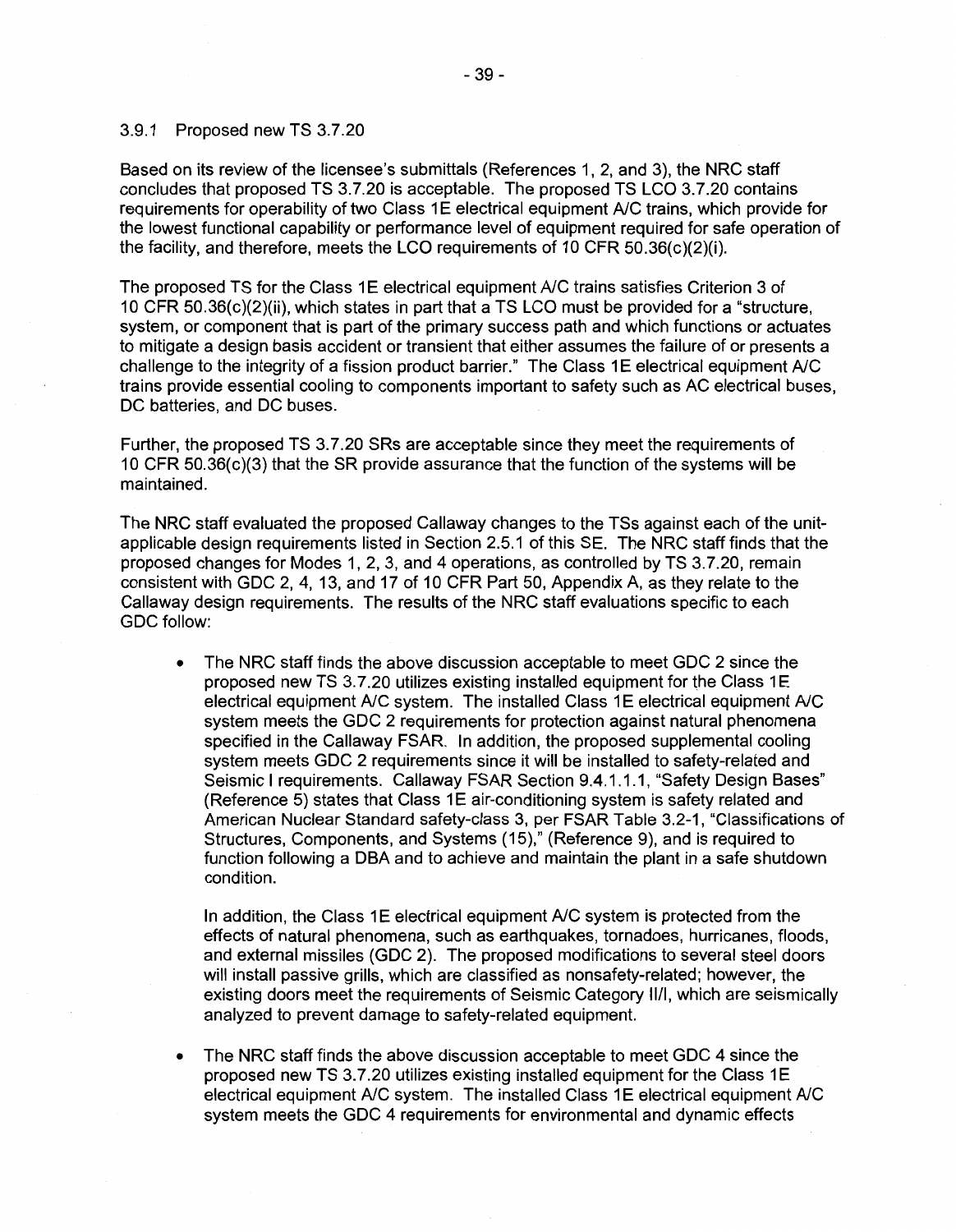### 3.9.1 Proposed new TS 3.7.20

Based on its review of the licensee's submittals (References 1, 2, and 3), the NRC staff concludes that proposed TS 3.7.20 is acceptable. The proposed TS LCO 3.7.20 contains requirements for operability of two Class 1E electrical equipment A/C trains, which provide for the lowest functional capability or performance level of equipment required for safe operation of the facility, and therefore, meets the LCO requirements of 10 CFR 50.36(c)(2)(i).

The proposed TS for the Class 1E electrical equipment A/C trains satisfies Criterion 3 of 10 CFR 50.36(c)(2)(ii), which states in part that a TS LCO must be provided for a "structure, system, or component that is part of the primary success path and which functions or actuates to mitigate a design basis accident or transient that either assumes the failure of or presents a challenge to the integrity of a fission product barrier." The Class 1E electrical equipment A/C trains provide essential cooling to components important to safety such as AC electrical buses, DC batteries, and DC buses.

Further, the proposed TS 3.7.20 SRs are acceptable since they meet the requirements of 10 CFR 50.36(c)(3) that the SR provide assurance that the function of the systems will be maintained.

The NRC staff evaluated the proposed Callaway changes to the TSs against each of the unit-applicable design requirements listed in Section 2.5.1 of this SE. The NRC staff finds that the proposed changes for Modes 1, 2, 3, and 4 operations, as controlled by TS 3.7.20, remain consistent with GDC 2, 4, 13, and 17 of 10 CFR Part 50, Appendix A, as they relate to the Callaway design requirements. The results of the NRC staff evaluations specific to each GDC follow:

- The NRC staff finds the above discussion acceptable to meet GDC 2 since the proposed new TS 3.7.20 utilizes existing installed equipment for the Class 1E electrical equipment A/C system. The installed Class 1E electrical equipment A/C system meets the GDC 2 requirements for protection against natural phenomena specified in the Callaway FSAR. In addition, the proposed supplemental cooling system meets GDC 2 requirements since it will be installed to safety-related and Seismic I requirements. Callaway FSAR Section 9.4.1.1.1, "Safety Design Bases" (Reference 5) states that Class 1E air-conditioning system is safety related and American Nuclear Standard safety-class 3, per FSAR Table 3.2-1, "Classifications of Structures, Components, and Systems (15)," (Reference 9), and is required to function following a DBA and to achieve and maintain the plant in a safe shutdown condition.

  In addition, the Class 1E electrical equipment A/C system is protected from the effects of natural phenomena, such as earthquakes, tornadoes, hurricanes, floods, and external missiles (GDC 2). The proposed modifications to several steel doors will install passive grills, which are classified as nonsafety-related; however, the existing doors meet the requirements of Seismic Category II/I, which are seismically analyzed to prevent damage to safety-related equipment.

- The NRC staff finds the above discussion acceptable to meet GDC 4 since the proposed new TS 3.7.20 utilizes existing installed equipment for the Class 1E electrical equipment A/C system. The installed Class 1E electrical equipment A/C system meets the GDC 4 requirements for environmental and dynamic effects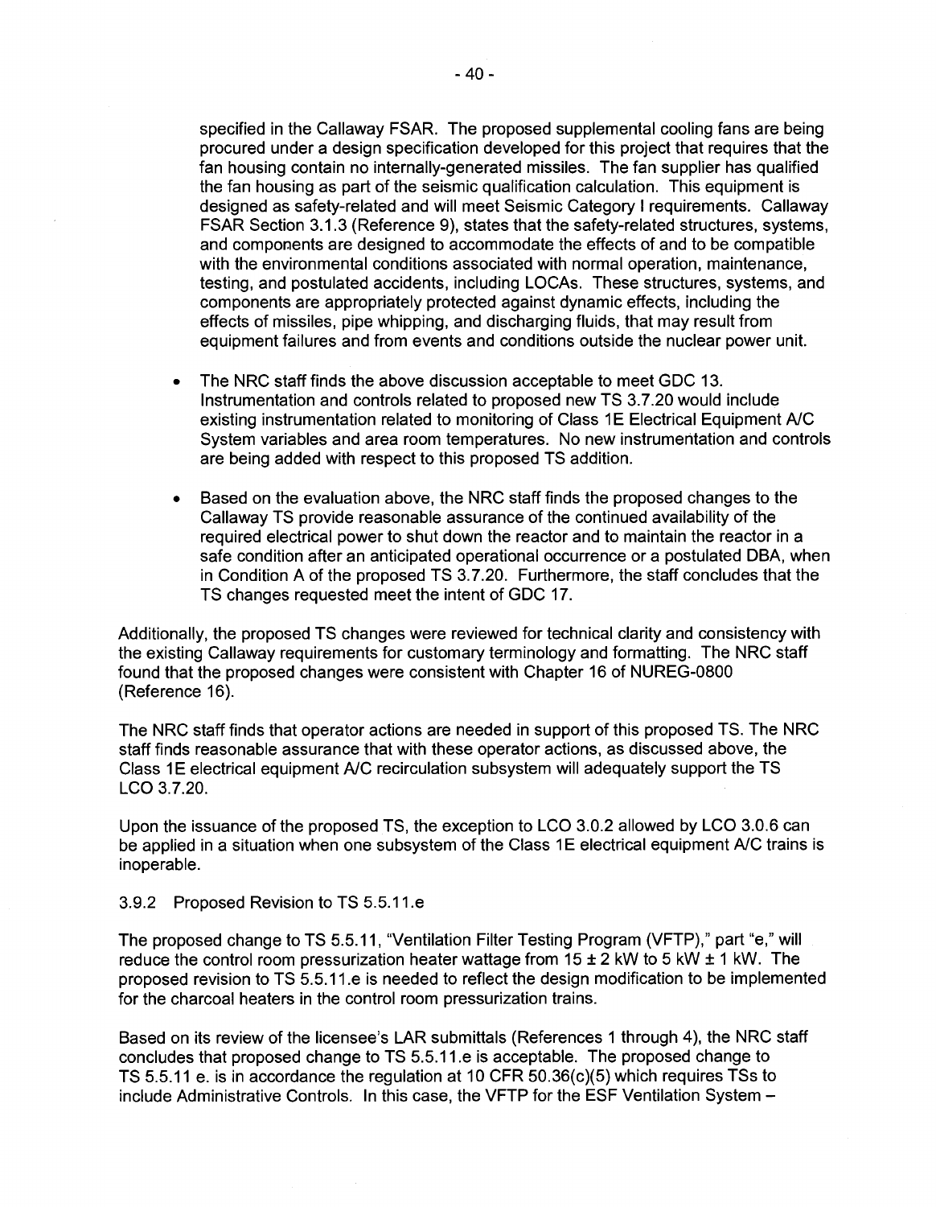specified in the Callaway FSAR. The proposed supplemental cooling fans are being procured under a design specification developed for this project that requires that the fan housing contain no internally-generated missiles. The fan supplier has qualified the fan housing as part of the seismic qualification calculation. This equipment is designed as safety-related and will meet Seismic Category I requirements. Callaway FSAR Section 3.1.3 (Reference 9), states that the safety-related structures, systems, and components are designed to accommodate the effects of and to be compatible with the environmental conditions associated with normal operation, maintenance, testing, and postulated accidents, including LOCAs. These structures, systems, and components are appropriately protected against dynamic effects, including the effects of missiles, pipe whipping, and discharging fluids, that may result from equipment failures and from events and conditions outside the nuclear power unit.

- The NRC staff finds the above discussion acceptable to meet GDC 13. Instrumentation and controls related to proposed new TS 3.7.20 would include existing instrumentation related to monitoring of Class 1E Electrical Equipment A/C System variables and area room temperatures. No new instrumentation and controls are being added with respect to this proposed TS addition.
- Based on the evaluation above, the NRC staff finds the proposed changes to the Callaway TS provide reasonable assurance of the continued availability of the required electrical power to shut down the reactor and to maintain the reactor in a safe condition after an anticipated operational occurrence or a postulated DBA, when in Condition A of the proposed TS 3.7.20. Furthermore, the staff concludes that the TS changes requested meet the intent of GDC 17.

Additionally, the proposed TS changes were reviewed for technical clarity and consistency with the existing Callaway requirements for customary terminology and formatting. The NRC staff found that the proposed changes were consistent with Chapter 16 of NUREG-0800 (Reference 16).

The NRC staff finds that operator actions are needed in support of this proposed TS. The NRC staff finds reasonable assurance that with these operator actions, as discussed above, the Class 1E electrical equipment A/C recirculation subsystem will adequately support the TS LCO 3.7.20.

Upon the issuance of the proposed TS, the exception to LCO 3.0.2 allowed by LCO 3.0.6 can be applied in a situation when one subsystem of the Class 1E electrical equipment A/C trains is inoperable.

### 3.9.2 Proposed Revision to TS 5.5.11.e

The proposed change to TS 5.5.11, "Ventilation Filter Testing Program (VFTP)," part "e," will reduce the control room pressurization heater wattage from 15 ± 2 kW to 5 kW ± 1 kW. The proposed revision to TS 5.5.11.e is needed to reflect the design modification to be implemented for the charcoal heaters in the control room pressurization trains.

Based on its review of the licensee's LAR submittals (References 1 through 4), the NRC staff concludes that proposed change to TS 5.5.11.e is acceptable. The proposed change to TS 5.5.11 e. is in accordance the regulation at 10 CFR 50.36(c)(5) which requires TSs to include Administrative Controls. In this case, the VFTP for the ESF Ventilation System –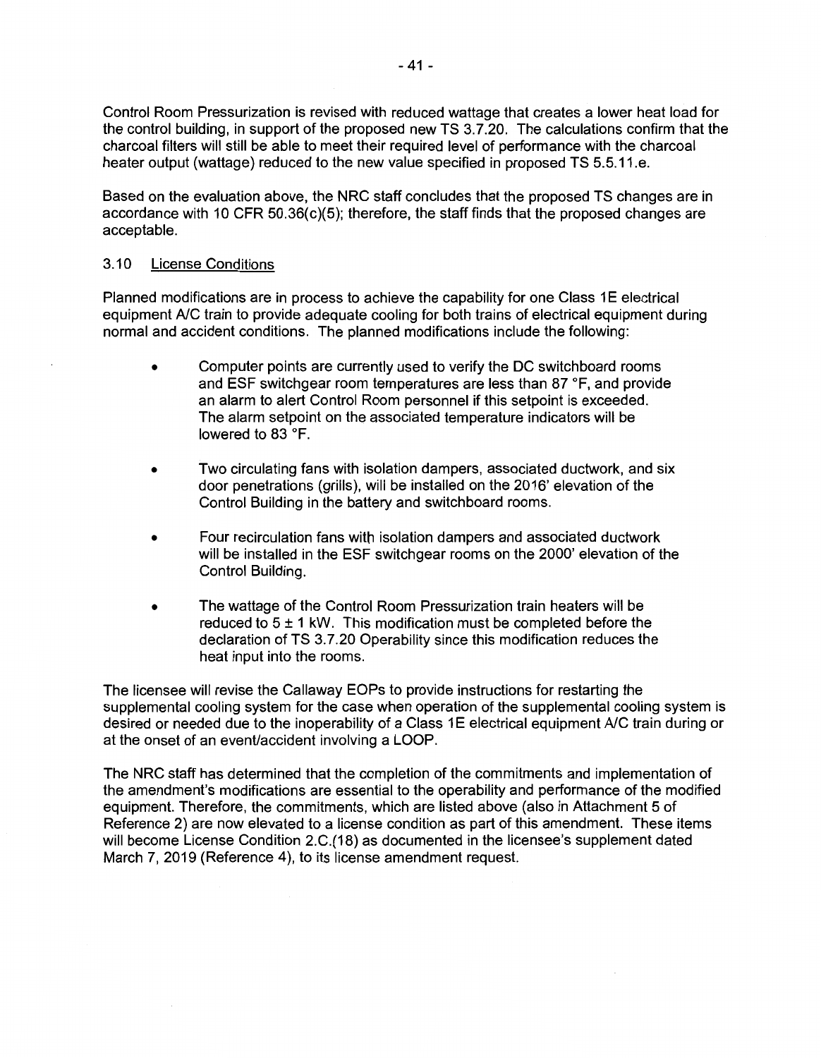Control Room Pressurization is revised with reduced wattage that creates a lower heat load for the control building, in support of the proposed new TS 3.7.20. The calculations confirm that the charcoal filters will still be able to meet their required level of performance with the charcoal heater output (wattage) reduced to the new value specified in proposed TS 5.5.11.e.

Based on the evaluation above, the NRC staff concludes that the proposed TS changes are in accordance with 10 CFR 50.36(c)(5); therefore, the staff finds that the proposed changes are acceptable.

### 3.10 License Conditions

Planned modifications are in process to achieve the capability for one Class 1E electrical equipment A/C train to provide adequate cooling for both trains of electrical equipment during normal and accident conditions. The planned modifications include the following:

- Computer points are currently used to verify the DC switchboard rooms and ESF switchgear room temperatures are less than 87 °F, and provide an alarm to alert Control Room personnel if this setpoint is exceeded. The alarm setpoint on the associated temperature indicators will be lowered to 83 °F.
- Two circulating fans with isolation dampers, associated ductwork, and six door penetrations (grills), will be installed on the 2016' elevation of the Control Building in the battery and switchboard rooms.
- Four recirculation fans with isolation dampers and associated ductwork will be installed in the ESF switchgear rooms on the 2000' elevation of the Control Building.
- The wattage of the Control Room Pressurization train heaters will be reduced to 5 ± 1 kW. This modification must be completed before the declaration of TS 3.7.20 Operability since this modification reduces the heat input into the rooms.

The licensee will revise the Callaway EOPs to provide instructions for restarting the supplemental cooling system for the case when operation of the supplemental cooling system is desired or needed due to the inoperability of a Class 1E electrical equipment A/C train during or at the onset of an event/accident involving a LOOP.

The NRC staff has determined that the completion of the commitments and implementation of the amendment's modifications are essential to the operability and performance of the modified equipment. Therefore, the commitments, which are listed above (also in Attachment 5 of Reference 2) are now elevated to a license condition as part of this amendment. These items will become License Condition 2.C.(18) as documented in the licensee's supplement dated March 7, 2019 (Reference 4), to its license amendment request.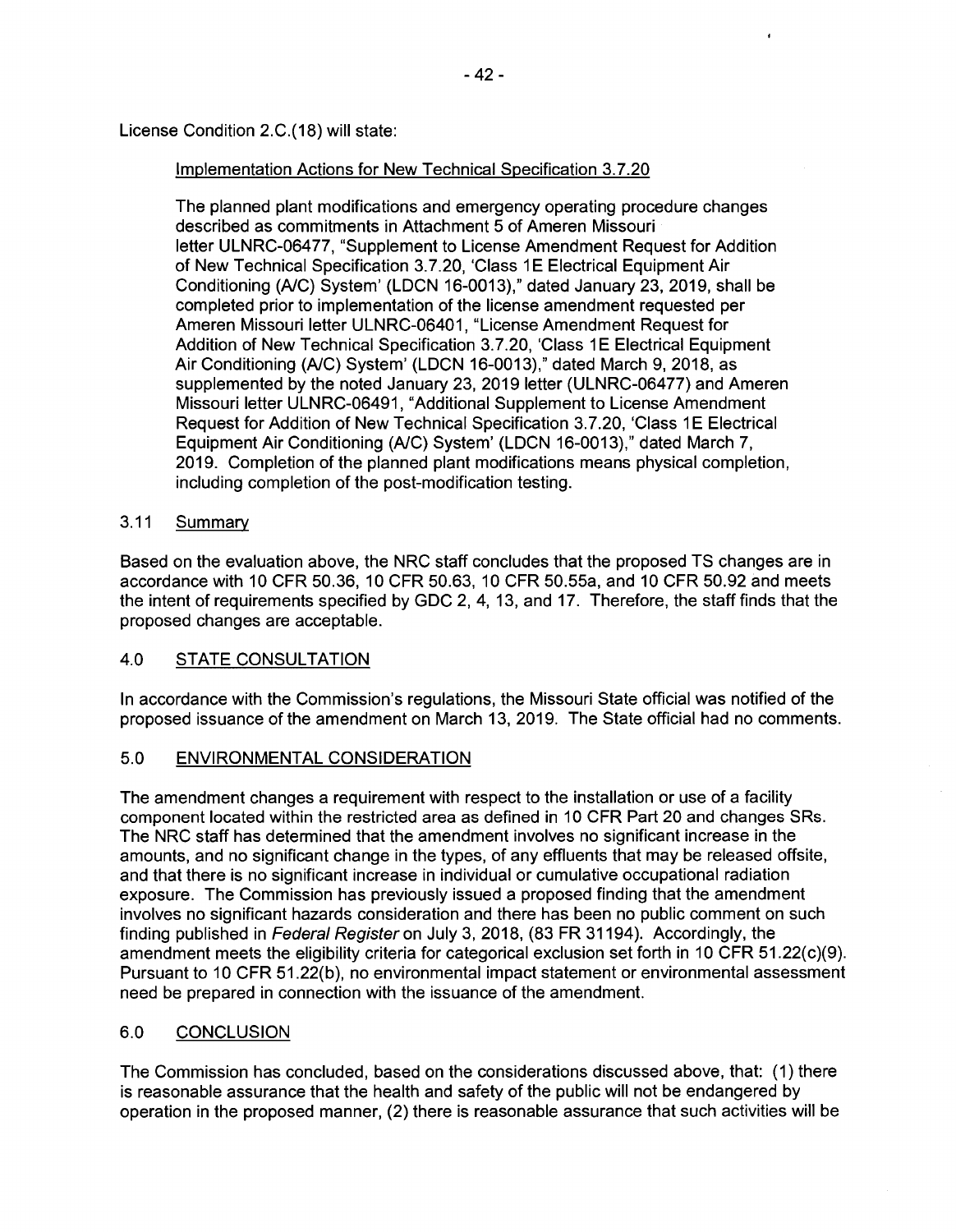License Condition 2.C.(18) will state:

> Implementation Actions for New Technical Specification 3.7.20
>
> The planned plant modifications and emergency operating procedure changes described as commitments in Attachment 5 of Ameren Missouri letter ULNRC-06477, "Supplement to License Amendment Request for Addition of New Technical Specification 3.7.20, 'Class 1E Electrical Equipment Air Conditioning (A/C) System' (LDCN 16-0013)," dated January 23, 2019, shall be completed prior to implementation of the license amendment requested per Ameren Missouri letter ULNRC-06401, "License Amendment Request for Addition of New Technical Specification 3.7.20, 'Class 1E Electrical Equipment Air Conditioning (A/C) System' (LDCN 16-0013)," dated March 9, 2018, as supplemented by the noted January 23, 2019 letter (ULNRC-06477) and Ameren Missouri letter ULNRC-06491, "Additional Supplement to License Amendment Request for Addition of New Technical Specification 3.7.20, 'Class 1E Electrical Equipment Air Conditioning (A/C) System' (LDCN 16-0013)," dated March 7, 2019. Completion of the planned plant modifications means physical completion, including completion of the post-modification testing.

### 3.11 Summary

Based on the evaluation above, the NRC staff concludes that the proposed TS changes are in accordance with 10 CFR 50.36, 10 CFR 50.63, 10 CFR 50.55a, and 10 CFR 50.92 and meets the intent of requirements specified by GDC 2, 4, 13, and 17. Therefore, the staff finds that the proposed changes are acceptable.

## 4.0 STATE CONSULTATION

In accordance with the Commission's regulations, the Missouri State official was notified of the proposed issuance of the amendment on March 13, 2019. The State official had no comments.

## 5.0 ENVIRONMENTAL CONSIDERATION

The amendment changes a requirement with respect to the installation or use of a facility component located within the restricted area as defined in 10 CFR Part 20 and changes SRs. The NRC staff has determined that the amendment involves no significant increase in the amounts, and no significant change in the types, of any effluents that may be released offsite, and that there is no significant increase in individual or cumulative occupational radiation exposure. The Commission has previously issued a proposed finding that the amendment involves no significant hazards consideration and there has been no public comment on such finding published in *Federal Register* on July 3, 2018, (83 FR 31194). Accordingly, the amendment meets the eligibility criteria for categorical exclusion set forth in 10 CFR 51.22(c)(9). Pursuant to 10 CFR 51.22(b), no environmental impact statement or environmental assessment need be prepared in connection with the issuance of the amendment.

## 6.0 CONCLUSION

The Commission has concluded, based on the considerations discussed above, that: (1) there is reasonable assurance that the health and safety of the public will not be endangered by operation in the proposed manner, (2) there is reasonable assurance that such activities will be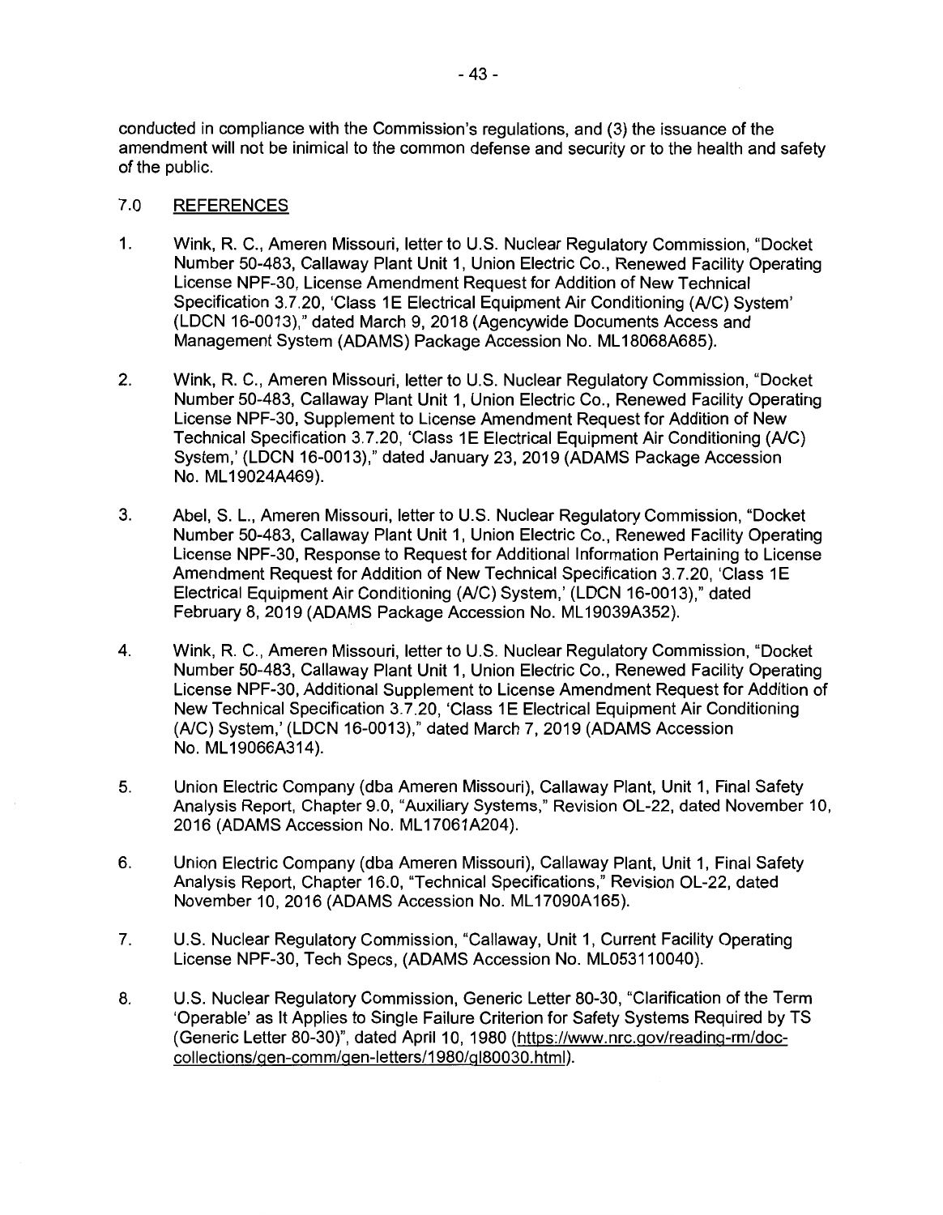conducted in compliance with the Commission's regulations, and (3) the issuance of the amendment will not be inimical to the common defense and security or to the health and safety of the public.

## 7.0 REFERENCES

1. Wink, R. C., Ameren Missouri, letter to U.S. Nuclear Regulatory Commission, "Docket Number 50-483, Callaway Plant Unit 1, Union Electric Co., Renewed Facility Operating License NPF-30, License Amendment Request for Addition of New Technical Specification 3.7.20, 'Class 1E Electrical Equipment Air Conditioning (A/C) System' (LDCN 16-0013)," dated March 9, 2018 (Agencywide Documents Access and Management System (ADAMS) Package Accession No. ML18068A685).

2. Wink, R. C., Ameren Missouri, letter to U.S. Nuclear Regulatory Commission, "Docket Number 50-483, Callaway Plant Unit 1, Union Electric Co., Renewed Facility Operating License NPF-30, Supplement to License Amendment Request for Addition of New Technical Specification 3.7.20, 'Class 1E Electrical Equipment Air Conditioning (A/C) System,' (LDCN 16-0013)," dated January 23, 2019 (ADAMS Package Accession No. ML19024A469).

3. Abel, S. L., Ameren Missouri, letter to U.S. Nuclear Regulatory Commission, "Docket Number 50-483, Callaway Plant Unit 1, Union Electric Co., Renewed Facility Operating License NPF-30, Response to Request for Additional Information Pertaining to License Amendment Request for Addition of New Technical Specification 3.7.20, 'Class 1E Electrical Equipment Air Conditioning (A/C) System,' (LDCN 16-0013)," dated February 8, 2019 (ADAMS Package Accession No. ML19039A352).

4. Wink, R. C., Ameren Missouri, letter to U.S. Nuclear Regulatory Commission, "Docket Number 50-483, Callaway Plant Unit 1, Union Electric Co., Renewed Facility Operating License NPF-30, Additional Supplement to License Amendment Request for Addition of New Technical Specification 3.7.20, 'Class 1E Electrical Equipment Air Conditioning (A/C) System,' (LDCN 16-0013)," dated March 7, 2019 (ADAMS Accession No. ML19066A314).

5. Union Electric Company (dba Ameren Missouri), Callaway Plant, Unit 1, Final Safety Analysis Report, Chapter 9.0, "Auxiliary Systems," Revision OL-22, dated November 10, 2016 (ADAMS Accession No. ML17061A204).

6. Union Electric Company (dba Ameren Missouri), Callaway Plant, Unit 1, Final Safety Analysis Report, Chapter 16.0, "Technical Specifications," Revision OL-22, dated November 10, 2016 (ADAMS Accession No. ML17090A165).

7. U.S. Nuclear Regulatory Commission, "Callaway, Unit 1, Current Facility Operating License NPF-30, Tech Specs, (ADAMS Accession No. ML053110040).

8. U.S. Nuclear Regulatory Commission, Generic Letter 80-30, "Clarification of the Term 'Operable' as It Applies to Single Failure Criterion for Safety Systems Required by TS (Generic Letter 80-30)", dated April 10, 1980 (https://www.nrc.gov/reading-rm/doc-collections/gen-comm/gen-letters/1980/gl80030.html).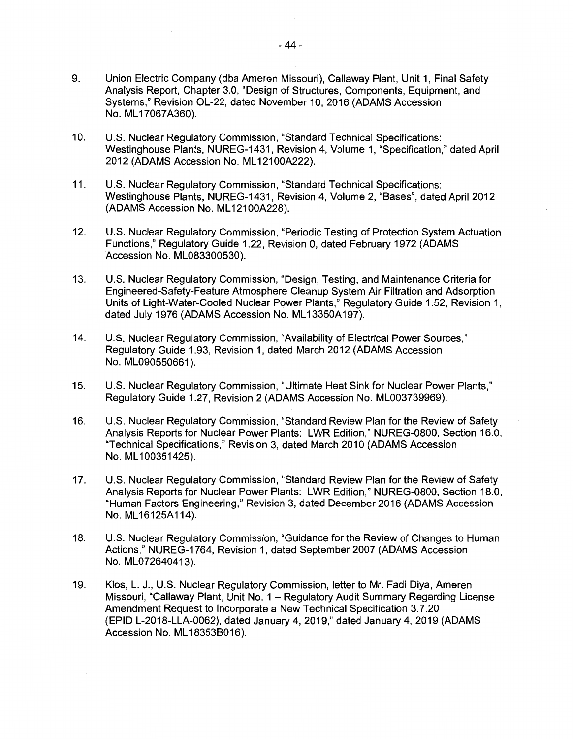9. Union Electric Company (dba Ameren Missouri), Callaway Plant, Unit 1, Final Safety Analysis Report, Chapter 3.0, "Design of Structures, Components, Equipment, and Systems," Revision OL-22, dated November 10, 2016 (ADAMS Accession No. ML17067A360).

10. U.S. Nuclear Regulatory Commission, "Standard Technical Specifications: Westinghouse Plants, NUREG-1431, Revision 4, Volume 1, "Specification," dated April 2012 (ADAMS Accession No. ML12100A222).

11. U.S. Nuclear Regulatory Commission, "Standard Technical Specifications: Westinghouse Plants, NUREG-1431, Revision 4, Volume 2, "Bases", dated April 2012 (ADAMS Accession No. ML12100A228).

12. U.S. Nuclear Regulatory Commission, "Periodic Testing of Protection System Actuation Functions," Regulatory Guide 1.22, Revision 0, dated February 1972 (ADAMS Accession No. ML083300530).

13. U.S. Nuclear Regulatory Commission, "Design, Testing, and Maintenance Criteria for Engineered-Safety-Feature Atmosphere Cleanup System Air Filtration and Adsorption Units of Light-Water-Cooled Nuclear Power Plants," Regulatory Guide 1.52, Revision 1, dated July 1976 (ADAMS Accession No. ML13350A197).

14. U.S. Nuclear Regulatory Commission, "Availability of Electrical Power Sources," Regulatory Guide 1.93, Revision 1, dated March 2012 (ADAMS Accession No. ML090550661).

15. U.S. Nuclear Regulatory Commission, "Ultimate Heat Sink for Nuclear Power Plants," Regulatory Guide 1.27, Revision 2 (ADAMS Accession No. ML003739969).

16. U.S. Nuclear Regulatory Commission, "Standard Review Plan for the Review of Safety Analysis Reports for Nuclear Power Plants: LWR Edition," NUREG-0800, Section 16.0, "Technical Specifications," Revision 3, dated March 2010 (ADAMS Accession No. ML100351425).

17. U.S. Nuclear Regulatory Commission, "Standard Review Plan for the Review of Safety Analysis Reports for Nuclear Power Plants: LWR Edition," NUREG-0800, Section 18.0, "Human Factors Engineering," Revision 3, dated December 2016 (ADAMS Accession No. ML16125A114).

18. U.S. Nuclear Regulatory Commission, "Guidance for the Review of Changes to Human Actions," NUREG-1764, Revision 1, dated September 2007 (ADAMS Accession No. ML072640413).

19. Klos, L. J., U.S. Nuclear Regulatory Commission, letter to Mr. Fadi Diya, Ameren Missouri, "Callaway Plant, Unit No. 1 – Regulatory Audit Summary Regarding License Amendment Request to Incorporate a New Technical Specification 3.7.20 (EPID L-2018-LLA-0062), dated January 4, 2019," dated January 4, 2019 (ADAMS Accession No. ML18353B016).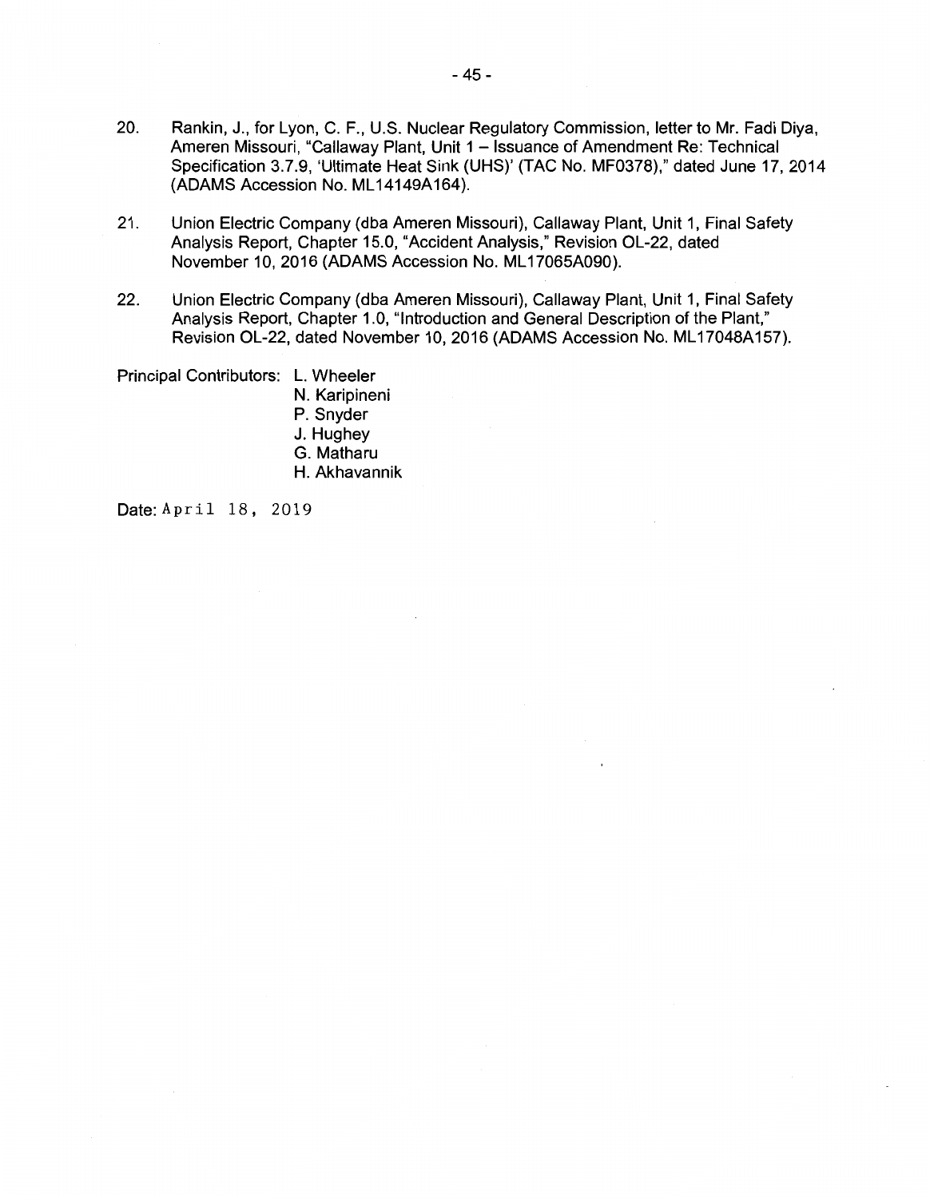20. Rankin, J., for Lyon, C. F., U.S. Nuclear Regulatory Commission, letter to Mr. Fadi Diya, Ameren Missouri, "Callaway Plant, Unit 1 – Issuance of Amendment Re: Technical Specification 3.7.9, 'Ultimate Heat Sink (UHS)' (TAC No. MF0378)," dated June 17, 2014 (ADAMS Accession No. ML14149A164).

21. Union Electric Company (dba Ameren Missouri), Callaway Plant, Unit 1, Final Safety Analysis Report, Chapter 15.0, "Accident Analysis," Revision OL-22, dated November 10, 2016 (ADAMS Accession No. ML17065A090).

22. Union Electric Company (dba Ameren Missouri), Callaway Plant, Unit 1, Final Safety Analysis Report, Chapter 1.0, "Introduction and General Description of the Plant," Revision OL-22, dated November 10, 2016 (ADAMS Accession No. ML17048A157).

Principal Contributors: L. Wheeler
N. Karipineni
P. Snyder
J. Hughey
G. Matharu
H. Akhavannik

Date: April 18, 2019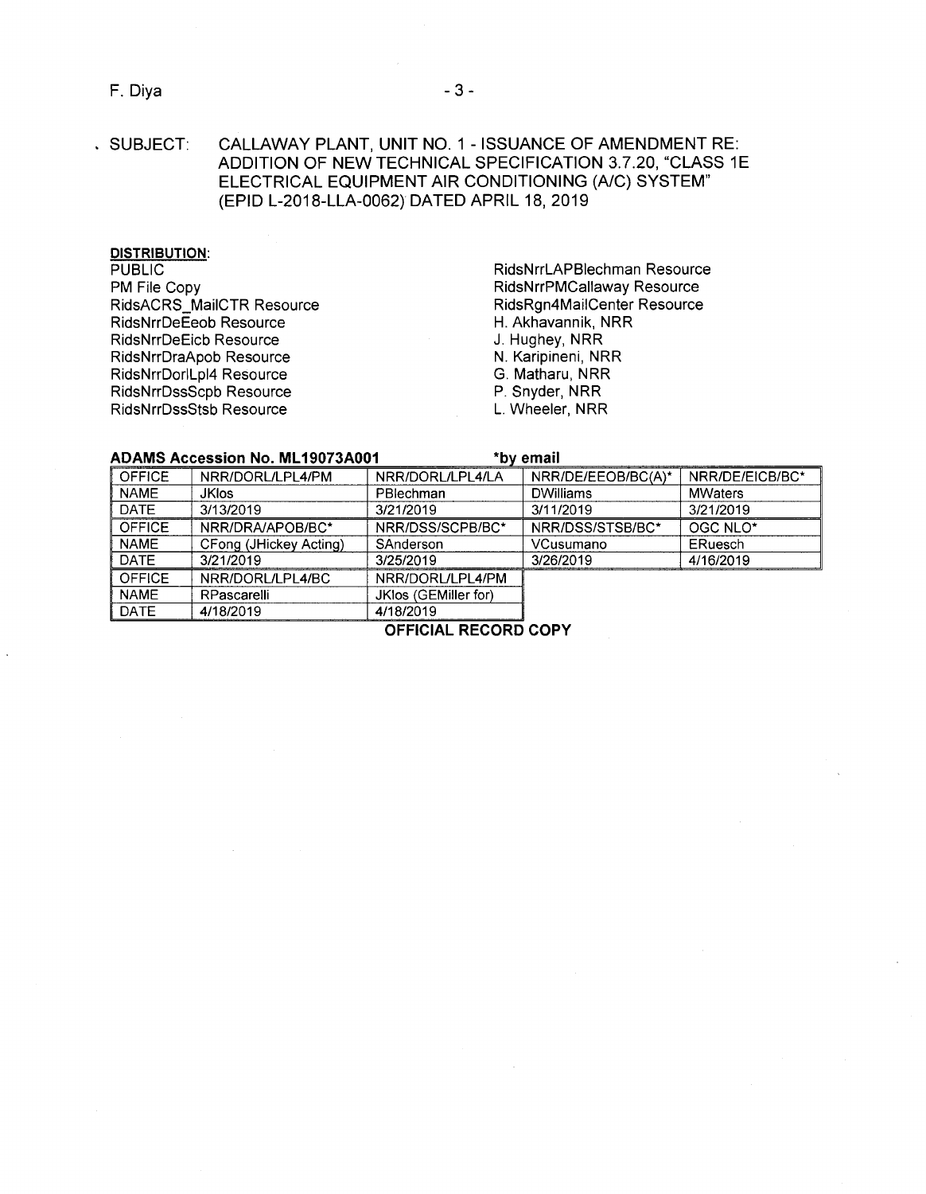SUBJECT: CALLAWAY PLANT, UNIT NO. 1 - ISSUANCE OF AMENDMENT RE: ADDITION OF NEW TECHNICAL SPECIFICATION 3.7.20, "CLASS 1E ELECTRICAL EQUIPMENT AIR CONDITIONING (A/C) SYSTEM" (EPID L-2018-LLA-0062) DATED APRIL 18, 2019

**DISTRIBUTION:**

PUBLIC
PM File Copy
RidsACRS_MailCTR Resource
RidsNrrDeEeob Resource
RidsNrrDeEicb Resource
RidsNrrDraApob Resource
RidsNrrDorlLpl4 Resource
RidsNrrDssScpb Resource
RidsNrrDssStsb Resource
RidsNrrLAPBlechman Resource
RidsNrrPMCallaway Resource
RidsRgn4MailCenter Resource
H. Akhavannik, NRR
J. Hughey, NRR
N. Karipineni, NRR
G. Matharu, NRR
P. Snyder, NRR
L. Wheeler, NRR

**ADAMS Accession No. ML19073A001** **\*by email**

| OFFICE | NRR/DORL/LPL4/PM | NRR/DORL/LPL4/LA | NRR/DE/EEOB/BC(A)* | NRR/DE/EICB/BC* |
|---|---|---|---|---|
| NAME | JKlos | PBlechman | DWilliams | MWaters |
| DATE | 3/13/2019 | 3/21/2019 | 3/11/2019 | 3/21/2019 |
| OFFICE | NRR/DRA/APOB/BC* | NRR/DSS/SCPB/BC* | NRR/DSS/STSB/BC* | OGC NLO* |
| NAME | CFong (JHickey Acting) | SAnderson | VCusumano | ERuesch |
| DATE | 3/21/2019 | 3/25/2019 | 3/26/2019 | 4/16/2019 |
| OFFICE | NRR/DORL/LPL4/BC | NRR/DORL/LPL4/PM | | |
| NAME | RPascarelli | JKlos (GEMiller for) | | |
| DATE | 4/18/2019 | 4/18/2019 | | |

**OFFICIAL RECORD COPY**